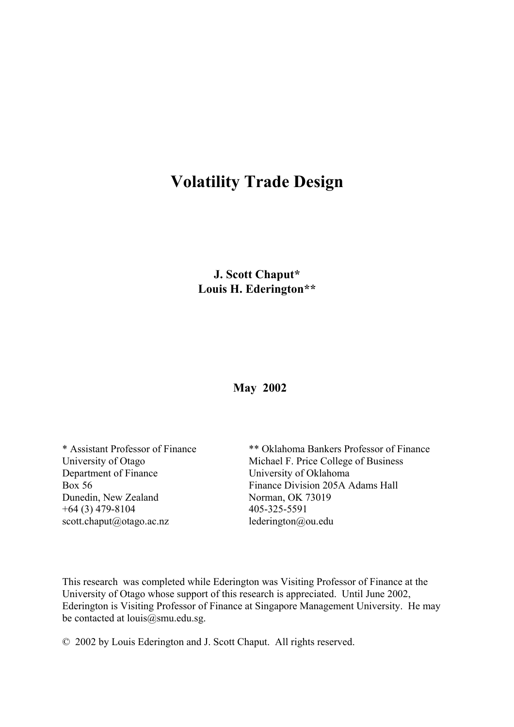# Volatility Trade Design

**J. Scott Chaput***
**Louis H. Ederington****

**May 2002**

\* Assistant Professor of Finance
University of Otago
Department of Finance
Box 56
Dunedin, New Zealand
+64 (3) 479-8104
scott.chaput@otago.ac.nz

\*\* Oklahoma Bankers Professor of Finance
Michael F. Price College of Business
University of Oklahoma
Finance Division 205A Adams Hall
Norman, OK 73019
405-325-5591
lederington@ou.edu

This research was completed while Ederington was Visiting Professor of Finance at the University of Otago whose support of this research is appreciated. Until June 2002, Ederington is Visiting Professor of Finance at Singapore Management University. He may be contacted at louis@smu.edu.sg.

© 2002 by Louis Ederington and J. Scott Chaput. All rights reserved.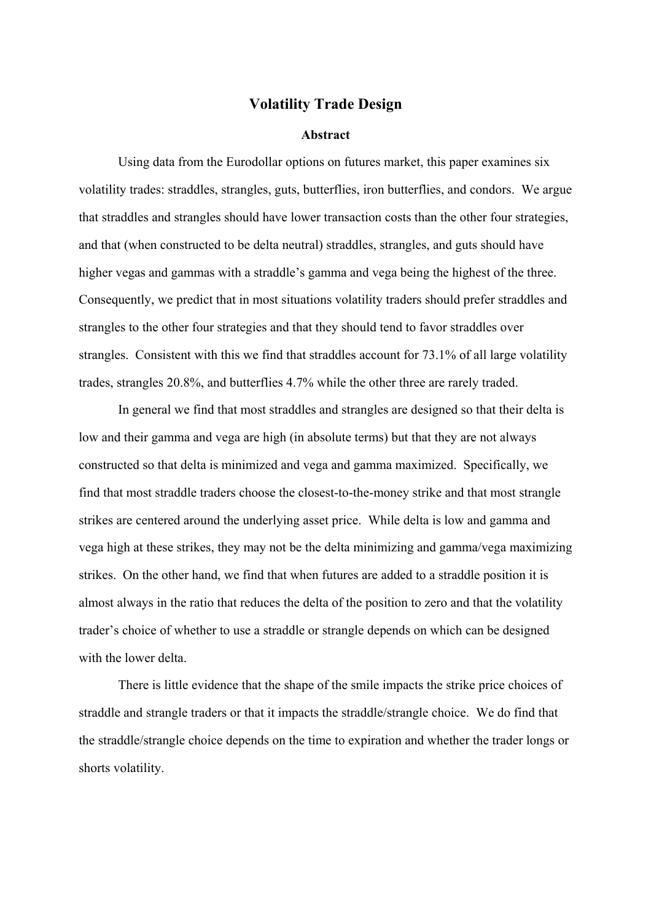# Volatility Trade Design

## Abstract

Using data from the Eurodollar options on futures market, this paper examines six volatility trades: straddles, strangles, guts, butterflies, iron butterflies, and condors. We argue that straddles and strangles should have lower transaction costs than the other four strategies, and that (when constructed to be delta neutral) straddles, strangles, and guts should have higher vegas and gammas with a straddle's gamma and vega being the highest of the three. Consequently, we predict that in most situations volatility traders should prefer straddles and strangles to the other four strategies and that they should tend to favor straddles over strangles. Consistent with this we find that straddles account for 73.1% of all large volatility trades, strangles 20.8%, and butterflies 4.7% while the other three are rarely traded.

In general we find that most straddles and strangles are designed so that their delta is low and their gamma and vega are high (in absolute terms) but that they are not always constructed so that delta is minimized and vega and gamma maximized. Specifically, we find that most straddle traders choose the closest-to-the-money strike and that most strangle strikes are centered around the underlying asset price. While delta is low and gamma and vega high at these strikes, they may not be the delta minimizing and gamma/vega maximizing strikes. On the other hand, we find that when futures are added to a straddle position it is almost always in the ratio that reduces the delta of the position to zero and that the volatility trader's choice of whether to use a straddle or strangle depends on which can be designed with the lower delta.

There is little evidence that the shape of the smile impacts the strike price choices of straddle and strangle traders or that it impacts the straddle/strangle choice. We do find that the straddle/strangle choice depends on the time to expiration and whether the trader longs or shorts volatility.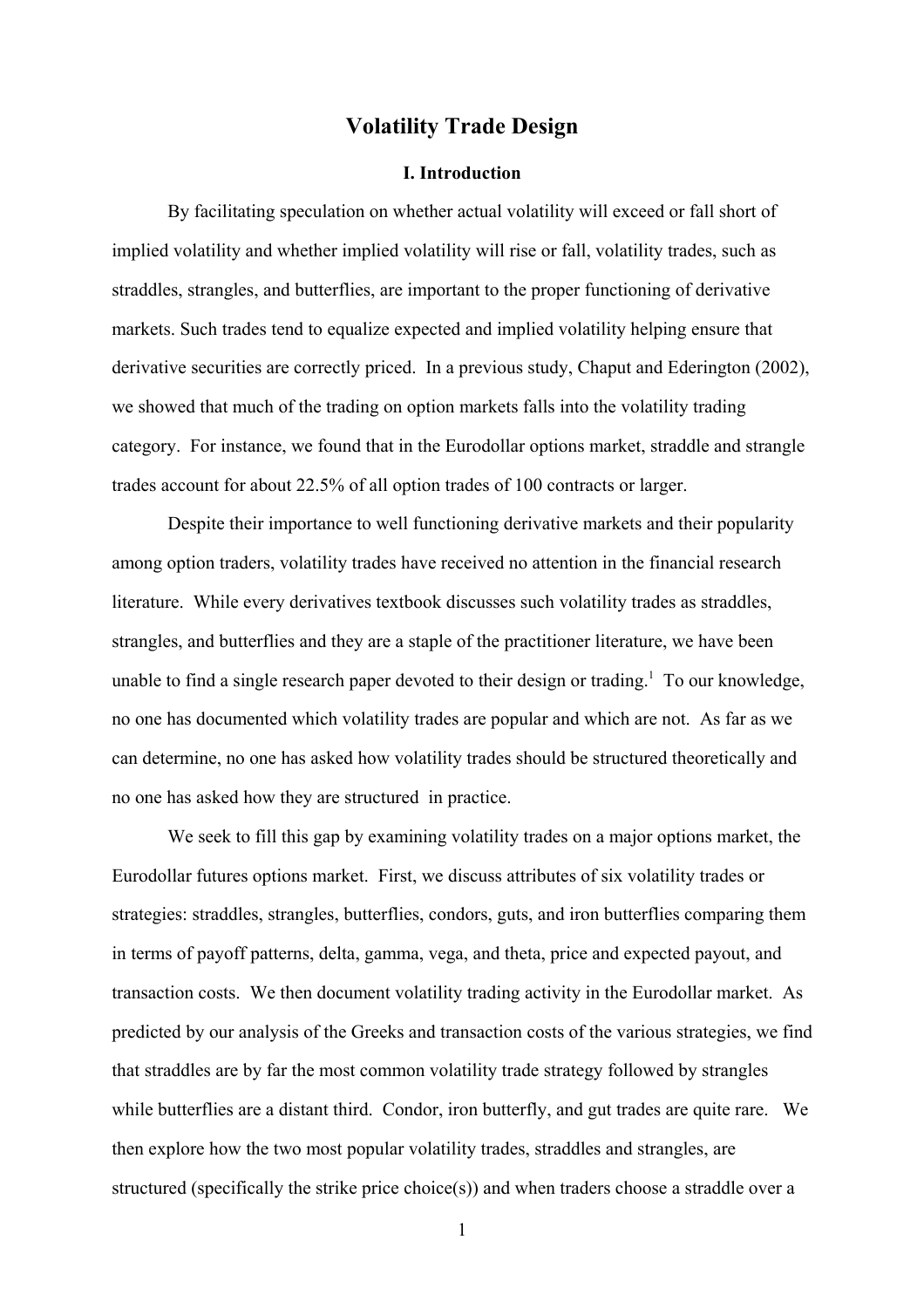# Volatility Trade Design

## I. Introduction

By facilitating speculation on whether actual volatility will exceed or fall short of implied volatility and whether implied volatility will rise or fall, volatility trades, such as straddles, strangles, and butterflies, are important to the proper functioning of derivative markets. Such trades tend to equalize expected and implied volatility helping ensure that derivative securities are correctly priced. In a previous study, Chaput and Ederington (2002), we showed that much of the trading on option markets falls into the volatility trading category. For instance, we found that in the Eurodollar options market, straddle and strangle trades account for about 22.5% of all option trades of 100 contracts or larger.

Despite their importance to well functioning derivative markets and their popularity among option traders, volatility trades have received no attention in the financial research literature. While every derivatives textbook discusses such volatility trades as straddles, strangles, and butterflies and they are a staple of the practitioner literature, we have been unable to find a single research paper devoted to their design or trading.[1] To our knowledge, no one has documented which volatility trades are popular and which are not. As far as we can determine, no one has asked how volatility trades should be structured theoretically and no one has asked how they are structured in practice.

We seek to fill this gap by examining volatility trades on a major options market, the Eurodollar futures options market. First, we discuss attributes of six volatility trades or strategies: straddles, strangles, butterflies, condors, guts, and iron butterflies comparing them in terms of payoff patterns, delta, gamma, vega, and theta, price and expected payout, and transaction costs. We then document volatility trading activity in the Eurodollar market. As predicted by our analysis of the Greeks and transaction costs of the various strategies, we find that straddles are by far the most common volatility trade strategy followed by strangles while butterflies are a distant third. Condor, iron butterfly, and gut trades are quite rare. We then explore how the two most popular volatility trades, straddles and strangles, are structured (specifically the strike price choice(s)) and when traders choose a straddle over a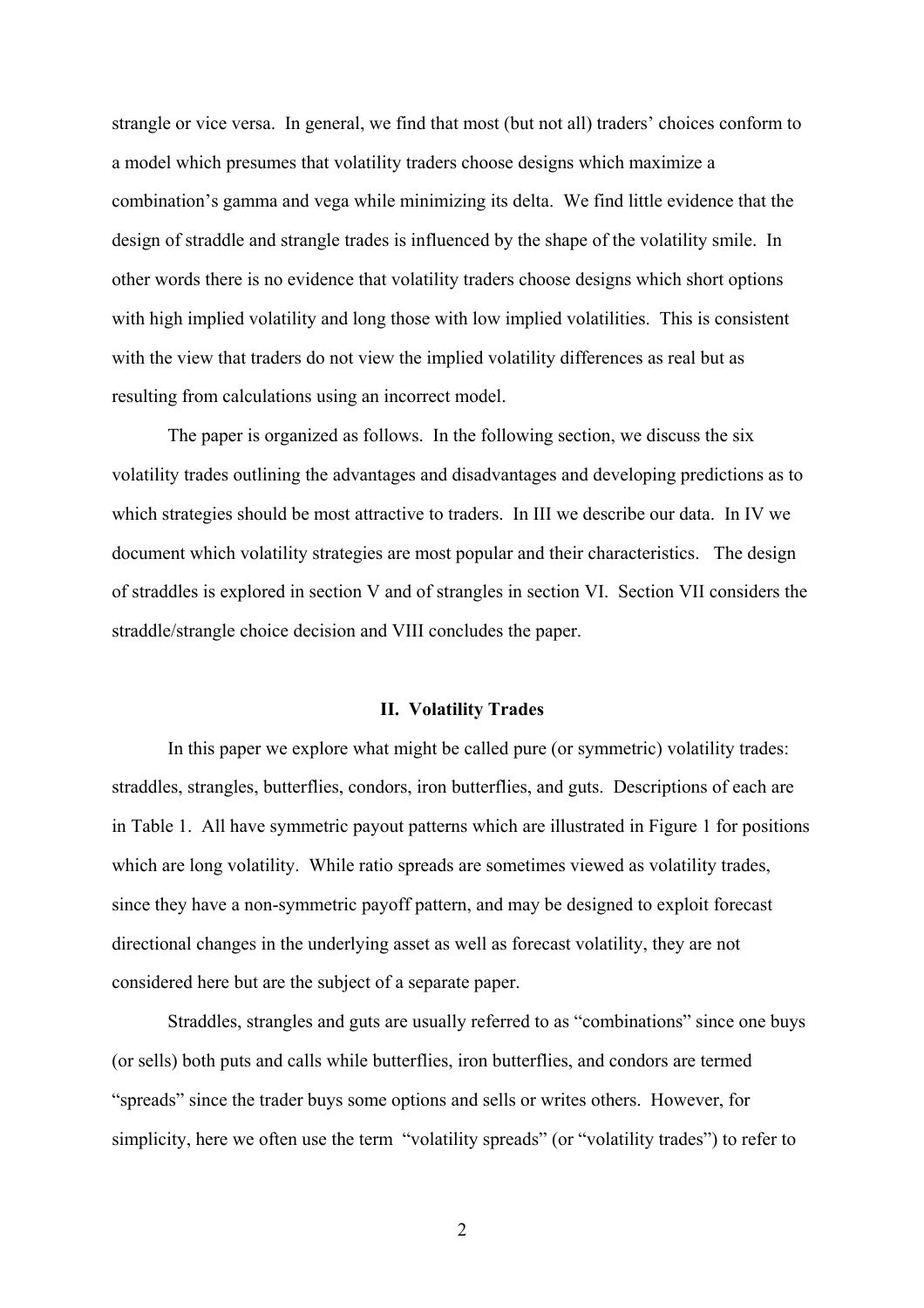strangle or vice versa. In general, we find that most (but not all) traders' choices conform to a model which presumes that volatility traders choose designs which maximize a combination's gamma and vega while minimizing its delta. We find little evidence that the design of straddle and strangle trades is influenced by the shape of the volatility smile. In other words there is no evidence that volatility traders choose designs which short options with high implied volatility and long those with low implied volatilities. This is consistent with the view that traders do not view the implied volatility differences as real but as resulting from calculations using an incorrect model.

The paper is organized as follows. In the following section, we discuss the six volatility trades outlining the advantages and disadvantages and developing predictions as to which strategies should be most attractive to traders. In III we describe our data. In IV we document which volatility strategies are most popular and their characteristics. The design of straddles is explored in section V and of strangles in section VI. Section VII considers the straddle/strangle choice decision and VIII concludes the paper.

## II. Volatility Trades

In this paper we explore what might be called pure (or symmetric) volatility trades: straddles, strangles, butterflies, condors, iron butterflies, and guts. Descriptions of each are in Table 1. All have symmetric payout patterns which are illustrated in Figure 1 for positions which are long volatility. While ratio spreads are sometimes viewed as volatility trades, since they have a non-symmetric payoff pattern, and may be designed to exploit forecast directional changes in the underlying asset as well as forecast volatility, they are not considered here but are the subject of a separate paper.

Straddles, strangles and guts are usually referred to as "combinations" since one buys (or sells) both puts and calls while butterflies, iron butterflies, and condors are termed "spreads" since the trader buys some options and sells or writes others. However, for simplicity, here we often use the term "volatility spreads" (or "volatility trades") to refer to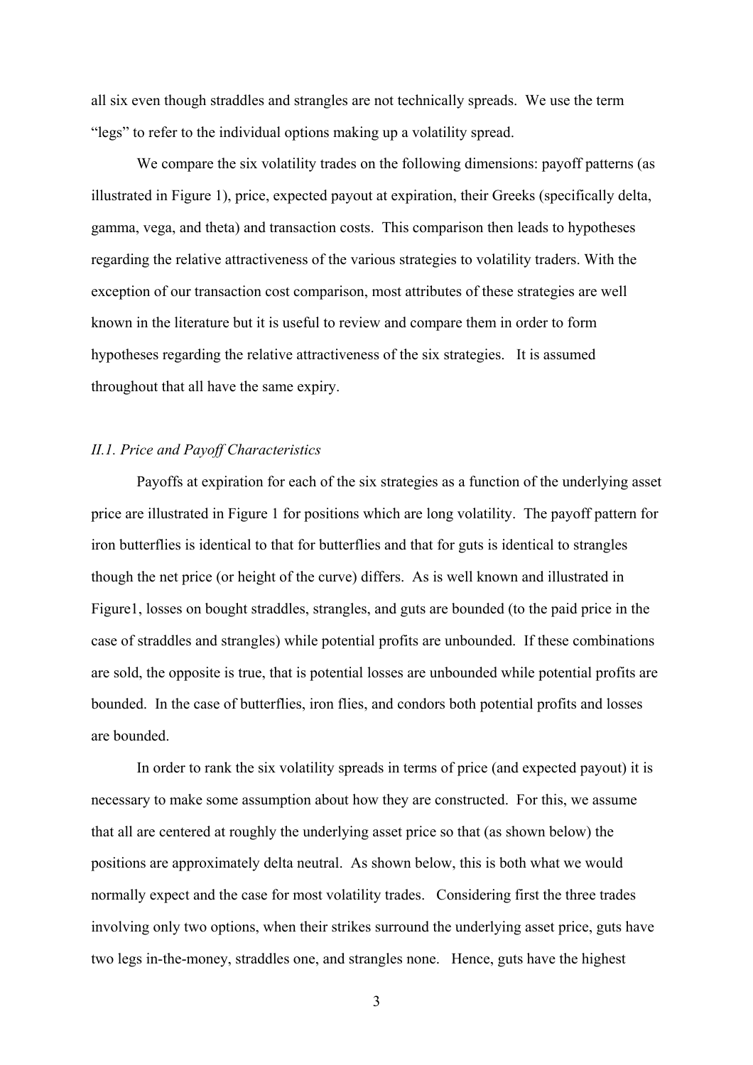all six even though straddles and strangles are not technically spreads. We use the term "legs" to refer to the individual options making up a volatility spread.

We compare the six volatility trades on the following dimensions: payoff patterns (as illustrated in Figure 1), price, expected payout at expiration, their Greeks (specifically delta, gamma, vega, and theta) and transaction costs. This comparison then leads to hypotheses regarding the relative attractiveness of the various strategies to volatility traders. With the exception of our transaction cost comparison, most attributes of these strategies are well known in the literature but it is useful to review and compare them in order to form hypotheses regarding the relative attractiveness of the six strategies. It is assumed throughout that all have the same expiry.

### *II.1. Price and Payoff Characteristics*

Payoffs at expiration for each of the six strategies as a function of the underlying asset price are illustrated in Figure 1 for positions which are long volatility. The payoff pattern for iron butterflies is identical to that for butterflies and that for guts is identical to strangles though the net price (or height of the curve) differs. As is well known and illustrated in Figure1, losses on bought straddles, strangles, and guts are bounded (to the paid price in the case of straddles and strangles) while potential profits are unbounded. If these combinations are sold, the opposite is true, that is potential losses are unbounded while potential profits are bounded. In the case of butterflies, iron flies, and condors both potential profits and losses are bounded.

In order to rank the six volatility spreads in terms of price (and expected payout) it is necessary to make some assumption about how they are constructed. For this, we assume that all are centered at roughly the underlying asset price so that (as shown below) the positions are approximately delta neutral. As shown below, this is both what we would normally expect and the case for most volatility trades. Considering first the three trades involving only two options, when their strikes surround the underlying asset price, guts have two legs in-the-money, straddles one, and strangles none. Hence, guts have the highest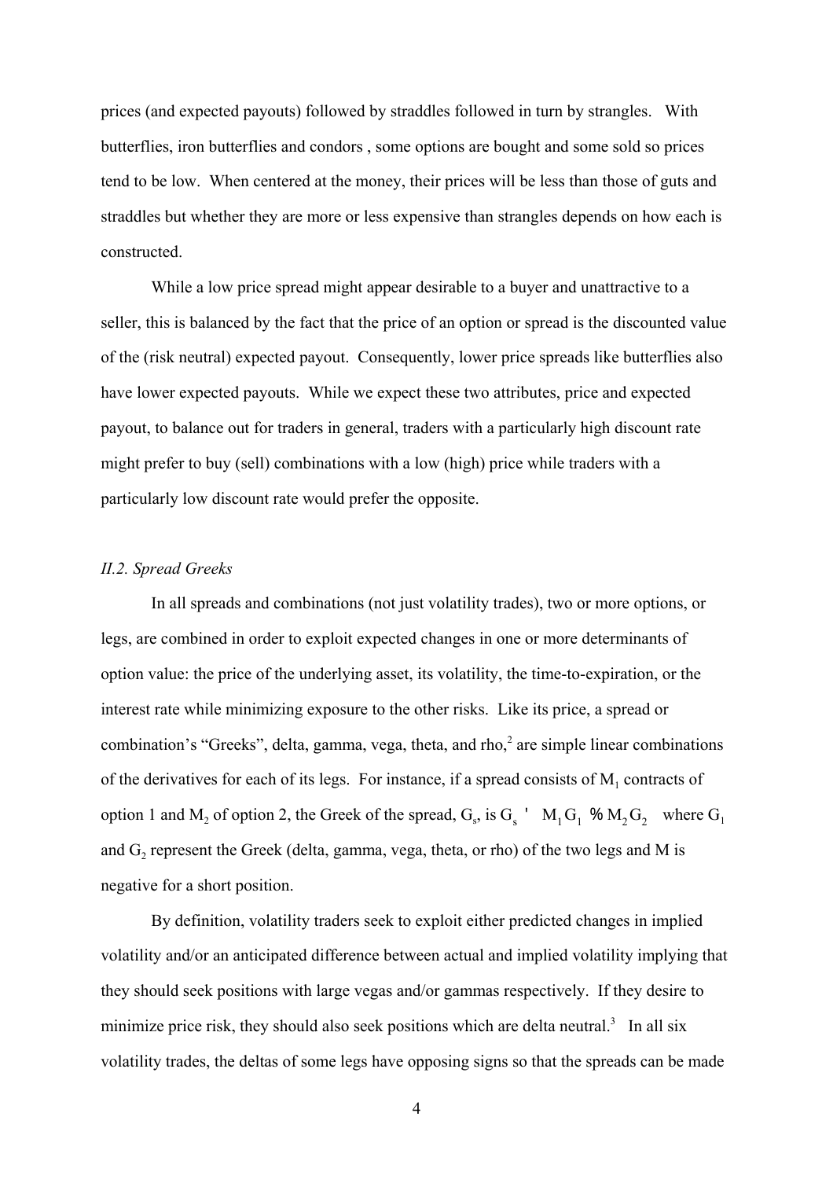prices (and expected payouts) followed by straddles followed in turn by strangles. With butterflies, iron butterflies and condors , some options are bought and some sold so prices tend to be low. When centered at the money, their prices will be less than those of guts and straddles but whether they are more or less expensive than strangles depends on how each is constructed.

While a low price spread might appear desirable to a buyer and unattractive to a seller, this is balanced by the fact that the price of an option or spread is the discounted value of the (risk neutral) expected payout. Consequently, lower price spreads like butterflies also have lower expected payouts. While we expect these two attributes, price and expected payout, to balance out for traders in general, traders with a particularly high discount rate might prefer to buy (sell) combinations with a low (high) price while traders with a particularly low discount rate would prefer the opposite.

*II.2. Spread Greeks*

In all spreads and combinations (not just volatility trades), two or more options, or legs, are combined in order to exploit expected changes in one or more determinants of option value: the price of the underlying asset, its volatility, the time-to-expiration, or the interest rate while minimizing exposure to the other risks. Like its price, a spread or combination's "Greeks", delta, gamma, vega, theta, and rho,[2] are simple linear combinations of the derivatives for each of its legs. For instance, if a spread consists of $M_1$ contracts of option 1 and $M_2$ of option 2, the Greek of the spread, $G_s$, is $G_s = M_1 G_1 + M_2 G_2$ where $G_1$ and $G_2$ represent the Greek (delta, gamma, vega, theta, or rho) of the two legs and M is negative for a short position.

By definition, volatility traders seek to exploit either predicted changes in implied volatility and/or an anticipated difference between actual and implied volatility implying that they should seek positions with large vegas and/or gammas respectively. If they desire to minimize price risk, they should also seek positions which are delta neutral.[3] In all six volatility trades, the deltas of some legs have opposing signs so that the spreads can be made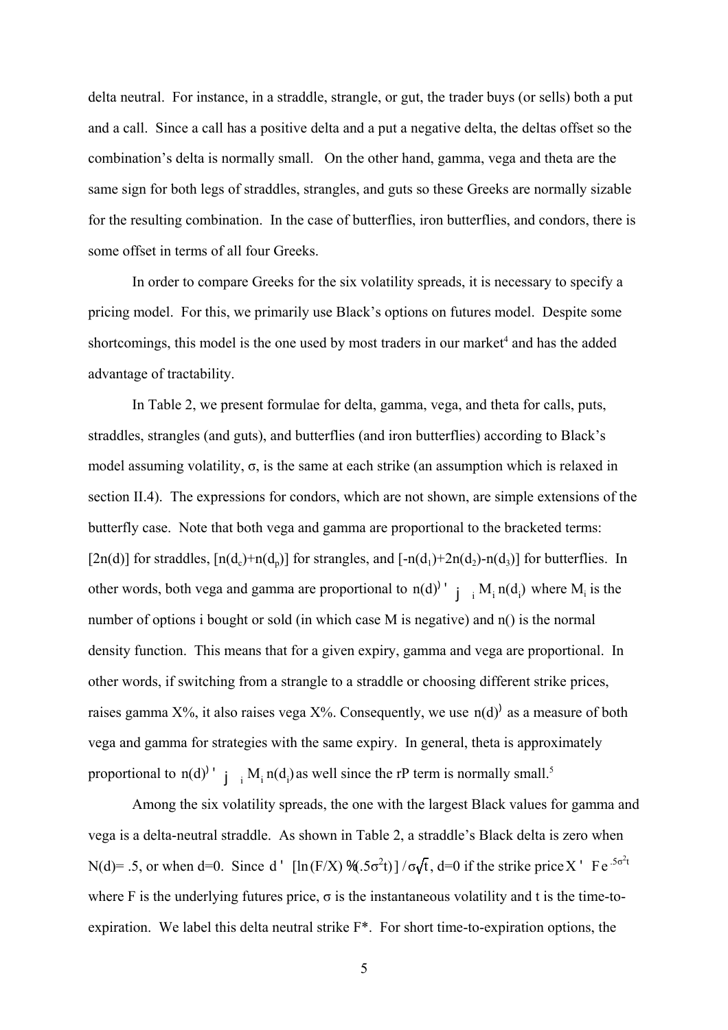delta neutral. For instance, in a straddle, strangle, or gut, the trader buys (or sells) both a put and a call. Since a call has a positive delta and a put a negative delta, the deltas offset so the combination's delta is normally small. On the other hand, gamma, vega and theta are the same sign for both legs of straddles, strangles, and guts so these Greeks are normally sizable for the resulting combination. In the case of butterflies, iron butterflies, and condors, there is some offset in terms of all four Greeks.

In order to compare Greeks for the six volatility spreads, it is necessary to specify a pricing model. For this, we primarily use Black's options on futures model. Despite some shortcomings, this model is the one used by most traders in our market[4] and has the added advantage of tractability.

In Table 2, we present formulae for delta, gamma, vega, and theta for calls, puts, straddles, strangles (and guts), and butterflies (and iron butterflies) according to Black's model assuming volatility, σ, is the same at each strike (an assumption which is relaxed in section II.4). The expressions for condors, which are not shown, are simple extensions of the butterfly case. Note that both vega and gamma are proportional to the bracketed terms: $[2n(d)]$ for straddles, $[n(d_c)+n(d_p)]$ for strangles, and $[-n(d_1)+2n(d_2)-n(d_3)]$ for butterflies. In other words, both vega and gamma are proportional to $n(d)' = \sum_i M_i n(d_i)$ where $M_i$ is the number of options i bought or sold (in which case M is negative) and n() is the normal density function. This means that for a given expiry, gamma and vega are proportional. In other words, if switching from a strangle to a straddle or choosing different strike prices, raises gamma X%, it also raises vega X%. Consequently, we use $n(d)'$ as a measure of both vega and gamma for strategies with the same expiry. In general, theta is approximately proportional to $n(d)' = \sum_i M_i n(d_i)$ as well since the rP term is normally small.[5]

Among the six volatility spreads, the one with the largest Black values for gamma and vega is a delta-neutral straddle. As shown in Table 2, a straddle's Black delta is zero when N(d)= .5, or when d=0. Since $d = [\ln(F/X) + (.5\sigma^2 t)]/\sigma\sqrt{t}$, d=0 if the strike price $X = Fe^{.5\sigma^2 t}$ where F is the underlying futures price, σ is the instantaneous volatility and t is the time-to-expiration. We label this delta neutral strike F*. For short time-to-expiration options, the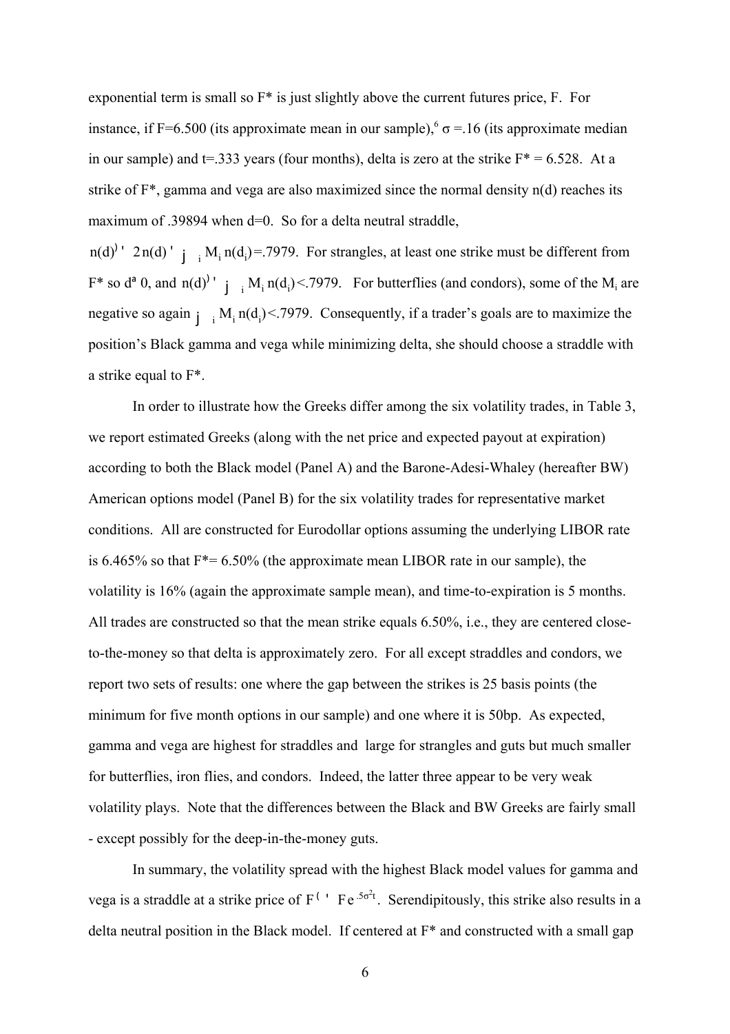exponential term is small so F* is just slightly above the current futures price, F. For instance, if F=6.500 (its approximate mean in our sample),[6] $\sigma$ =.16 (its approximate median in our sample) and t=.333 years (four months), delta is zero at the strike F* = 6.528. At a strike of F*, gamma and vega are also maximized since the normal density n(d) reaches its maximum of .39894 when d=0. So for a delta neutral straddle, $n(d)' = 2n(d) = \sum_i M_i n(d_i)$=.7979. For strangles, at least one strike must be different from F* so $d \neq 0$, and $n(d)' = \sum_i M_i n(d_i)$<.7979. For butterflies (and condors), some of the $M_i$ are negative so again $\sum_i M_i n(d_i)$<.7979. Consequently, if a trader's goals are to maximize the position's Black gamma and vega while minimizing delta, she should choose a straddle with a strike equal to F*.

In order to illustrate how the Greeks differ among the six volatility trades, in Table 3, we report estimated Greeks (along with the net price and expected payout at expiration) according to both the Black model (Panel A) and the Barone-Adesi-Whaley (hereafter BW) American options model (Panel B) for the six volatility trades for representative market conditions. All are constructed for Eurodollar options assuming the underlying LIBOR rate is 6.465% so that F*= 6.50% (the approximate mean LIBOR rate in our sample), the volatility is 16% (again the approximate sample mean), and time-to-expiration is 5 months. All trades are constructed so that the mean strike equals 6.50%, i.e., they are centered close-to-the-money so that delta is approximately zero. For all except straddles and condors, we report two sets of results: one where the gap between the strikes is 25 basis points (the minimum for five month options in our sample) and one where it is 50bp. As expected, gamma and vega are highest for straddles and large for strangles and guts but much smaller for butterflies, iron flies, and condors. Indeed, the latter three appear to be very weak volatility plays. Note that the differences between the Black and BW Greeks are fairly small - except possibly for the deep-in-the-money guts.

In summary, the volatility spread with the highest Black model values for gamma and vega is a straddle at a strike price of $F^* = Fe^{.5\sigma^2 t}$. Serendipitously, this strike also results in a delta neutral position in the Black model. If centered at F* and constructed with a small gap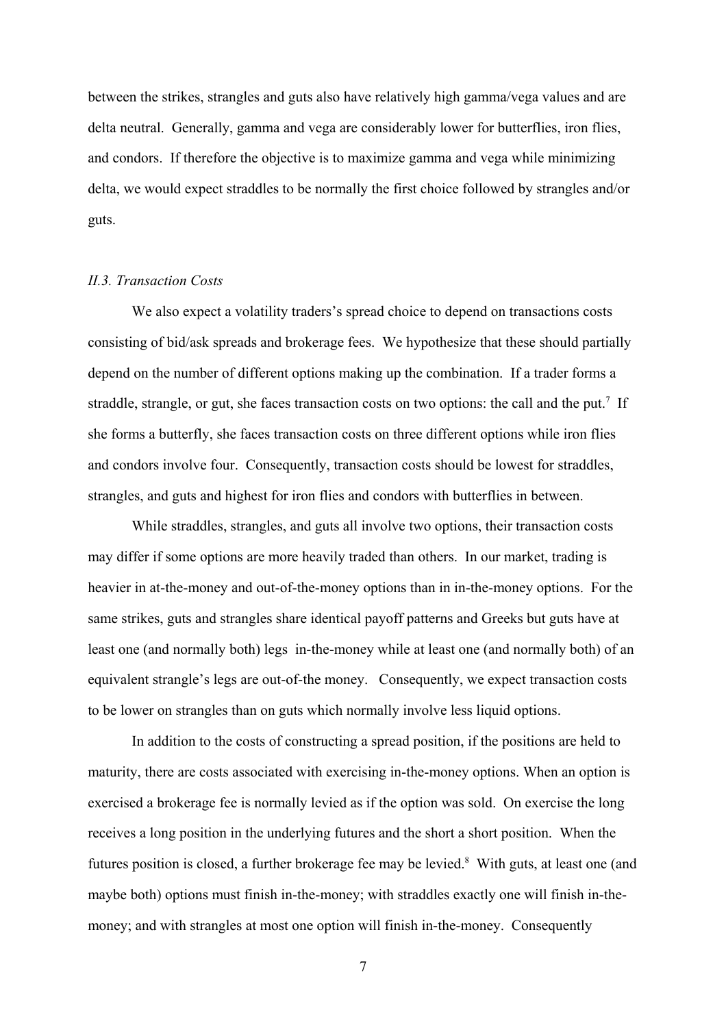between the strikes, strangles and guts also have relatively high gamma/vega values and are delta neutral. Generally, gamma and vega are considerably lower for butterflies, iron flies, and condors. If therefore the objective is to maximize gamma and vega while minimizing delta, we would expect straddles to be normally the first choice followed by strangles and/or guts.

### *II.3. Transaction Costs*

We also expect a volatility traders's spread choice to depend on transactions costs consisting of bid/ask spreads and brokerage fees. We hypothesize that these should partially depend on the number of different options making up the combination. If a trader forms a straddle, strangle, or gut, she faces transaction costs on two options: the call and the put.[7] If she forms a butterfly, she faces transaction costs on three different options while iron flies and condors involve four. Consequently, transaction costs should be lowest for straddles, strangles, and guts and highest for iron flies and condors with butterflies in between.

While straddles, strangles, and guts all involve two options, their transaction costs may differ if some options are more heavily traded than others. In our market, trading is heavier in at-the-money and out-of-the-money options than in in-the-money options. For the same strikes, guts and strangles share identical payoff patterns and Greeks but guts have at least one (and normally both) legs in-the-money while at least one (and normally both) of an equivalent strangle's legs are out-of-the money. Consequently, we expect transaction costs to be lower on strangles than on guts which normally involve less liquid options.

In addition to the costs of constructing a spread position, if the positions are held to maturity, there are costs associated with exercising in-the-money options. When an option is exercised a brokerage fee is normally levied as if the option was sold. On exercise the long receives a long position in the underlying futures and the short a short position. When the futures position is closed, a further brokerage fee may be levied.[8] With guts, at least one (and maybe both) options must finish in-the-money; with straddles exactly one will finish in-the-money; and with strangles at most one option will finish in-the-money. Consequently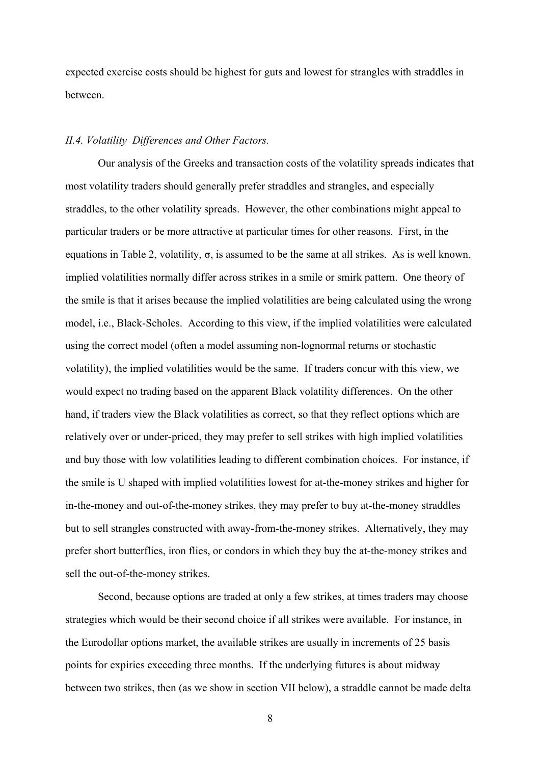expected exercise costs should be highest for guts and lowest for strangles with straddles in between.

### *II.4. Volatility Differences and Other Factors.*

Our analysis of the Greeks and transaction costs of the volatility spreads indicates that most volatility traders should generally prefer straddles and strangles, and especially straddles, to the other volatility spreads. However, the other combinations might appeal to particular traders or be more attractive at particular times for other reasons. First, in the equations in Table 2, volatility, $\sigma$, is assumed to be the same at all strikes. As is well known, implied volatilities normally differ across strikes in a smile or smirk pattern. One theory of the smile is that it arises because the implied volatilities are being calculated using the wrong model, i.e., Black-Scholes. According to this view, if the implied volatilities were calculated using the correct model (often a model assuming non-lognormal returns or stochastic volatility), the implied volatilities would be the same. If traders concur with this view, we would expect no trading based on the apparent Black volatility differences. On the other hand, if traders view the Black volatilities as correct, so that they reflect options which are relatively over or under-priced, they may prefer to sell strikes with high implied volatilities and buy those with low volatilities leading to different combination choices. For instance, if the smile is U shaped with implied volatilities lowest for at-the-money strikes and higher for in-the-money and out-of-the-money strikes, they may prefer to buy at-the-money straddles but to sell strangles constructed with away-from-the-money strikes. Alternatively, they may prefer short butterflies, iron flies, or condors in which they buy the at-the-money strikes and sell the out-of-the-money strikes.

Second, because options are traded at only a few strikes, at times traders may choose strategies which would be their second choice if all strikes were available. For instance, in the Eurodollar options market, the available strikes are usually in increments of 25 basis points for expiries exceeding three months. If the underlying futures is about midway between two strikes, then (as we show in section VII below), a straddle cannot be made delta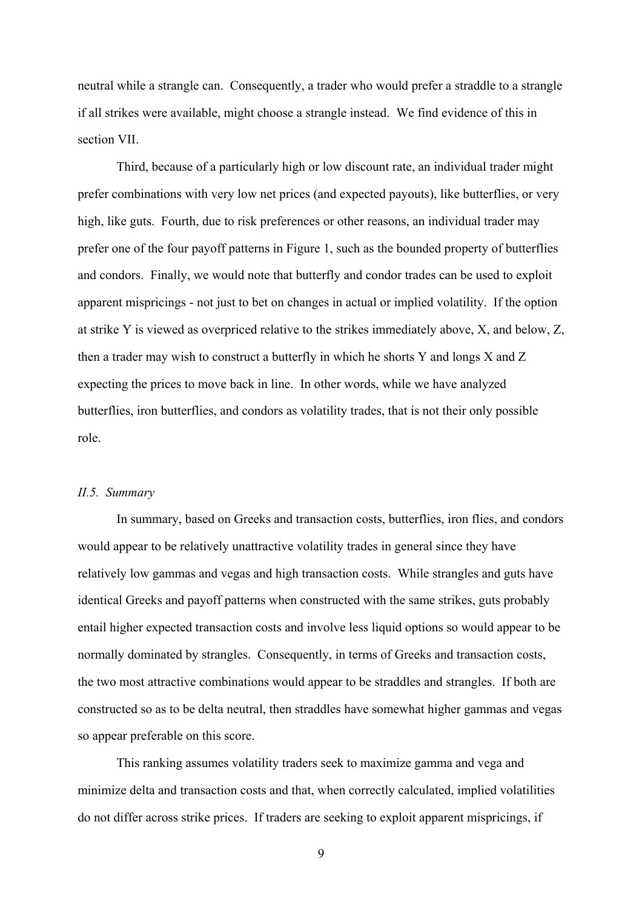neutral while a strangle can. Consequently, a trader who would prefer a straddle to a strangle if all strikes were available, might choose a strangle instead. We find evidence of this in section VII.

Third, because of a particularly high or low discount rate, an individual trader might prefer combinations with very low net prices (and expected payouts), like butterflies, or very high, like guts. Fourth, due to risk preferences or other reasons, an individual trader may prefer one of the four payoff patterns in Figure 1, such as the bounded property of butterflies and condors. Finally, we would note that butterfly and condor trades can be used to exploit apparent mispricings - not just to bet on changes in actual or implied volatility. If the option at strike Y is viewed as overpriced relative to the strikes immediately above, X, and below, Z, then a trader may wish to construct a butterfly in which he shorts Y and longs X and Z expecting the prices to move back in line. In other words, while we have analyzed butterflies, iron butterflies, and condors as volatility trades, that is not their only possible role.

### *II.5. Summary*

In summary, based on Greeks and transaction costs, butterflies, iron flies, and condors would appear to be relatively unattractive volatility trades in general since they have relatively low gammas and vegas and high transaction costs. While strangles and guts have identical Greeks and payoff patterns when constructed with the same strikes, guts probably entail higher expected transaction costs and involve less liquid options so would appear to be normally dominated by strangles. Consequently, in terms of Greeks and transaction costs, the two most attractive combinations would appear to be straddles and strangles. If both are constructed so as to be delta neutral, then straddles have somewhat higher gammas and vegas so appear preferable on this score.

This ranking assumes volatility traders seek to maximize gamma and vega and minimize delta and transaction costs and that, when correctly calculated, implied volatilities do not differ across strike prices. If traders are seeking to exploit apparent mispricings, if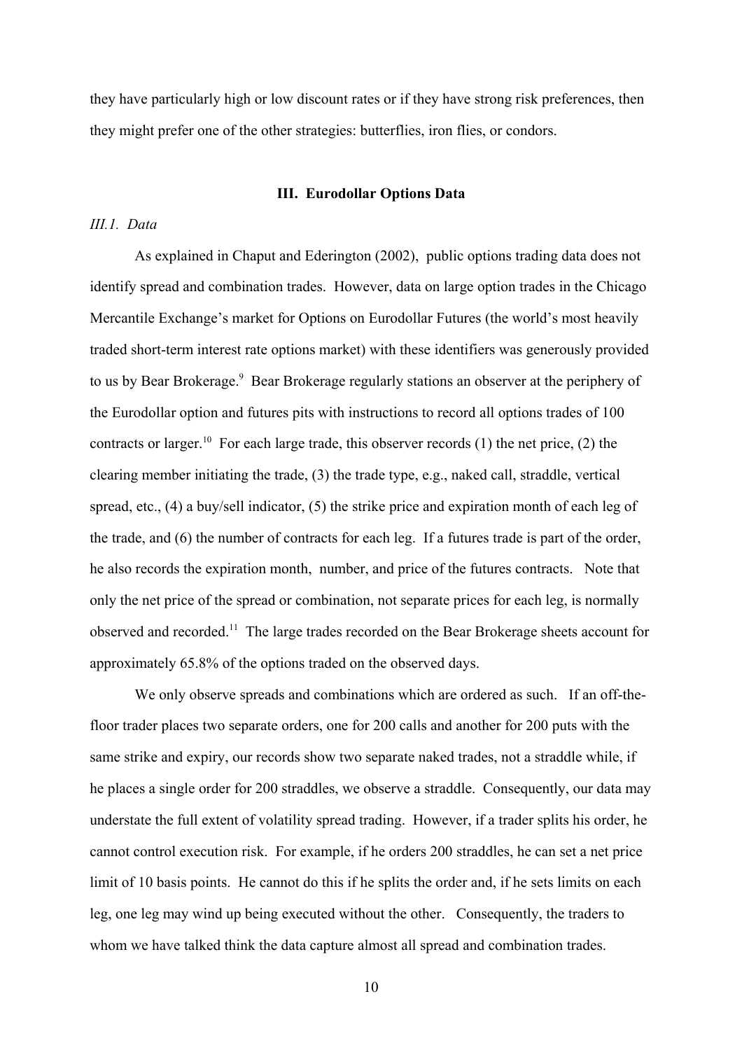they have particularly high or low discount rates or if they have strong risk preferences, then they might prefer one of the other strategies: butterflies, iron flies, or condors.

## III. Eurodollar Options Data

### *III.1. Data*

As explained in Chaput and Ederington (2002), public options trading data does not identify spread and combination trades. However, data on large option trades in the Chicago Mercantile Exchange's market for Options on Eurodollar Futures (the world's most heavily traded short-term interest rate options market) with these identifiers was generously provided to us by Bear Brokerage.[9] Bear Brokerage regularly stations an observer at the periphery of the Eurodollar option and futures pits with instructions to record all options trades of 100 contracts or larger.[10] For each large trade, this observer records (1) the net price, (2) the clearing member initiating the trade, (3) the trade type, e.g., naked call, straddle, vertical spread, etc., (4) a buy/sell indicator, (5) the strike price and expiration month of each leg of the trade, and (6) the number of contracts for each leg. If a futures trade is part of the order, he also records the expiration month, number, and price of the futures contracts. Note that only the net price of the spread or combination, not separate prices for each leg, is normally observed and recorded.[11] The large trades recorded on the Bear Brokerage sheets account for approximately 65.8% of the options traded on the observed days.

We only observe spreads and combinations which are ordered as such. If an off-the-floor trader places two separate orders, one for 200 calls and another for 200 puts with the same strike and expiry, our records show two separate naked trades, not a straddle while, if he places a single order for 200 straddles, we observe a straddle. Consequently, our data may understate the full extent of volatility spread trading. However, if a trader splits his order, he cannot control execution risk. For example, if he orders 200 straddles, he can set a net price limit of 10 basis points. He cannot do this if he splits the order and, if he sets limits on each leg, one leg may wind up being executed without the other. Consequently, the traders to whom we have talked think the data capture almost all spread and combination trades.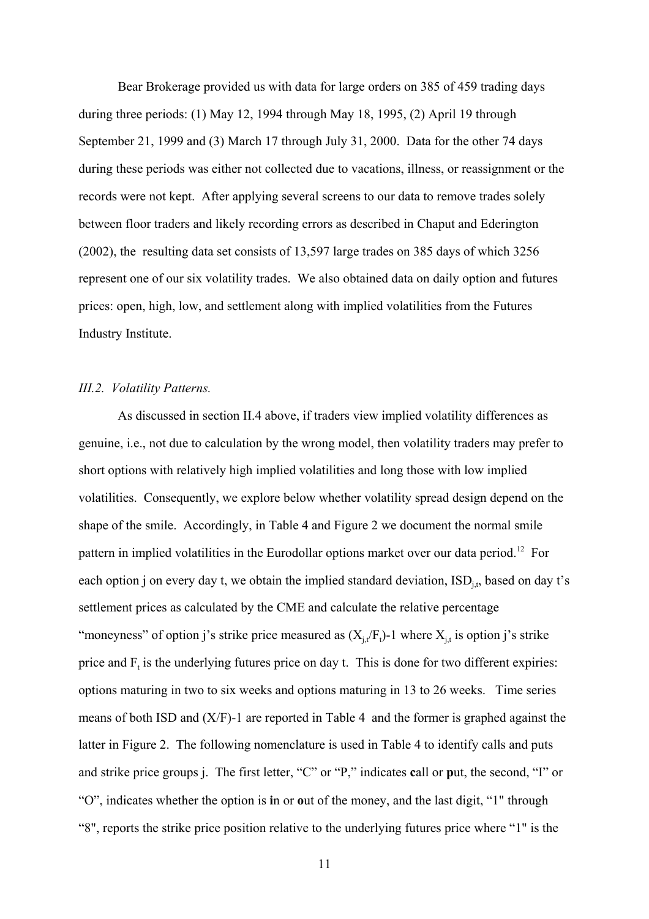Bear Brokerage provided us with data for large orders on 385 of 459 trading days during three periods: (1) May 12, 1994 through May 18, 1995, (2) April 19 through September 21, 1999 and (3) March 17 through July 31, 2000. Data for the other 74 days during these periods was either not collected due to vacations, illness, or reassignment or the records were not kept. After applying several screens to our data to remove trades solely between floor traders and likely recording errors as described in Chaput and Ederington (2002), the resulting data set consists of 13,597 large trades on 385 days of which 3256 represent one of our six volatility trades. We also obtained data on daily option and futures prices: open, high, low, and settlement along with implied volatilities from the Futures Industry Institute.

### *III.2. Volatility Patterns.*

As discussed in section II.4 above, if traders view implied volatility differences as genuine, i.e., not due to calculation by the wrong model, then volatility traders may prefer to short options with relatively high implied volatilities and long those with low implied volatilities. Consequently, we explore below whether volatility spread design depend on the shape of the smile. Accordingly, in Table 4 and Figure 2 we document the normal smile pattern in implied volatilities in the Eurodollar options market over our data period.[12] For each option j on every day t, we obtain the implied standard deviation, $ISD_{j,t}$, based on day t's settlement prices as calculated by the CME and calculate the relative percentage "moneyness" of option j's strike price measured as $(X_{j,t}/F_t)$-1 where $X_{j,t}$ is option j's strike price and $F_t$ is the underlying futures price on day t. This is done for two different expiries: options maturing in two to six weeks and options maturing in 13 to 26 weeks. Time series means of both ISD and (X/F)-1 are reported in Table 4 and the former is graphed against the latter in Figure 2. The following nomenclature is used in Table 4 to identify calls and puts and strike price groups j. The first letter, "C" or "P," indicates **c**all or **p**ut, the second, "I" or "O", indicates whether the option is **i**n or **o**ut of the money, and the last digit, "1" through "8", reports the strike price position relative to the underlying futures price where "1" is the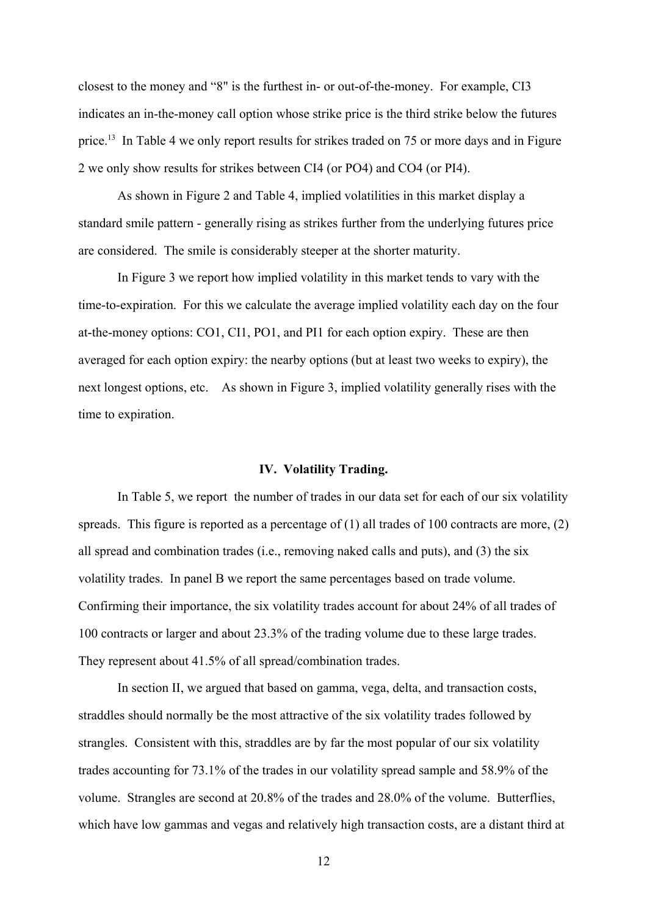closest to the money and "8" is the furthest in- or out-of-the-money. For example, CI3 indicates an in-the-money call option whose strike price is the third strike below the futures price.[13] In Table 4 we only report results for strikes traded on 75 or more days and in Figure 2 we only show results for strikes between CI4 (or PO4) and CO4 (or PI4).

As shown in Figure 2 and Table 4, implied volatilities in this market display a standard smile pattern - generally rising as strikes further from the underlying futures price are considered. The smile is considerably steeper at the shorter maturity.

In Figure 3 we report how implied volatility in this market tends to vary with the time-to-expiration. For this we calculate the average implied volatility each day on the four at-the-money options: CO1, CI1, PO1, and PI1 for each option expiry. These are then averaged for each option expiry: the nearby options (but at least two weeks to expiry), the next longest options, etc. As shown in Figure 3, implied volatility generally rises with the time to expiration.

## IV. Volatility Trading.

In Table 5, we report the number of trades in our data set for each of our six volatility spreads. This figure is reported as a percentage of (1) all trades of 100 contracts are more, (2) all spread and combination trades (i.e., removing naked calls and puts), and (3) the six volatility trades. In panel B we report the same percentages based on trade volume. Confirming their importance, the six volatility trades account for about 24% of all trades of 100 contracts or larger and about 23.3% of the trading volume due to these large trades. They represent about 41.5% of all spread/combination trades.

In section II, we argued that based on gamma, vega, delta, and transaction costs, straddles should normally be the most attractive of the six volatility trades followed by strangles. Consistent with this, straddles are by far the most popular of our six volatility trades accounting for 73.1% of the trades in our volatility spread sample and 58.9% of the volume. Strangles are second at 20.8% of the trades and 28.0% of the volume. Butterflies, which have low gammas and vegas and relatively high transaction costs, are a distant third at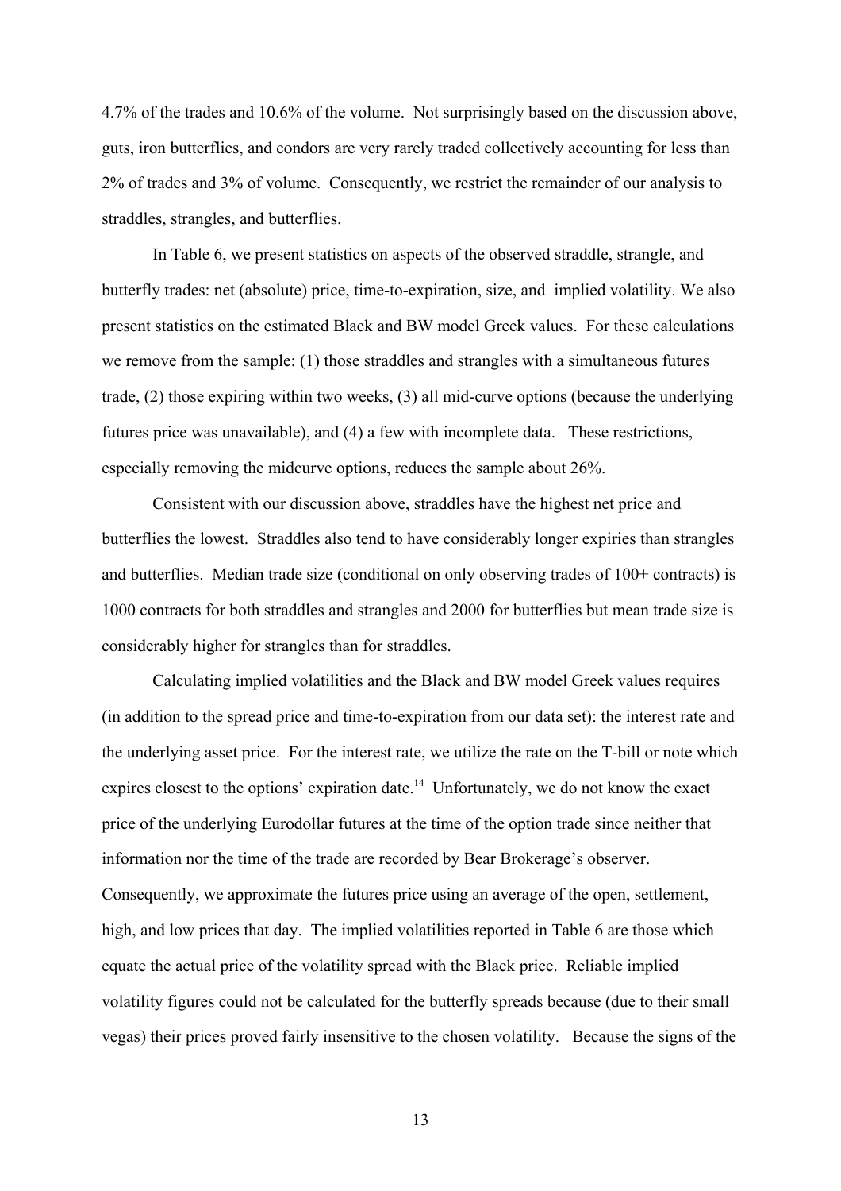4.7% of the trades and 10.6% of the volume. Not surprisingly based on the discussion above, guts, iron butterflies, and condors are very rarely traded collectively accounting for less than 2% of trades and 3% of volume. Consequently, we restrict the remainder of our analysis to straddles, strangles, and butterflies.

In Table 6, we present statistics on aspects of the observed straddle, strangle, and butterfly trades: net (absolute) price, time-to-expiration, size, and implied volatility. We also present statistics on the estimated Black and BW model Greek values. For these calculations we remove from the sample: (1) those straddles and strangles with a simultaneous futures trade, (2) those expiring within two weeks, (3) all mid-curve options (because the underlying futures price was unavailable), and (4) a few with incomplete data. These restrictions, especially removing the midcurve options, reduces the sample about 26%.

Consistent with our discussion above, straddles have the highest net price and butterflies the lowest. Straddles also tend to have considerably longer expiries than strangles and butterflies. Median trade size (conditional on only observing trades of 100+ contracts) is 1000 contracts for both straddles and strangles and 2000 for butterflies but mean trade size is considerably higher for strangles than for straddles.

Calculating implied volatilities and the Black and BW model Greek values requires (in addition to the spread price and time-to-expiration from our data set): the interest rate and the underlying asset price. For the interest rate, we utilize the rate on the T-bill or note which expires closest to the options' expiration date.[14] Unfortunately, we do not know the exact price of the underlying Eurodollar futures at the time of the option trade since neither that information nor the time of the trade are recorded by Bear Brokerage's observer. Consequently, we approximate the futures price using an average of the open, settlement, high, and low prices that day. The implied volatilities reported in Table 6 are those which equate the actual price of the volatility spread with the Black price. Reliable implied volatility figures could not be calculated for the butterfly spreads because (due to their small vegas) their prices proved fairly insensitive to the chosen volatility. Because the signs of the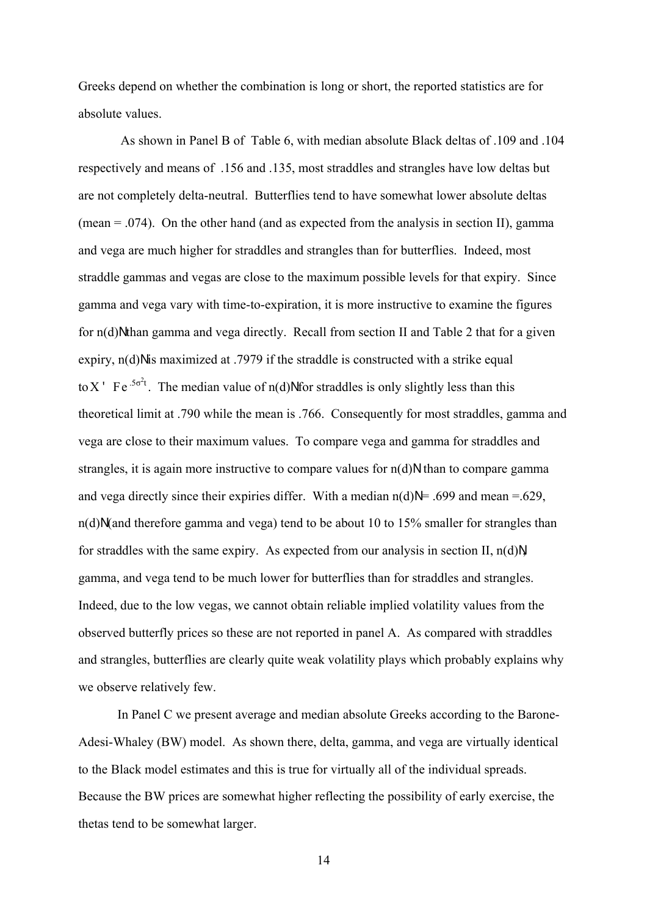Greeks depend on whether the combination is long or short, the reported statistics are for absolute values.

As shown in Panel B of Table 6, with median absolute Black deltas of .109 and .104 respectively and means of .156 and .135, most straddles and strangles have low deltas but are not completely delta-neutral. Butterflies tend to have somewhat lower absolute deltas (mean = .074). On the other hand (and as expected from the analysis in section II), gamma and vega are much higher for straddles and strangles than for butterflies. Indeed, most straddle gammas and vegas are close to the maximum possible levels for that expiry. Since gamma and vega vary with time-to-expiration, it is more instructive to examine the figures for $n(d)N$ than gamma and vega directly. Recall from section II and Table 2 that for a given expiry, $n(d)N$ is maximized at .7979 if the straddle is constructed with a strike equal to $X = Fe^{.5\sigma^2 t}$. The median value of $n(d)N$ for straddles is only slightly less than this theoretical limit at .790 while the mean is .766. Consequently for most straddles, gamma and vega are close to their maximum values. To compare vega and gamma for straddles and strangles, it is again more instructive to compare values for $n(d)N$ than to compare gamma and vega directly since their expiries differ. With a median $n(d)N$ = .699 and mean =.629, $n(d)N$ (and therefore gamma and vega) tend to be about 10 to 15% smaller for strangles than for straddles with the same expiry. As expected from our analysis in section II, $n(d)N$, gamma, and vega tend to be much lower for butterflies than for straddles and strangles. Indeed, due to the low vegas, we cannot obtain reliable implied volatility values from the observed butterfly prices so these are not reported in panel A. As compared with straddles and strangles, butterflies are clearly quite weak volatility plays which probably explains why we observe relatively few.

In Panel C we present average and median absolute Greeks according to the Barone-Adesi-Whaley (BW) model. As shown there, delta, gamma, and vega are virtually identical to the Black model estimates and this is true for virtually all of the individual spreads. Because the BW prices are somewhat higher reflecting the possibility of early exercise, the thetas tend to be somewhat larger.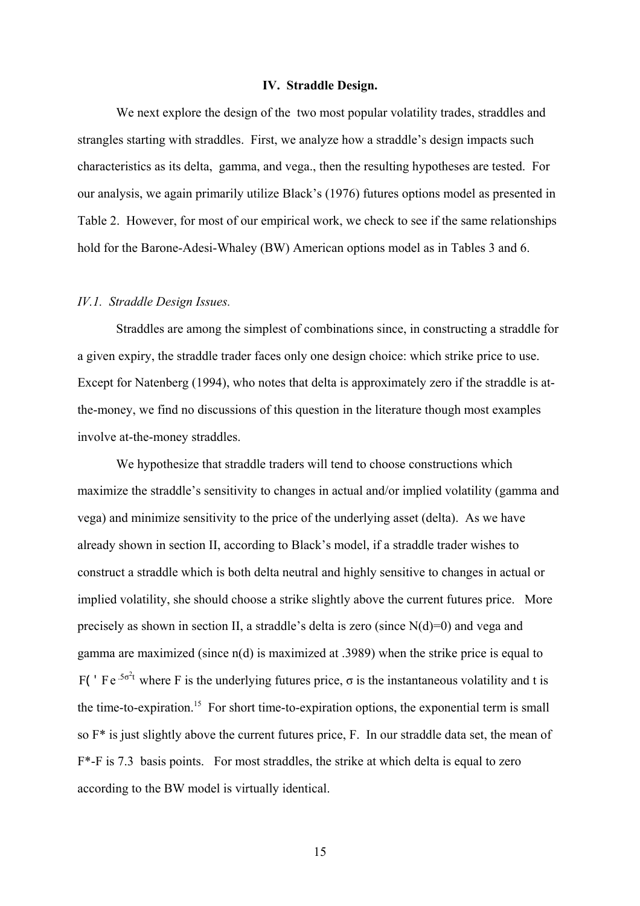## IV. Straddle Design.

We next explore the design of the two most popular volatility trades, straddles and strangles starting with straddles. First, we analyze how a straddle's design impacts such characteristics as its delta, gamma, and vega., then the resulting hypotheses are tested. For our analysis, we again primarily utilize Black's (1976) futures options model as presented in Table 2. However, for most of our empirical work, we check to see if the same relationships hold for the Barone-Adesi-Whaley (BW) American options model as in Tables 3 and 6.

### *IV.1. Straddle Design Issues.*

Straddles are among the simplest of combinations since, in constructing a straddle for a given expiry, the straddle trader faces only one design choice: which strike price to use. Except for Natenberg (1994), who notes that delta is approximately zero if the straddle is at-the-money, we find no discussions of this question in the literature though most examples involve at-the-money straddles.

We hypothesize that straddle traders will tend to choose constructions which maximize the straddle's sensitivity to changes in actual and/or implied volatility (gamma and vega) and minimize sensitivity to the price of the underlying asset (delta). As we have already shown in section II, according to Black's model, if a straddle trader wishes to construct a straddle which is both delta neutral and highly sensitive to changes in actual or implied volatility, she should choose a strike slightly above the current futures price. More precisely as shown in section II, a straddle's delta is zero (since N(d)=0) and vega and gamma are maximized (since n(d) is maximized at .3989) when the strike price is equal to $F^* = Fe^{.5\sigma^2 t}$ where F is the underlying futures price, σ is the instantaneous volatility and t is the time-to-expiration.[15] For short time-to-expiration options, the exponential term is small so F* is just slightly above the current futures price, F. In our straddle data set, the mean of F*-F is 7.3 basis points. For most straddles, the strike at which delta is equal to zero according to the BW model is virtually identical.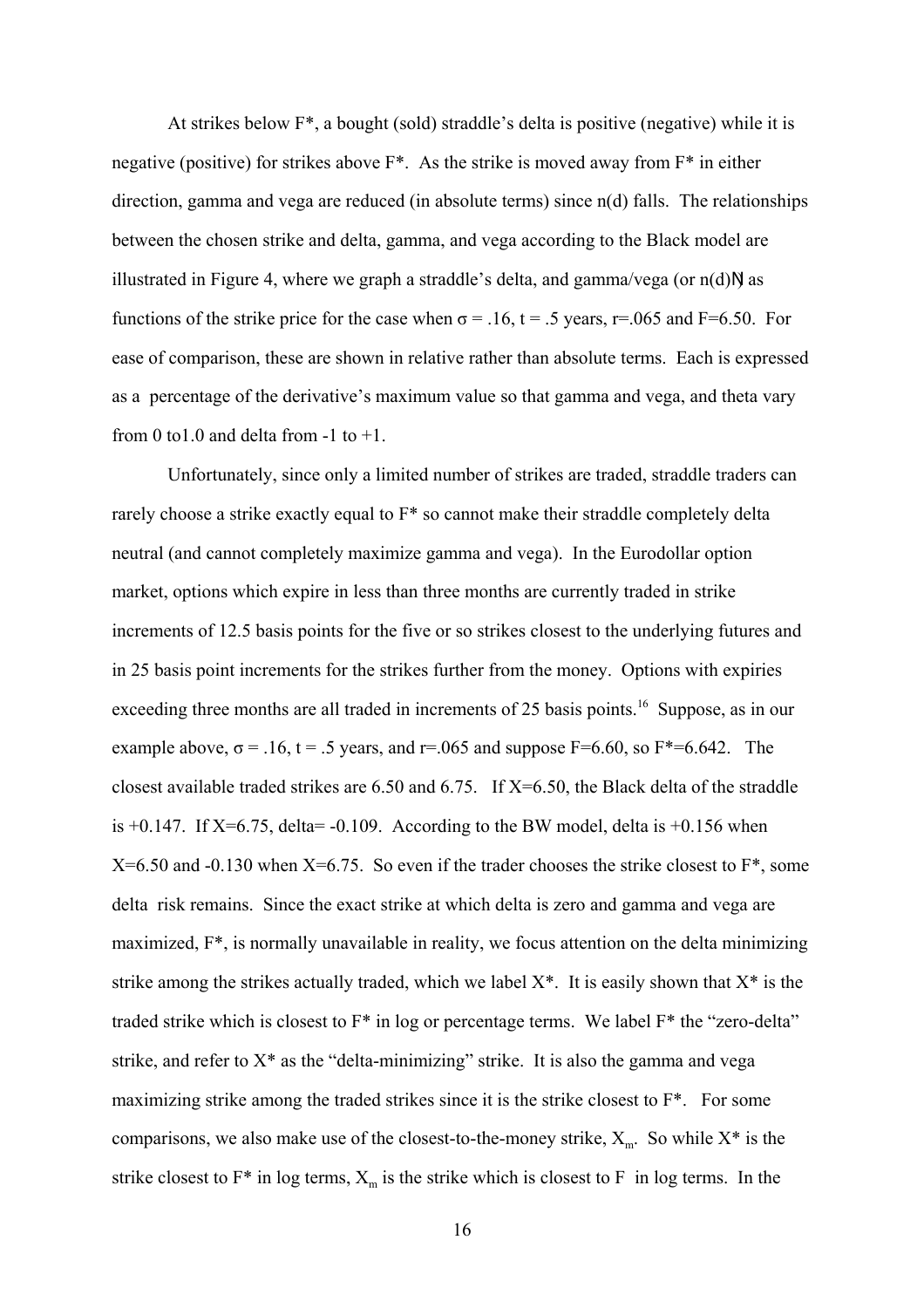At strikes below F*, a bought (sold) straddle's delta is positive (negative) while it is negative (positive) for strikes above F*. As the strike is moved away from F* in either direction, gamma and vega are reduced (in absolute terms) since n(d) falls. The relationships between the chosen strike and delta, gamma, and vega according to the Black model are illustrated in Figure 4, where we graph a straddle's delta, and gamma/vega (or n(d)) as functions of the strike price for the case when $\sigma = .16$, $t = .5$ years, $r=.065$ and $F=6.50$. For ease of comparison, these are shown in relative rather than absolute terms. Each is expressed as a percentage of the derivative's maximum value so that gamma and vega, and theta vary from 0 to1.0 and delta from -1 to +1.

Unfortunately, since only a limited number of strikes are traded, straddle traders can rarely choose a strike exactly equal to F* so cannot make their straddle completely delta neutral (and cannot completely maximize gamma and vega). In the Eurodollar option market, options which expire in less than three months are currently traded in strike increments of 12.5 basis points for the five or so strikes closest to the underlying futures and in 25 basis point increments for the strikes further from the money. Options with expiries exceeding three months are all traded in increments of 25 basis points.[16] Suppose, as in our example above, $\sigma = .16$, $t = .5$ years, and $r=.065$ and suppose $F=6.60$, so $F^*=6.642$. The closest available traded strikes are 6.50 and 6.75. If $X=6.50$, the Black delta of the straddle is +0.147. If $X=6.75$, delta= -0.109. According to the BW model, delta is +0.156 when $X=6.50$ and -0.130 when $X=6.75$. So even if the trader chooses the strike closest to F*, some delta risk remains. Since the exact strike at which delta is zero and gamma and vega are maximized, F*, is normally unavailable in reality, we focus attention on the delta minimizing strike among the strikes actually traded, which we label X*. It is easily shown that X* is the traded strike which is closest to F* in log or percentage terms. We label F* the "zero-delta" strike, and refer to X* as the "delta-minimizing" strike. It is also the gamma and vega maximizing strike among the traded strikes since it is the strike closest to F*. For some comparisons, we also make use of the closest-to-the-money strike, $X_m$. So while X* is the strike closest to F* in log terms, $X_m$ is the strike which is closest to F in log terms. In the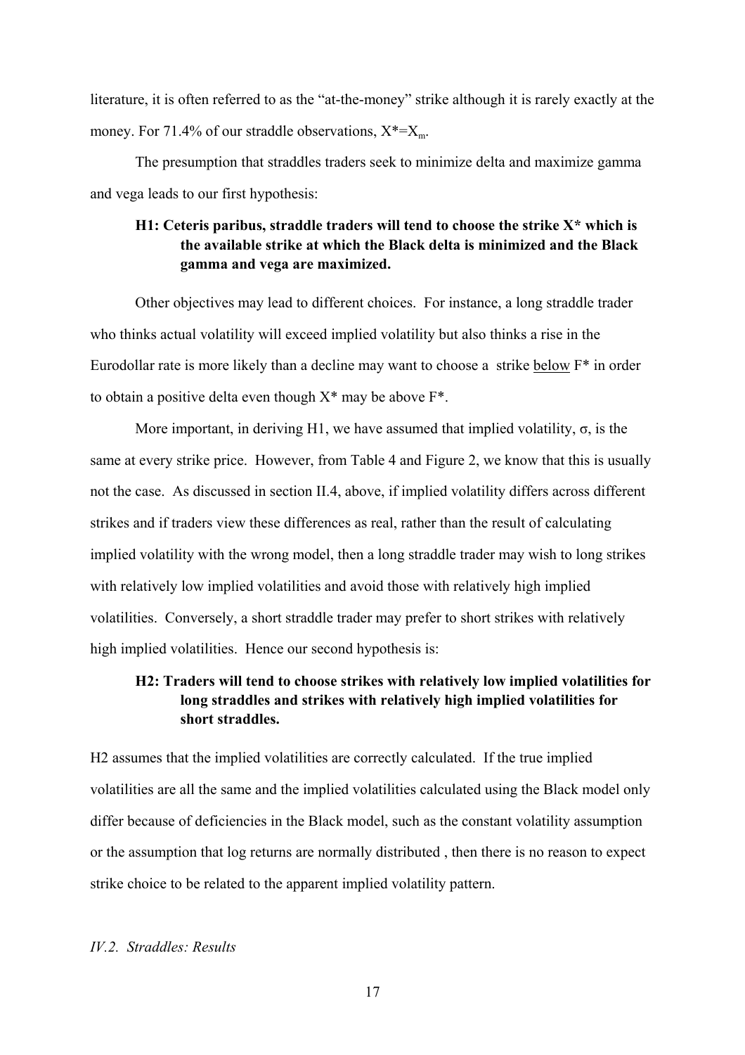literature, it is often referred to as the "at-the-money" strike although it is rarely exactly at the money. For 71.4% of our straddle observations, $X^*=X_m$.

The presumption that straddles traders seek to minimize delta and maximize gamma and vega leads to our first hypothesis:

> **H1: Ceteris paribus, straddle traders will tend to choose the strike X\* which is the available strike at which the Black delta is minimized and the Black gamma and vega are maximized.**

Other objectives may lead to different choices. For instance, a long straddle trader who thinks actual volatility will exceed implied volatility but also thinks a rise in the Eurodollar rate is more likely than a decline may want to choose a strike <u>below</u> $F^*$ in order to obtain a positive delta even though $X^*$ may be above $F^*$.

More important, in deriving H1, we have assumed that implied volatility, $\sigma$, is the same at every strike price. However, from Table 4 and Figure 2, we know that this is usually not the case. As discussed in section II.4, above, if implied volatility differs across different strikes and if traders view these differences as real, rather than the result of calculating implied volatility with the wrong model, then a long straddle trader may wish to long strikes with relatively low implied volatilities and avoid those with relatively high implied volatilities. Conversely, a short straddle trader may prefer to short strikes with relatively high implied volatilities. Hence our second hypothesis is:

> **H2: Traders will tend to choose strikes with relatively low implied volatilities for long straddles and strikes with relatively high implied volatilities for short straddles.**

H2 assumes that the implied volatilities are correctly calculated. If the true implied volatilities are all the same and the implied volatilities calculated using the Black model only differ because of deficiencies in the Black model, such as the constant volatility assumption or the assumption that log returns are normally distributed , then there is no reason to expect strike choice to be related to the apparent implied volatility pattern.

*IV.2. Straddles: Results*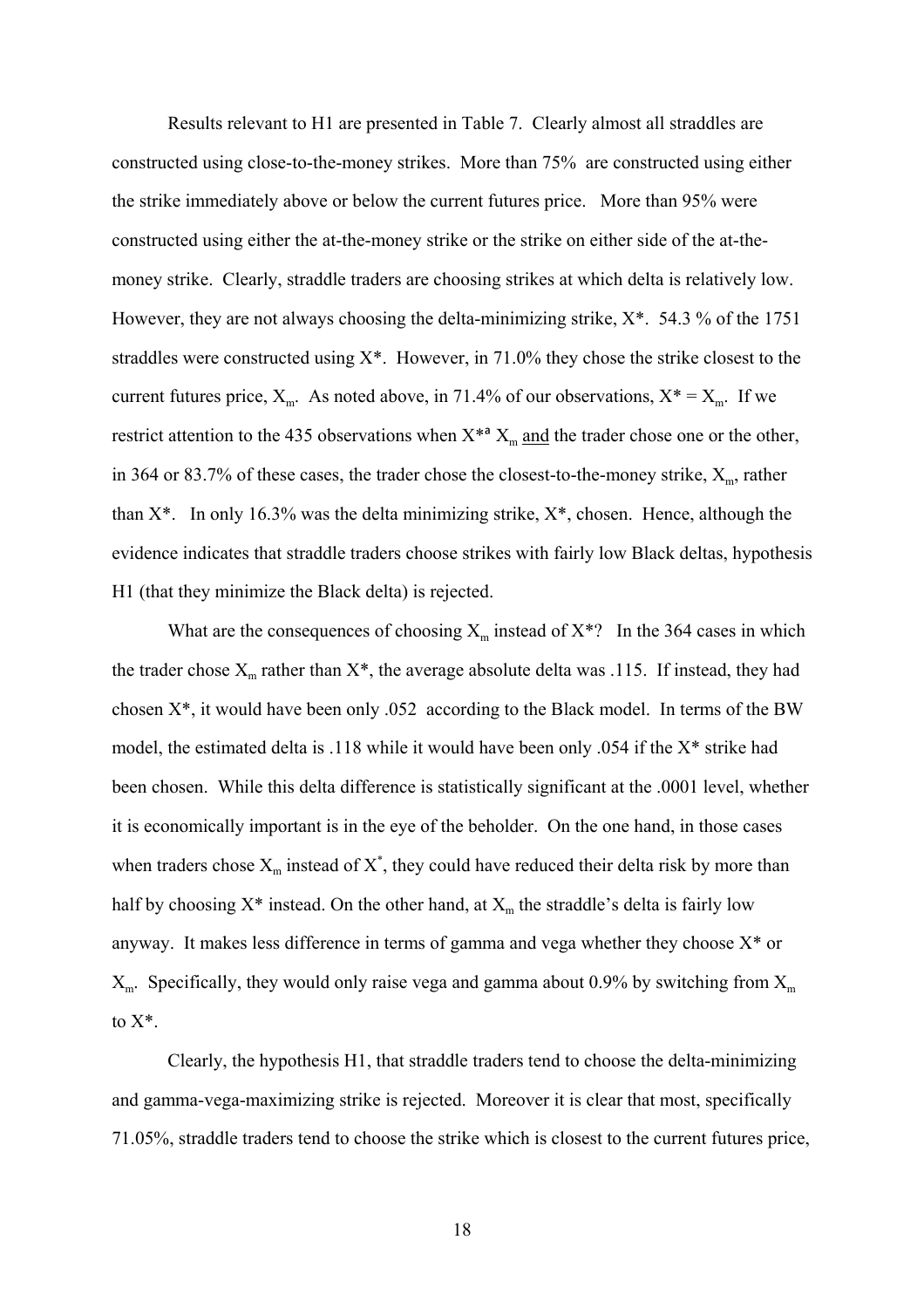Results relevant to H1 are presented in Table 7. Clearly almost all straddles are constructed using close-to-the-money strikes. More than 75% are constructed using either the strike immediately above or below the current futures price. More than 95% were constructed using either the at-the-money strike or the strike on either side of the at-the-money strike. Clearly, straddle traders are choosing strikes at which delta is relatively low. However, they are not always choosing the delta-minimizing strike, X*. 54.3 % of the 1751 straddles were constructed using X*. However, in 71.0% they chose the strike closest to the current futures price, $X_m$. As noted above, in 71.4% of our observations, $X^* = X_m$. If we restrict attention to the 435 observations when $X^{*ª} X_m$ <u>and</u> the trader chose one or the other, in 364 or 83.7% of these cases, the trader chose the closest-to-the-money strike, $X_m$, rather than X*. In only 16.3% was the delta minimizing strike, X*, chosen. Hence, although the evidence indicates that straddle traders choose strikes with fairly low Black deltas, hypothesis H1 (that they minimize the Black delta) is rejected.

What are the consequences of choosing $X_m$ instead of X*? In the 364 cases in which the trader chose $X_m$ rather than X*, the average absolute delta was .115. If instead, they had chosen X*, it would have been only .052 according to the Black model. In terms of the BW model, the estimated delta is .118 while it would have been only .054 if the X* strike had been chosen. While this delta difference is statistically significant at the .0001 level, whether it is economically important is in the eye of the beholder. On the one hand, in those cases when traders chose $X_m$ instead of $X^*$, they could have reduced their delta risk by more than half by choosing X* instead. On the other hand, at $X_m$ the straddle's delta is fairly low anyway. It makes less difference in terms of gamma and vega whether they choose X* or $X_m$. Specifically, they would only raise vega and gamma about 0.9% by switching from $X_m$ to X*.

Clearly, the hypothesis H1, that straddle traders tend to choose the delta-minimizing and gamma-vega-maximizing strike is rejected. Moreover it is clear that most, specifically 71.05%, straddle traders tend to choose the strike which is closest to the current futures price,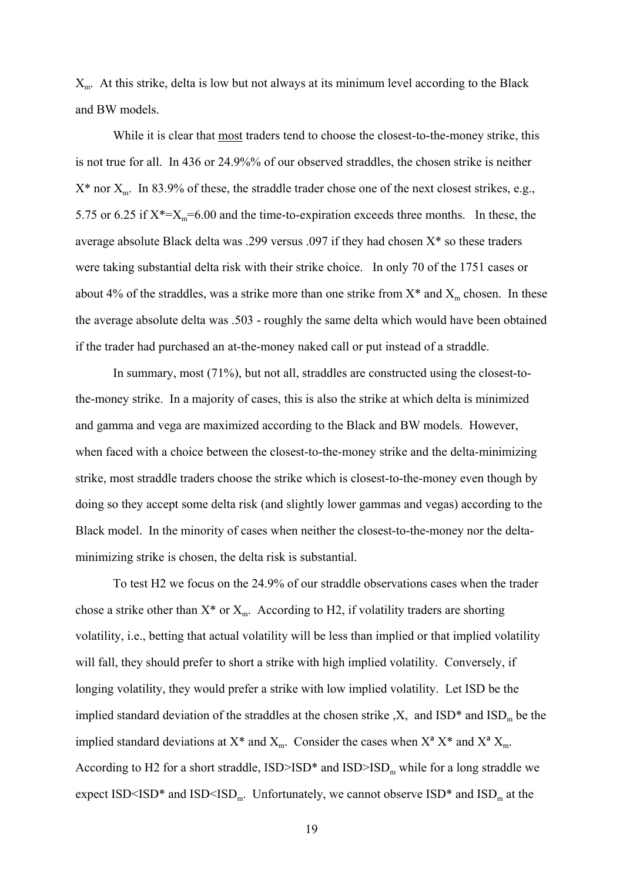$X_m$. At this strike, delta is low but not always at its minimum level according to the Black and BW models.

While it is clear that most traders tend to choose the closest-to-the-money strike, this is not true for all. In 436 or 24.9%% of our observed straddles, the chosen strike is neither $X^*$ nor $X_m$. In 83.9% of these, the straddle trader chose one of the next closest strikes, e.g., 5.75 or 6.25 if $X^*=X_m=6.00$ and the time-to-expiration exceeds three months. In these, the average absolute Black delta was .299 versus .097 if they had chosen $X^*$ so these traders were taking substantial delta risk with their strike choice. In only 70 of the 1751 cases or about 4% of the straddles, was a strike more than one strike from $X^*$ and $X_m$ chosen. In these the average absolute delta was .503 - roughly the same delta which would have been obtained if the trader had purchased an at-the-money naked call or put instead of a straddle.

In summary, most (71%), but not all, straddles are constructed using the closest-to-the-money strike. In a majority of cases, this is also the strike at which delta is minimized and gamma and vega are maximized according to the Black and BW models. However, when faced with a choice between the closest-to-the-money strike and the delta-minimizing strike, most straddle traders choose the strike which is closest-to-the-money even though by doing so they accept some delta risk (and slightly lower gammas and vegas) according to the Black model. In the minority of cases when neither the closest-to-the-money nor the delta-minimizing strike is chosen, the delta risk is substantial.

To test H2 we focus on the 24.9% of our straddle observations cases when the trader chose a strike other than $X^*$ or $X_m$. According to H2, if volatility traders are shorting volatility, i.e., betting that actual volatility will be less than implied or that implied volatility will fall, they should prefer to short a strike with high implied volatility. Conversely, if longing volatility, they would prefer a strike with low implied volatility. Let ISD be the implied standard deviation of the straddles at the chosen strike ,X, and ISD* and $ISD_m$ be the implied standard deviations at $X^*$ and $X_m$. Consider the cases when $X \neq X^*$ and $X \neq X_m$. According to H2 for a short straddle, ISD>ISD* and ISD>$ISD_m$ while for a long straddle we expect ISD<ISD* and ISD<$ISD_m$. Unfortunately, we cannot observe ISD* and $ISD_m$ at the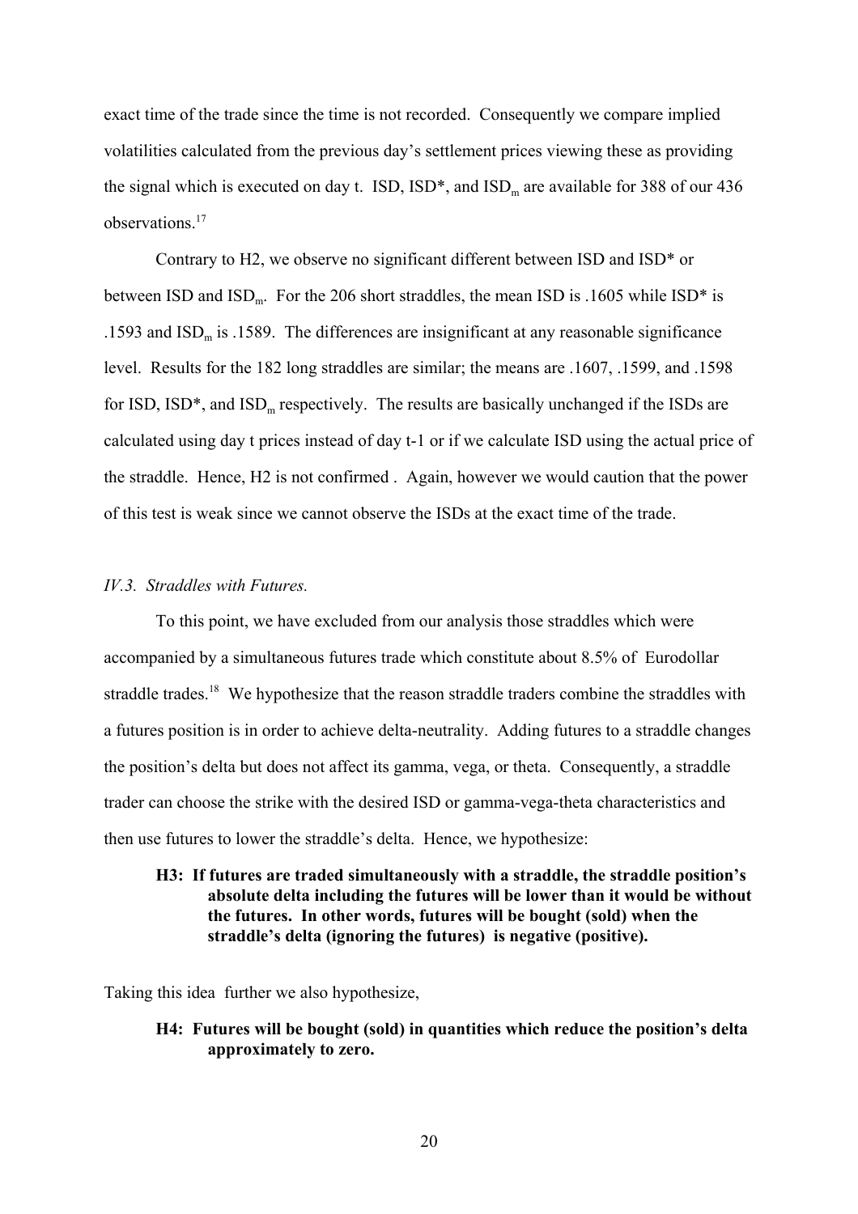exact time of the trade since the time is not recorded. Consequently we compare implied volatilities calculated from the previous day's settlement prices viewing these as providing the signal which is executed on day t. ISD, ISD*, and $ISD_m$ are available for 388 of our 436 observations.[17]

Contrary to H2, we observe no significant different between ISD and ISD* or between ISD and $ISD_m$. For the 206 short straddles, the mean ISD is .1605 while ISD* is .1593 and $ISD_m$ is .1589. The differences are insignificant at any reasonable significance level. Results for the 182 long straddles are similar; the means are .1607, .1599, and .1598 for ISD, ISD*, and $ISD_m$ respectively. The results are basically unchanged if the ISDs are calculated using day t prices instead of day t-1 or if we calculate ISD using the actual price of the straddle. Hence, H2 is not confirmed . Again, however we would caution that the power of this test is weak since we cannot observe the ISDs at the exact time of the trade.

*IV.3. Straddles with Futures.*

To this point, we have excluded from our analysis those straddles which were accompanied by a simultaneous futures trade which constitute about 8.5% of Eurodollar straddle trades.[18] We hypothesize that the reason straddle traders combine the straddles with a futures position is in order to achieve delta-neutrality. Adding futures to a straddle changes the position's delta but does not affect its gamma, vega, or theta. Consequently, a straddle trader can choose the strike with the desired ISD or gamma-vega-theta characteristics and then use futures to lower the straddle's delta. Hence, we hypothesize:

> **H3: If futures are traded simultaneously with a straddle, the straddle position's absolute delta including the futures will be lower than it would be without the futures. In other words, futures will be bought (sold) when the straddle's delta (ignoring the futures) is negative (positive).**

Taking this idea further we also hypothesize,

> **H4: Futures will be bought (sold) in quantities which reduce the position's delta approximately to zero.**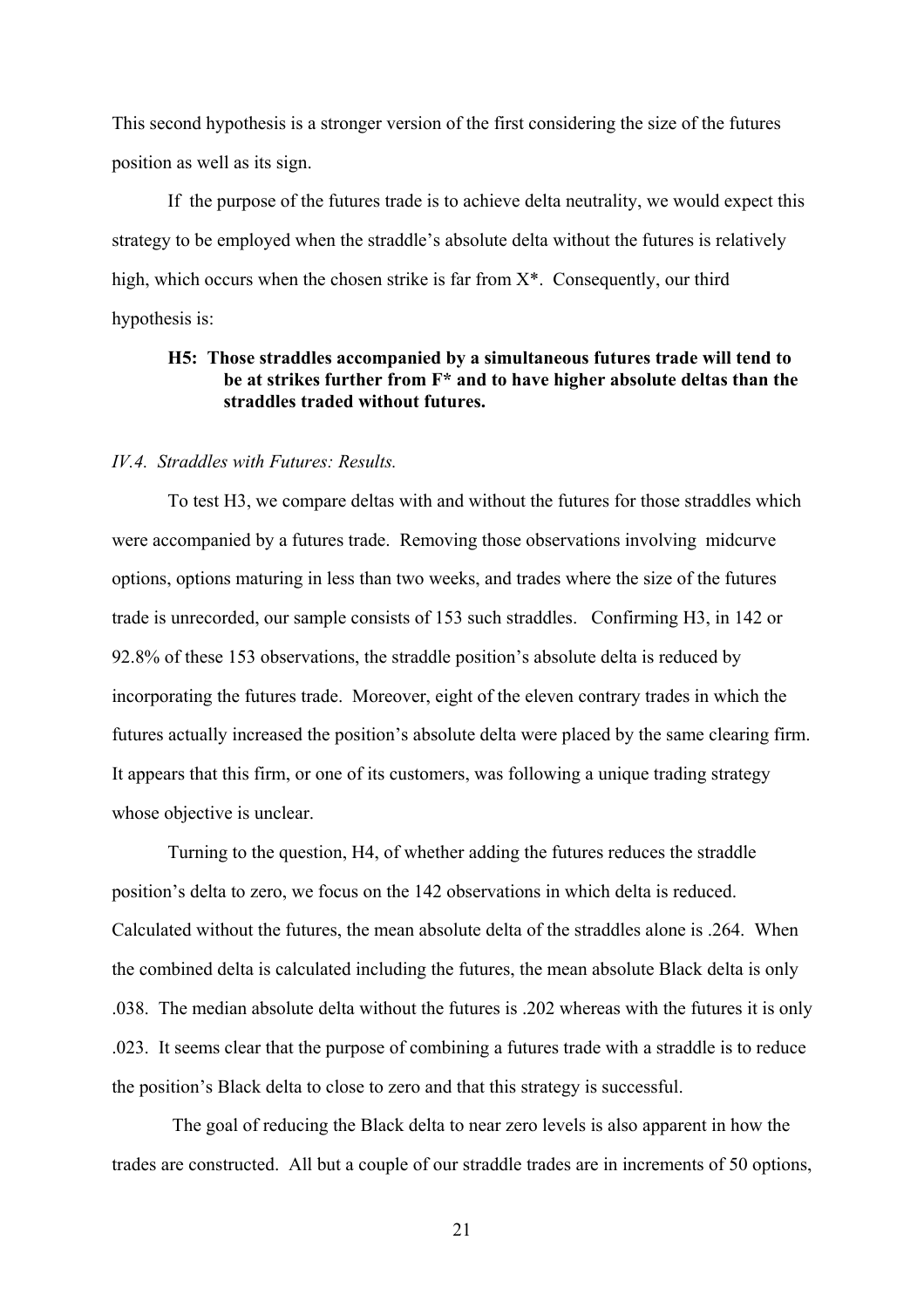This second hypothesis is a stronger version of the first considering the size of the futures position as well as its sign.

If the purpose of the futures trade is to achieve delta neutrality, we would expect this strategy to be employed when the straddle's absolute delta without the futures is relatively high, which occurs when the chosen strike is far from X*. Consequently, our third hypothesis is:

> **H5: Those straddles accompanied by a simultaneous futures trade will tend to be at strikes further from F* and to have higher absolute deltas than the straddles traded without futures.**

### *IV.4. Straddles with Futures: Results.*

To test H3, we compare deltas with and without the futures for those straddles which were accompanied by a futures trade. Removing those observations involving midcurve options, options maturing in less than two weeks, and trades where the size of the futures trade is unrecorded, our sample consists of 153 such straddles. Confirming H3, in 142 or 92.8% of these 153 observations, the straddle position's absolute delta is reduced by incorporating the futures trade. Moreover, eight of the eleven contrary trades in which the futures actually increased the position's absolute delta were placed by the same clearing firm. It appears that this firm, or one of its customers, was following a unique trading strategy whose objective is unclear.

Turning to the question, H4, of whether adding the futures reduces the straddle position's delta to zero, we focus on the 142 observations in which delta is reduced. Calculated without the futures, the mean absolute delta of the straddles alone is .264. When the combined delta is calculated including the futures, the mean absolute Black delta is only .038. The median absolute delta without the futures is .202 whereas with the futures it is only .023. It seems clear that the purpose of combining a futures trade with a straddle is to reduce the position's Black delta to close to zero and that this strategy is successful.

The goal of reducing the Black delta to near zero levels is also apparent in how the trades are constructed. All but a couple of our straddle trades are in increments of 50 options,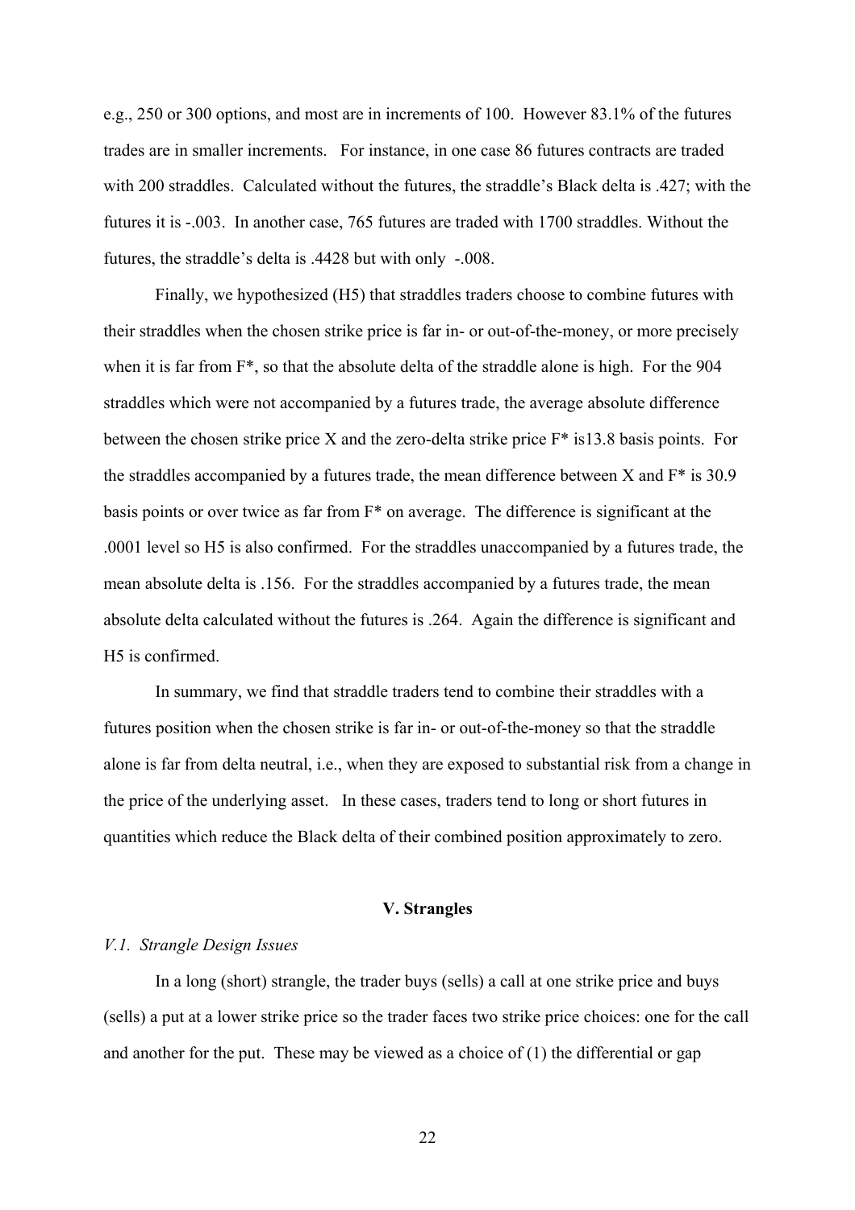e.g., 250 or 300 options, and most are in increments of 100. However 83.1% of the futures trades are in smaller increments. For instance, in one case 86 futures contracts are traded with 200 straddles. Calculated without the futures, the straddle's Black delta is .427; with the futures it is -.003. In another case, 765 futures are traded with 1700 straddles. Without the futures, the straddle's delta is .4428 but with only -.008.

Finally, we hypothesized (H5) that straddles traders choose to combine futures with their straddles when the chosen strike price is far in- or out-of-the-money, or more precisely when it is far from F*, so that the absolute delta of the straddle alone is high. For the 904 straddles which were not accompanied by a futures trade, the average absolute difference between the chosen strike price X and the zero-delta strike price F* is13.8 basis points. For the straddles accompanied by a futures trade, the mean difference between X and F* is 30.9 basis points or over twice as far from F* on average. The difference is significant at the .0001 level so H5 is also confirmed. For the straddles unaccompanied by a futures trade, the mean absolute delta is .156. For the straddles accompanied by a futures trade, the mean absolute delta calculated without the futures is .264. Again the difference is significant and H5 is confirmed.

In summary, we find that straddle traders tend to combine their straddles with a futures position when the chosen strike is far in- or out-of-the-money so that the straddle alone is far from delta neutral, i.e., when they are exposed to substantial risk from a change in the price of the underlying asset. In these cases, traders tend to long or short futures in quantities which reduce the Black delta of their combined position approximately to zero.

## V. Strangles

### *V.1. Strangle Design Issues*

In a long (short) strangle, the trader buys (sells) a call at one strike price and buys (sells) a put at a lower strike price so the trader faces two strike price choices: one for the call and another for the put. These may be viewed as a choice of (1) the differential or gap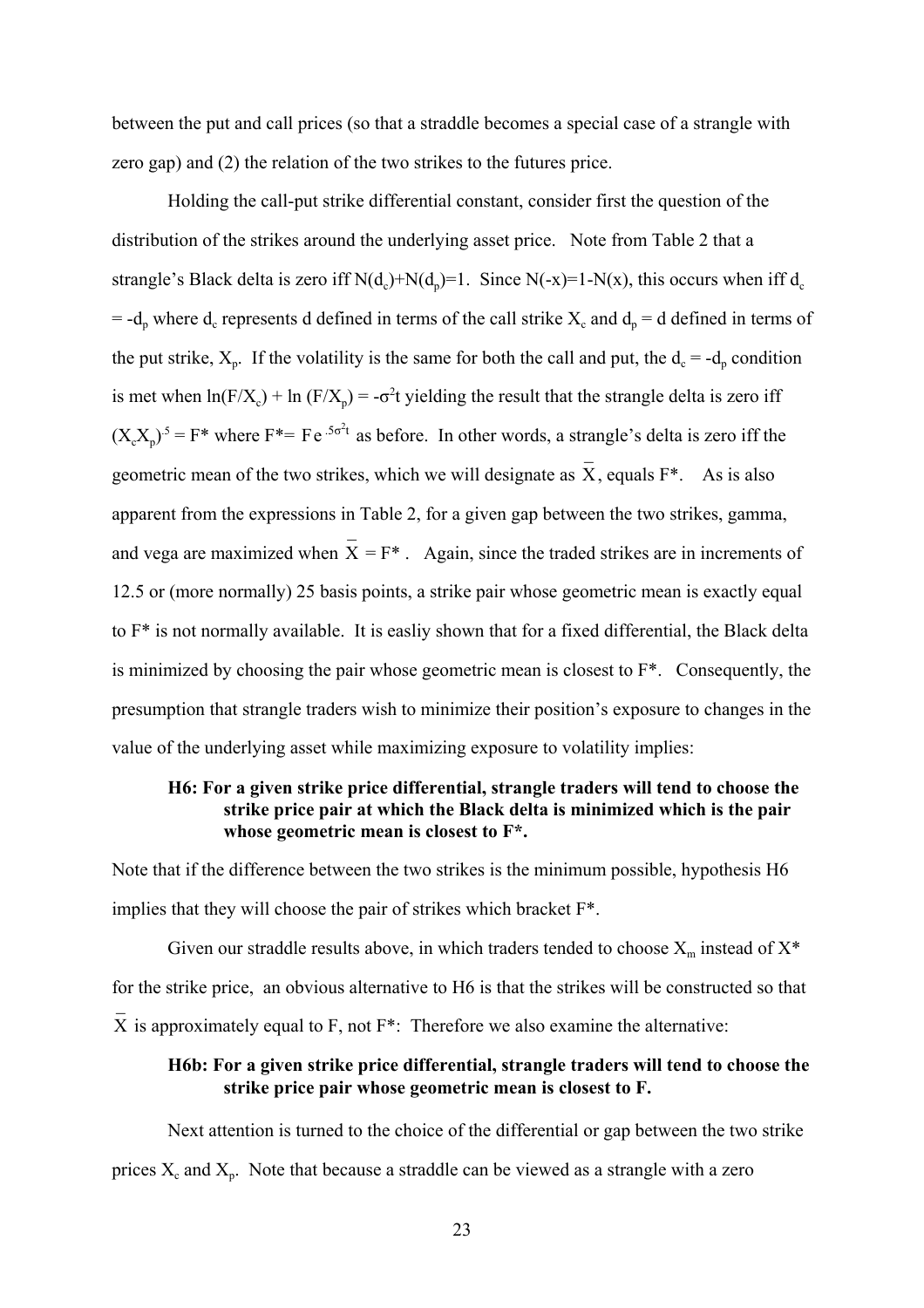between the put and call prices (so that a straddle becomes a special case of a strangle with zero gap) and (2) the relation of the two strikes to the futures price.

Holding the call-put strike differential constant, consider first the question of the distribution of the strikes around the underlying asset price. Note from Table 2 that a strangle's Black delta is zero iff $N(d_c)+N(d_p)=1$. Since $N(-x)=1-N(x)$, this occurs when iff $d_c = -d_p$ where $d_c$ represents d defined in terms of the call strike $X_c$ and $d_p$ = d defined in terms of the put strike, $X_p$. If the volatility is the same for both the call and put, the $d_c = -d_p$ condition is met when $\ln(F/X_c) + \ln(F/X_p) = -\sigma^2 t$ yielding the result that the strangle delta is zero iff $(X_c X_p)^{.5} = F^*$ where $F^* = F e^{.5\sigma^2 t}$ as before. In other words, a strangle's delta is zero iff the geometric mean of the two strikes, which we will designate as $\bar{X}$, equals F*. As is also apparent from the expressions in Table 2, for a given gap between the two strikes, gamma, and vega are maximized when $\bar{X} = F^*$. Again, since the traded strikes are in increments of 12.5 or (more normally) 25 basis points, a strike pair whose geometric mean is exactly equal to F* is not normally available. It is easliy shown that for a fixed differential, the Black delta is minimized by choosing the pair whose geometric mean is closest to F*. Consequently, the presumption that strangle traders wish to minimize their position's exposure to changes in the value of the underlying asset while maximizing exposure to volatility implies:

> **H6: For a given strike price differential, strangle traders will tend to choose the strike price pair at which the Black delta is minimized which is the pair whose geometric mean is closest to F\*.**

Note that if the difference between the two strikes is the minimum possible, hypothesis H6 implies that they will choose the pair of strikes which bracket F*.

Given our straddle results above, in which traders tended to choose $X_m$ instead of $X^*$ for the strike price, an obvious alternative to H6 is that the strikes will be constructed so that $\bar{X}$ is approximately equal to F, not F*: Therefore we also examine the alternative:

> **H6b: For a given strike price differential, strangle traders will tend to choose the strike price pair whose geometric mean is closest to F.**

Next attention is turned to the choice of the differential or gap between the two strike prices $X_c$ and $X_p$. Note that because a straddle can be viewed as a strangle with a zero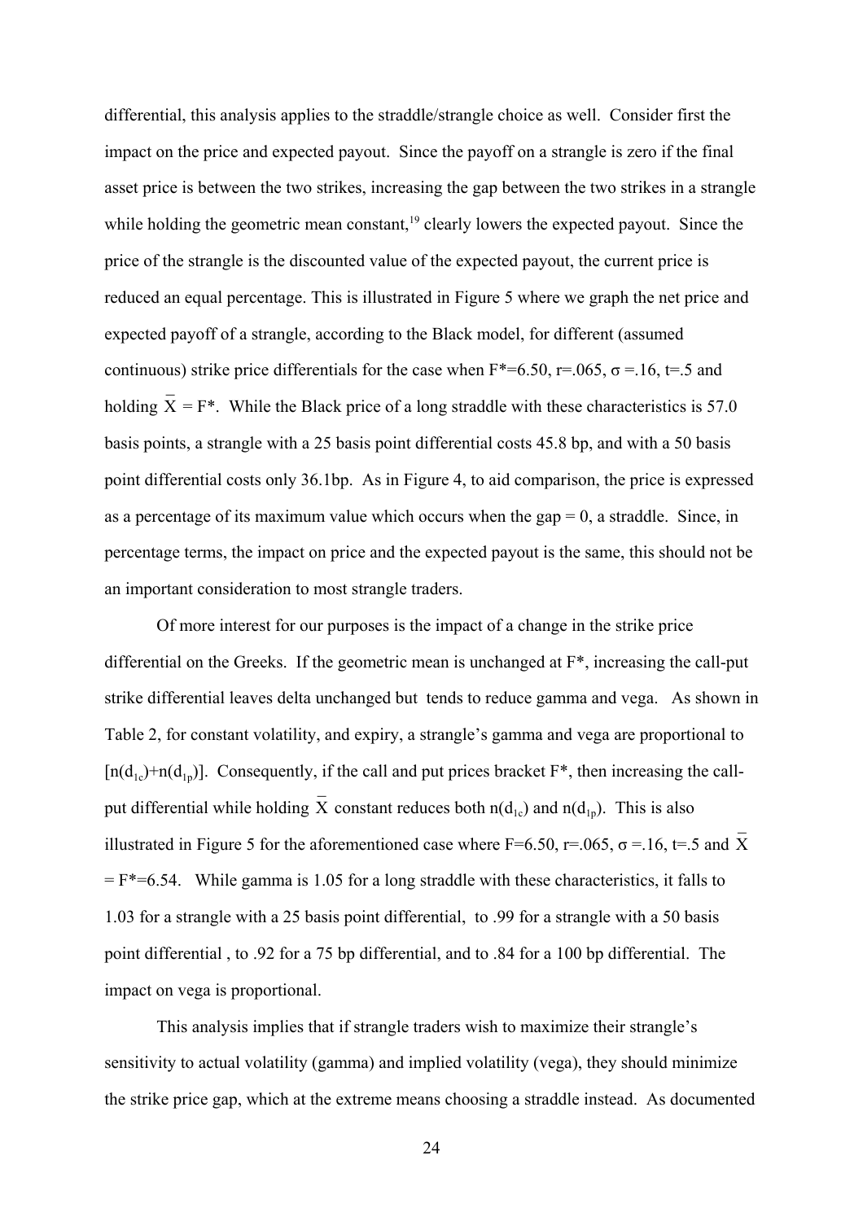differential, this analysis applies to the straddle/strangle choice as well. Consider first the impact on the price and expected payout. Since the payoff on a strangle is zero if the final asset price is between the two strikes, increasing the gap between the two strikes in a strangle while holding the geometric mean constant,[19] clearly lowers the expected payout. Since the price of the strangle is the discounted value of the expected payout, the current price is reduced an equal percentage. This is illustrated in Figure 5 where we graph the net price and expected payoff of a strangle, according to the Black model, for different (assumed continuous) strike price differentials for the case when $F^*=6.50$, $r=.065$, $\sigma=.16$, $t=.5$ and holding $\overline{X} = F^*$. While the Black price of a long straddle with these characteristics is 57.0 basis points, a strangle with a 25 basis point differential costs 45.8 bp, and with a 50 basis point differential costs only 36.1bp. As in Figure 4, to aid comparison, the price is expressed as a percentage of its maximum value which occurs when the gap = 0, a straddle. Since, in percentage terms, the impact on price and the expected payout is the same, this should not be an important consideration to most strangle traders.

Of more interest for our purposes is the impact of a change in the strike price differential on the Greeks. If the geometric mean is unchanged at $F^*$, increasing the call-put strike differential leaves delta unchanged but tends to reduce gamma and vega. As shown in Table 2, for constant volatility, and expiry, a strangle's gamma and vega are proportional to $[n(d_{1c})+n(d_{1p})]$. Consequently, if the call and put prices bracket $F^*$, then increasing the call-put differential while holding $\overline{X}$ constant reduces both $n(d_{1c})$ and $n(d_{1p})$. This is also illustrated in Figure 5 for the aforementioned case where $F=6.50$, $r=.065$, $\sigma=.16$, $t=.5$ and $\overline{X} = F^*=6.54$. While gamma is 1.05 for a long straddle with these characteristics, it falls to 1.03 for a strangle with a 25 basis point differential, to .99 for a strangle with a 50 basis point differential , to .92 for a 75 bp differential, and to .84 for a 100 bp differential. The impact on vega is proportional.

This analysis implies that if strangle traders wish to maximize their strangle's sensitivity to actual volatility (gamma) and implied volatility (vega), they should minimize the strike price gap, which at the extreme means choosing a straddle instead. As documented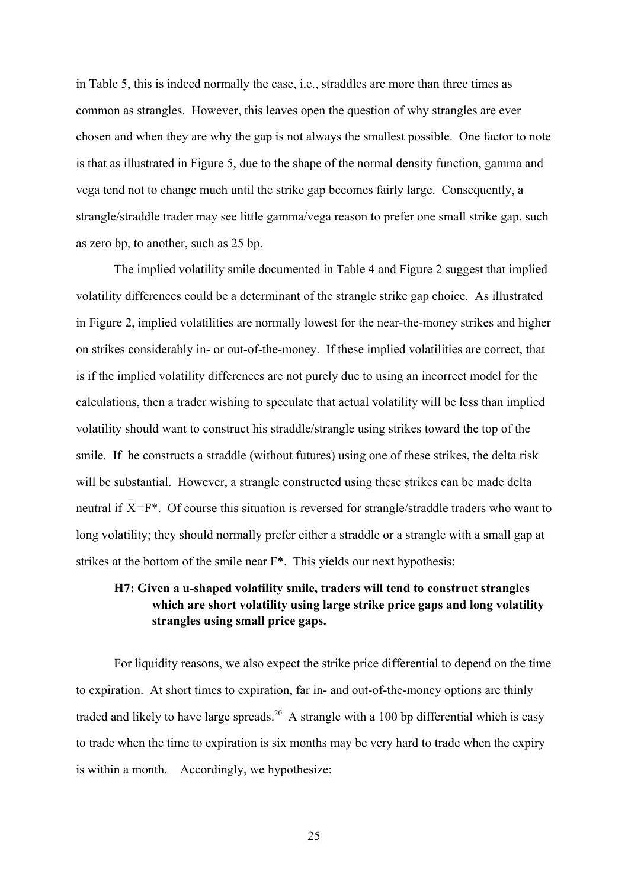in Table 5, this is indeed normally the case, i.e., straddles are more than three times as common as strangles. However, this leaves open the question of why strangles are ever chosen and when they are why the gap is not always the smallest possible. One factor to note is that as illustrated in Figure 5, due to the shape of the normal density function, gamma and vega tend not to change much until the strike gap becomes fairly large. Consequently, a strangle/straddle trader may see little gamma/vega reason to prefer one small strike gap, such as zero bp, to another, such as 25 bp.

The implied volatility smile documented in Table 4 and Figure 2 suggest that implied volatility differences could be a determinant of the strangle strike gap choice. As illustrated in Figure 2, implied volatilities are normally lowest for the near-the-money strikes and higher on strikes considerably in- or out-of-the-money. If these implied volatilities are correct, that is if the implied volatility differences are not purely due to using an incorrect model for the calculations, then a trader wishing to speculate that actual volatility will be less than implied volatility should want to construct his straddle/strangle using strikes toward the top of the smile. If he constructs a straddle (without futures) using one of these strikes, the delta risk will be substantial. However, a strangle constructed using these strikes can be made delta neutral if $\bar{X}=F^*$. Of course this situation is reversed for strangle/straddle traders who want to long volatility; they should normally prefer either a straddle or a strangle with a small gap at strikes at the bottom of the smile near $F^*$. This yields our next hypothesis:

**H7: Given a u-shaped volatility smile, traders will tend to construct strangles which are short volatility using large strike price gaps and long volatility strangles using small price gaps.**

For liquidity reasons, we also expect the strike price differential to depend on the time to expiration. At short times to expiration, far in- and out-of-the-money options are thinly traded and likely to have large spreads.[20] A strangle with a 100 bp differential which is easy to trade when the time to expiration is six months may be very hard to trade when the expiry is within a month. Accordingly, we hypothesize: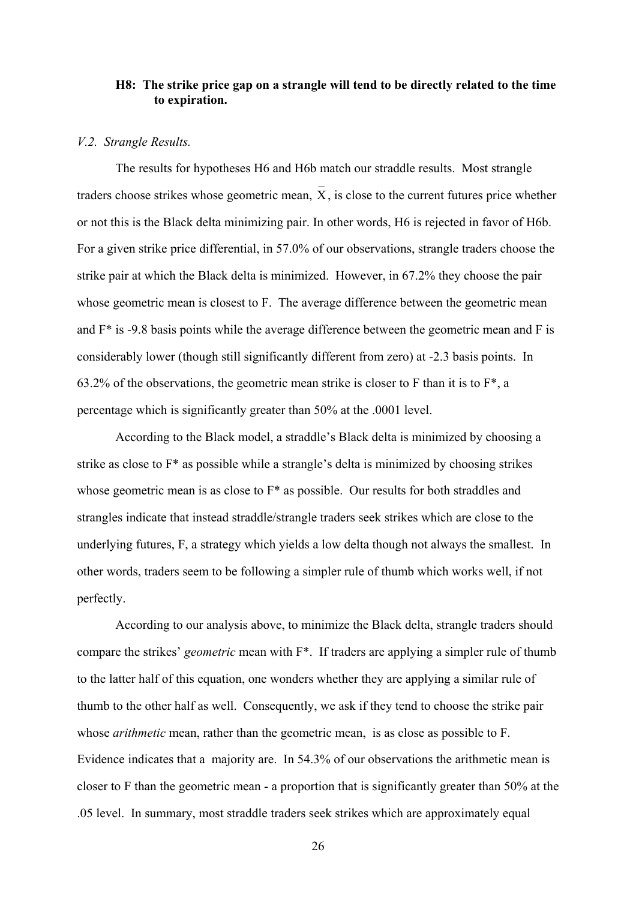**H8: The strike price gap on a strangle will tend to be directly related to the time to expiration.**

*V.2. Strangle Results.*

The results for hypotheses H6 and H6b match our straddle results. Most strangle traders choose strikes whose geometric mean, $\bar{X}$, is close to the current futures price whether or not this is the Black delta minimizing pair. In other words, H6 is rejected in favor of H6b. For a given strike price differential, in 57.0% of our observations, strangle traders choose the strike pair at which the Black delta is minimized. However, in 67.2% they choose the pair whose geometric mean is closest to F. The average difference between the geometric mean and F* is -9.8 basis points while the average difference between the geometric mean and F is considerably lower (though still significantly different from zero) at -2.3 basis points. In 63.2% of the observations, the geometric mean strike is closer to F than it is to F*, a percentage which is significantly greater than 50% at the .0001 level.

According to the Black model, a straddle's Black delta is minimized by choosing a strike as close to F* as possible while a strangle's delta is minimized by choosing strikes whose geometric mean is as close to F* as possible. Our results for both straddles and strangles indicate that instead straddle/strangle traders seek strikes which are close to the underlying futures, F, a strategy which yields a low delta though not always the smallest. In other words, traders seem to be following a simpler rule of thumb which works well, if not perfectly.

According to our analysis above, to minimize the Black delta, strangle traders should compare the strikes' *geometric* mean with F*. If traders are applying a simpler rule of thumb to the latter half of this equation, one wonders whether they are applying a similar rule of thumb to the other half as well. Consequently, we ask if they tend to choose the strike pair whose *arithmetic* mean, rather than the geometric mean, is as close as possible to F. Evidence indicates that a majority are. In 54.3% of our observations the arithmetic mean is closer to F than the geometric mean - a proportion that is significantly greater than 50% at the .05 level. In summary, most straddle traders seek strikes which are approximately equal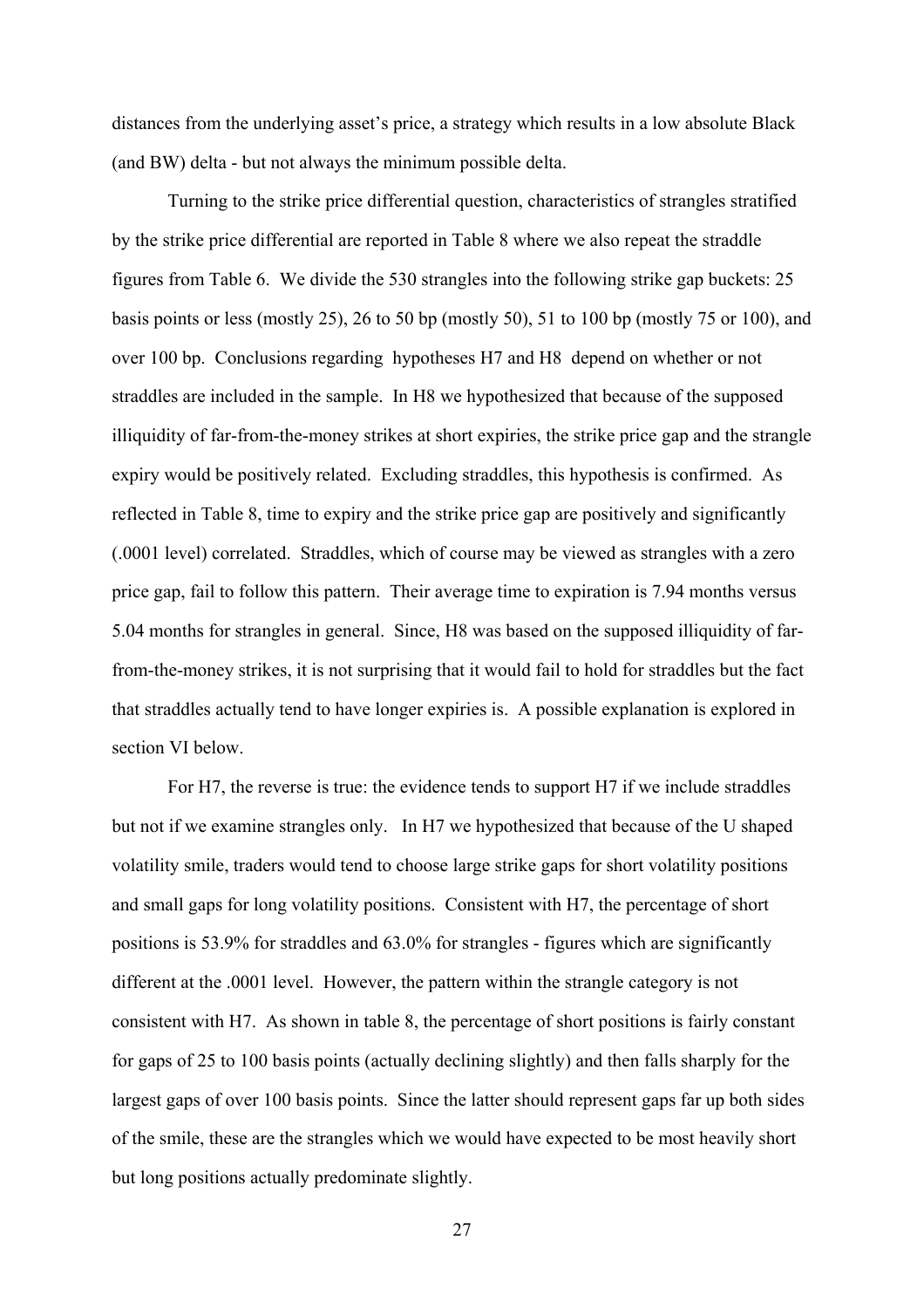distances from the underlying asset's price, a strategy which results in a low absolute Black (and BW) delta - but not always the minimum possible delta.

Turning to the strike price differential question, characteristics of strangles stratified by the strike price differential are reported in Table 8 where we also repeat the straddle figures from Table 6. We divide the 530 strangles into the following strike gap buckets: 25 basis points or less (mostly 25), 26 to 50 bp (mostly 50), 51 to 100 bp (mostly 75 or 100), and over 100 bp. Conclusions regarding hypotheses H7 and H8 depend on whether or not straddles are included in the sample. In H8 we hypothesized that because of the supposed illiquidity of far-from-the-money strikes at short expiries, the strike price gap and the strangle expiry would be positively related. Excluding straddles, this hypothesis is confirmed. As reflected in Table 8, time to expiry and the strike price gap are positively and significantly (.0001 level) correlated. Straddles, which of course may be viewed as strangles with a zero price gap, fail to follow this pattern. Their average time to expiration is 7.94 months versus 5.04 months for strangles in general. Since, H8 was based on the supposed illiquidity of far-from-the-money strikes, it is not surprising that it would fail to hold for straddles but the fact that straddles actually tend to have longer expiries is. A possible explanation is explored in section VI below.

For H7, the reverse is true: the evidence tends to support H7 if we include straddles but not if we examine strangles only. In H7 we hypothesized that because of the U shaped volatility smile, traders would tend to choose large strike gaps for short volatility positions and small gaps for long volatility positions. Consistent with H7, the percentage of short positions is 53.9% for straddles and 63.0% for strangles - figures which are significantly different at the .0001 level. However, the pattern within the strangle category is not consistent with H7. As shown in table 8, the percentage of short positions is fairly constant for gaps of 25 to 100 basis points (actually declining slightly) and then falls sharply for the largest gaps of over 100 basis points. Since the latter should represent gaps far up both sides of the smile, these are the strangles which we would have expected to be most heavily short but long positions actually predominate slightly.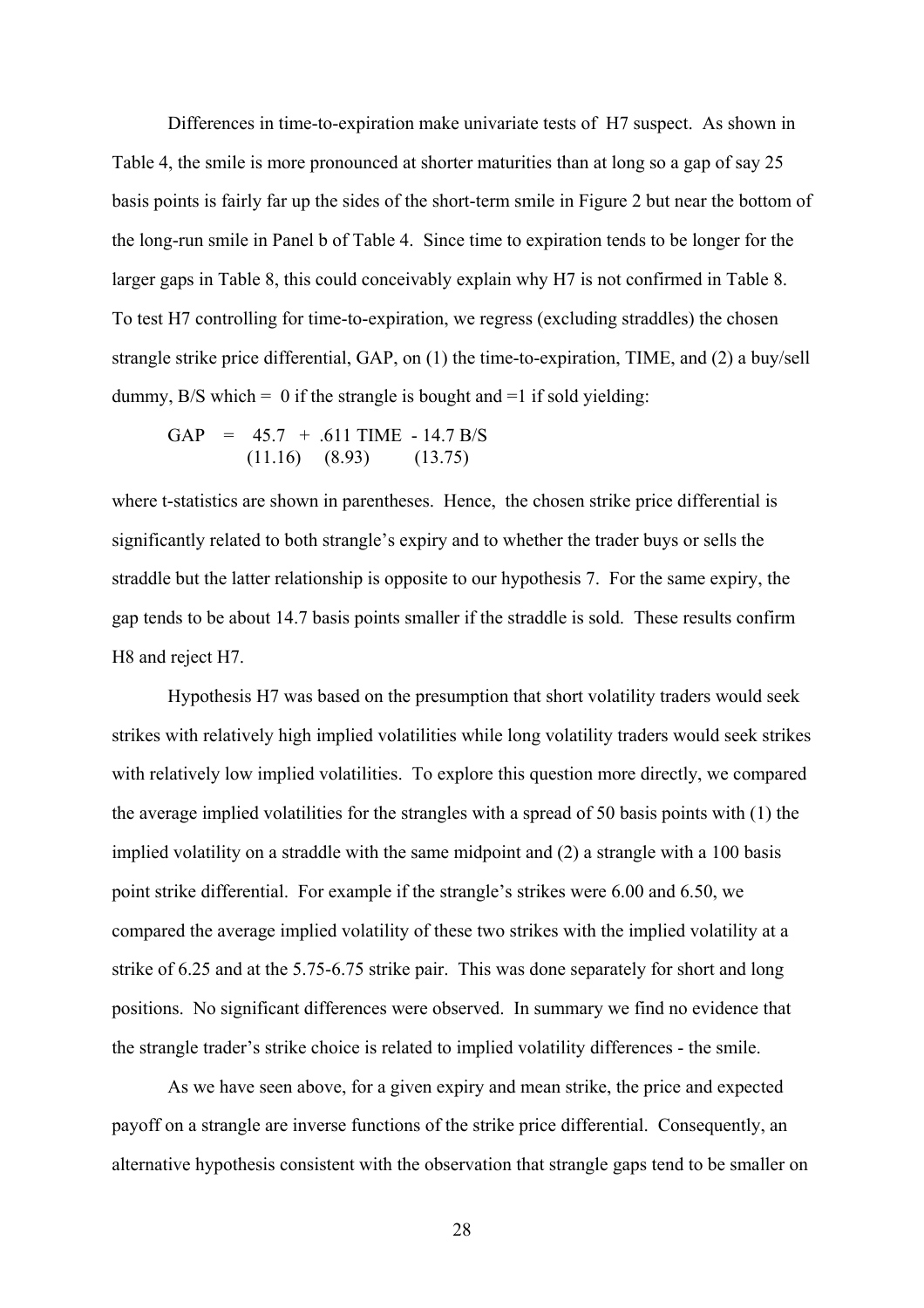Differences in time-to-expiration make univariate tests of H7 suspect. As shown in Table 4, the smile is more pronounced at shorter maturities than at long so a gap of say 25 basis points is fairly far up the sides of the short-term smile in Figure 2 but near the bottom of the long-run smile in Panel b of Table 4. Since time to expiration tends to be longer for the larger gaps in Table 8, this could conceivably explain why H7 is not confirmed in Table 8. To test H7 controlling for time-to-expiration, we regress (excluding straddles) the chosen strangle strike price differential, GAP, on (1) the time-to-expiration, TIME, and (2) a buy/sell dummy, B/S which = 0 if the strangle is bought and =1 if sold yielding:

$$
\underset{}{GAP} = \underset{(11.16)}{45.7} + \underset{(8.93)}{.611\ TIME} - \underset{(13.75)}{14.7\ B/S}
$$

where t-statistics are shown in parentheses. Hence, the chosen strike price differential is significantly related to both strangle's expiry and to whether the trader buys or sells the straddle but the latter relationship is opposite to our hypothesis 7. For the same expiry, the gap tends to be about 14.7 basis points smaller if the straddle is sold. These results confirm H8 and reject H7.

Hypothesis H7 was based on the presumption that short volatility traders would seek strikes with relatively high implied volatilities while long volatility traders would seek strikes with relatively low implied volatilities. To explore this question more directly, we compared the average implied volatilities for the strangles with a spread of 50 basis points with (1) the implied volatility on a straddle with the same midpoint and (2) a strangle with a 100 basis point strike differential. For example if the strangle's strikes were 6.00 and 6.50, we compared the average implied volatility of these two strikes with the implied volatility at a strike of 6.25 and at the 5.75-6.75 strike pair. This was done separately for short and long positions. No significant differences were observed. In summary we find no evidence that the strangle trader's strike choice is related to implied volatility differences - the smile.

As we have seen above, for a given expiry and mean strike, the price and expected payoff on a strangle are inverse functions of the strike price differential. Consequently, an alternative hypothesis consistent with the observation that strangle gaps tend to be smaller on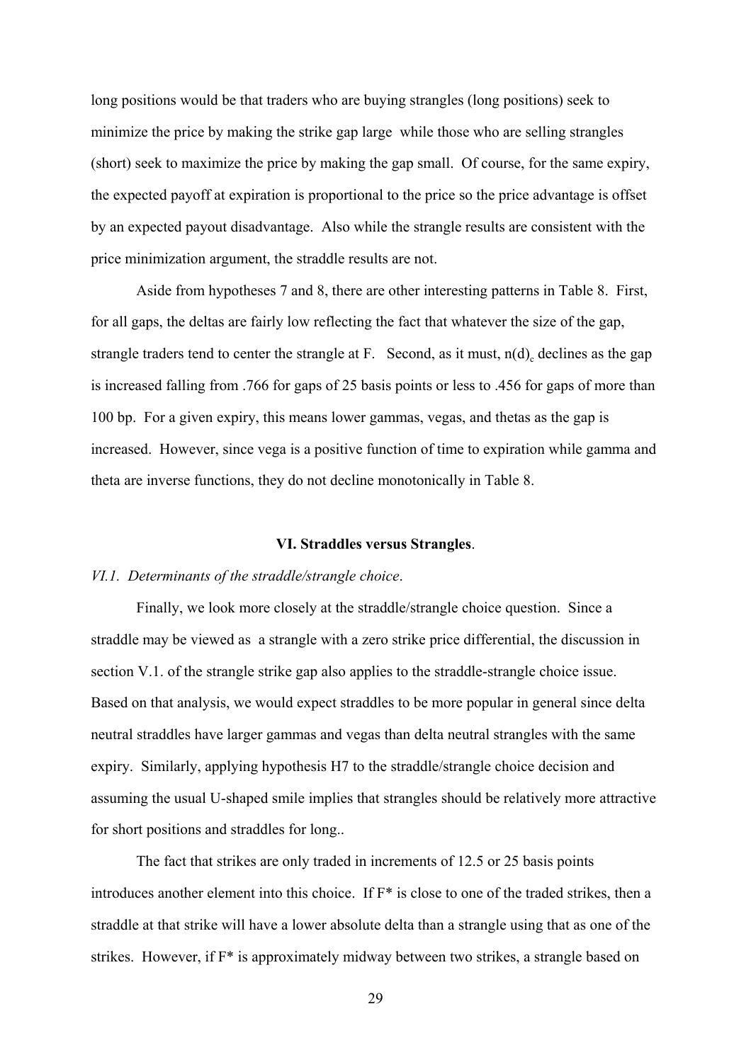long positions would be that traders who are buying strangles (long positions) seek to minimize the price by making the strike gap large while those who are selling strangles (short) seek to maximize the price by making the gap small. Of course, for the same expiry, the expected payoff at expiration is proportional to the price so the price advantage is offset by an expected payout disadvantage. Also while the strangle results are consistent with the price minimization argument, the straddle results are not.

Aside from hypotheses 7 and 8, there are other interesting patterns in Table 8. First, for all gaps, the deltas are fairly low reflecting the fact that whatever the size of the gap, strangle traders tend to center the strangle at F. Second, as it must, $n(d)_c$ declines as the gap is increased falling from .766 for gaps of 25 basis points or less to .456 for gaps of more than 100 bp. For a given expiry, this means lower gammas, vegas, and thetas as the gap is increased. However, since vega is a positive function of time to expiration while gamma and theta are inverse functions, they do not decline monotonically in Table 8.

## VI. Straddles versus Strangles.

### *VI.1. Determinants of the straddle/strangle choice.*

Finally, we look more closely at the straddle/strangle choice question. Since a straddle may be viewed as a strangle with a zero strike price differential, the discussion in section V.1. of the strangle strike gap also applies to the straddle-strangle choice issue. Based on that analysis, we would expect straddles to be more popular in general since delta neutral straddles have larger gammas and vegas than delta neutral strangles with the same expiry. Similarly, applying hypothesis H7 to the straddle/strangle choice decision and assuming the usual U-shaped smile implies that strangles should be relatively more attractive for short positions and straddles for long..

The fact that strikes are only traded in increments of 12.5 or 25 basis points introduces another element into this choice. If F* is close to one of the traded strikes, then a straddle at that strike will have a lower absolute delta than a strangle using that as one of the strikes. However, if F* is approximately midway between two strikes, a strangle based on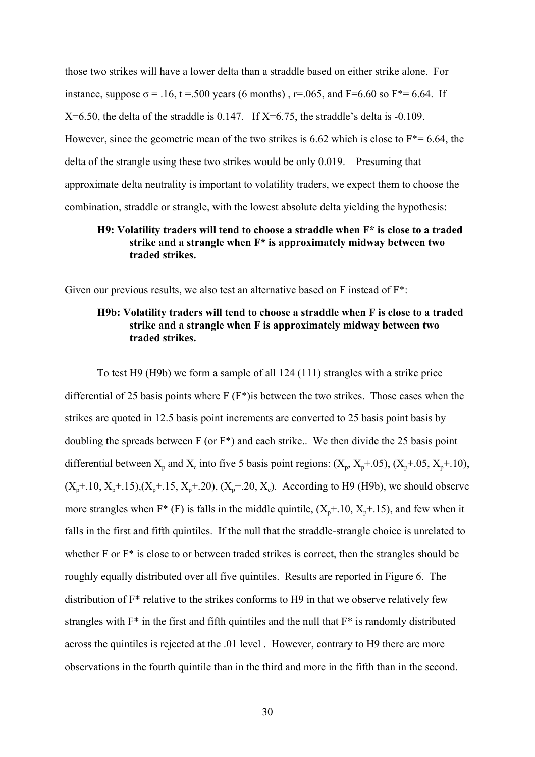those two strikes will have a lower delta than a straddle based on either strike alone. For instance, suppose $\sigma = .16$, $t = .500$ years (6 months), $r = .065$, and $F = 6.60$ so $F^* = 6.64$. If $X = 6.50$, the delta of the straddle is 0.147. If $X = 6.75$, the straddle's delta is -0.109. However, since the geometric mean of the two strikes is 6.62 which is close to $F^* = 6.64$, the delta of the strangle using these two strikes would be only 0.019. Presuming that approximate delta neutrality is important to volatility traders, we expect them to choose the combination, straddle or strangle, with the lowest absolute delta yielding the hypothesis:

> **H9: Volatility traders will tend to choose a straddle when F\* is close to a traded strike and a strangle when F\* is approximately midway between two traded strikes.**

Given our previous results, we also test an alternative based on F instead of F*:

> **H9b: Volatility traders will tend to choose a straddle when F is close to a traded strike and a strangle when F is approximately midway between two traded strikes.**

To test H9 (H9b) we form a sample of all 124 (111) strangles with a strike price differential of 25 basis points where F (F*)is between the two strikes. Those cases when the strikes are quoted in 12.5 basis point increments are converted to 25 basis point basis by doubling the spreads between F (or F*) and each strike.. We then divide the 25 basis point differential between $X_p$ and $X_c$ into five 5 basis point regions: $(X_p, X_p+.05)$, $(X_p+.05, X_p+.10)$, $(X_p+.10, X_p+.15)$,$(X_p+.15, X_p+.20)$, $(X_p+.20, X_c)$. According to H9 (H9b), we should observe more strangles when F* (F) is falls in the middle quintile, $(X_p+.10, X_p+.15)$, and few when it falls in the first and fifth quintiles. If the null that the straddle-strangle choice is unrelated to whether F or F* is close to or between traded strikes is correct, then the strangles should be roughly equally distributed over all five quintiles. Results are reported in Figure 6. The distribution of F* relative to the strikes conforms to H9 in that we observe relatively few strangles with F* in the first and fifth quintiles and the null that F* is randomly distributed across the quintiles is rejected at the .01 level . However, contrary to H9 there are more observations in the fourth quintile than in the third and more in the fifth than in the second.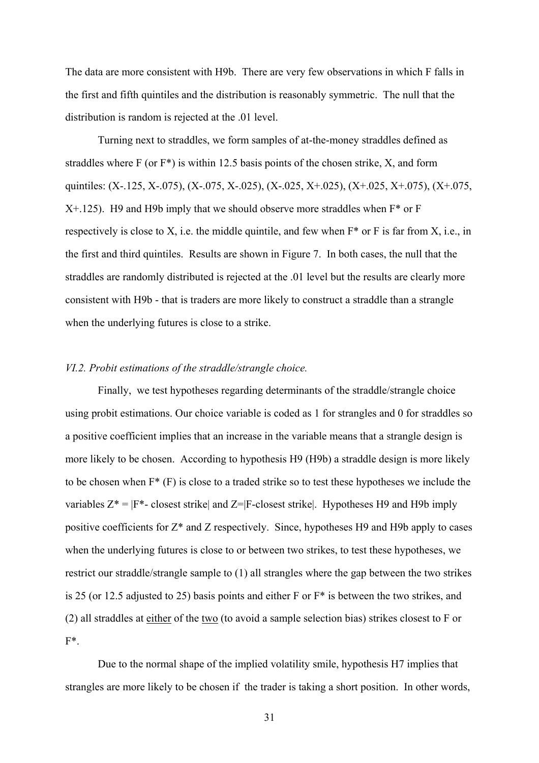The data are more consistent with H9b. There are very few observations in which F falls in the first and fifth quintiles and the distribution is reasonably symmetric. The null that the distribution is random is rejected at the .01 level.

Turning next to straddles, we form samples of at-the-money straddles defined as straddles where F (or F*) is within 12.5 basis points of the chosen strike, X, and form quintiles: (X-.125, X-.075), (X-.075, X-.025), (X-.025, X+.025), (X+.025, X+.075), (X+.075, X+.125). H9 and H9b imply that we should observe more straddles when F* or F respectively is close to X, i.e. the middle quintile, and few when F* or F is far from X, i.e., in the first and third quintiles. Results are shown in Figure 7. In both cases, the null that the straddles are randomly distributed is rejected at the .01 level but the results are clearly more consistent with H9b - that is traders are more likely to construct a straddle than a strangle when the underlying futures is close to a strike.

### *VI.2. Probit estimations of the straddle/strangle choice.*

Finally, we test hypotheses regarding determinants of the straddle/strangle choice using probit estimations. Our choice variable is coded as 1 for strangles and 0 for straddles so a positive coefficient implies that an increase in the variable means that a strangle design is more likely to be chosen. According to hypothesis H9 (H9b) a straddle design is more likely to be chosen when F* (F) is close to a traded strike so to test these hypotheses we include the variables $Z^* = |F^* - \text{closest strike}|$ and $Z = |F - \text{closest strike}|$. Hypotheses H9 and H9b imply positive coefficients for Z* and Z respectively. Since, hypotheses H9 and H9b apply to cases when the underlying futures is close to or between two strikes, to test these hypotheses, we restrict our straddle/strangle sample to (1) all strangles where the gap between the two strikes is 25 (or 12.5 adjusted to 25) basis points and either F or F* is between the two strikes, and (2) all straddles at <u>either</u> of the <u>two</u> (to avoid a sample selection bias) strikes closest to F or F*.

Due to the normal shape of the implied volatility smile, hypothesis H7 implies that strangles are more likely to be chosen if the trader is taking a short position. In other words,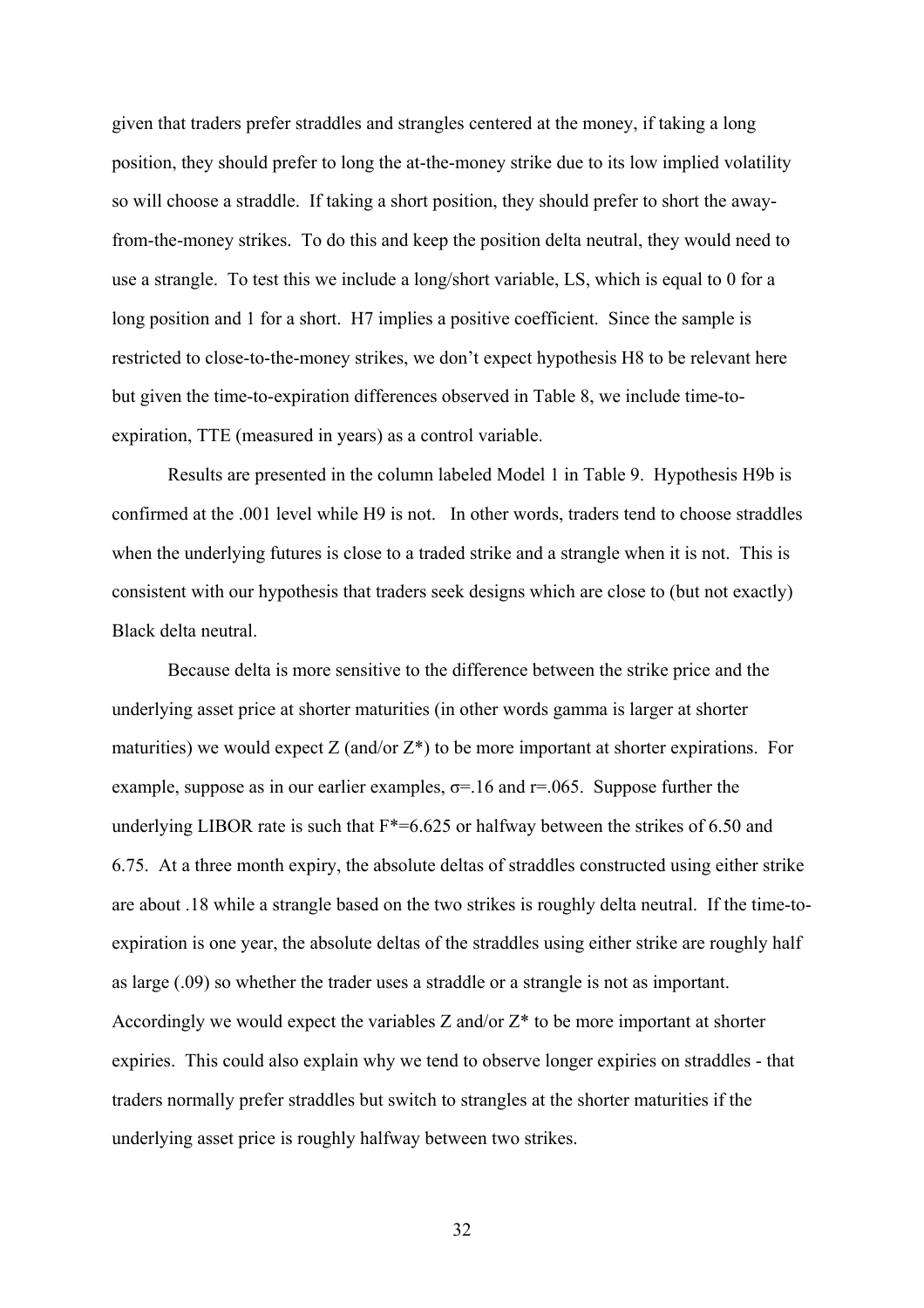given that traders prefer straddles and strangles centered at the money, if taking a long position, they should prefer to long the at-the-money strike due to its low implied volatility so will choose a straddle. If taking a short position, they should prefer to short the away-from-the-money strikes. To do this and keep the position delta neutral, they would need to use a strangle. To test this we include a long/short variable, LS, which is equal to 0 for a long position and 1 for a short. H7 implies a positive coefficient. Since the sample is restricted to close-to-the-money strikes, we don't expect hypothesis H8 to be relevant here but given the time-to-expiration differences observed in Table 8, we include time-to-expiration, TTE (measured in years) as a control variable.

Results are presented in the column labeled Model 1 in Table 9. Hypothesis H9b is confirmed at the .001 level while H9 is not. In other words, traders tend to choose straddles when the underlying futures is close to a traded strike and a strangle when it is not. This is consistent with our hypothesis that traders seek designs which are close to (but not exactly) Black delta neutral.

Because delta is more sensitive to the difference between the strike price and the underlying asset price at shorter maturities (in other words gamma is larger at shorter maturities) we would expect Z (and/or Z*) to be more important at shorter expirations. For example, suppose as in our earlier examples, $\sigma$=.16 and r=.065. Suppose further the underlying LIBOR rate is such that F*=6.625 or halfway between the strikes of 6.50 and 6.75. At a three month expiry, the absolute deltas of straddles constructed using either strike are about .18 while a strangle based on the two strikes is roughly delta neutral. If the time-to-expiration is one year, the absolute deltas of the straddles using either strike are roughly half as large (.09) so whether the trader uses a straddle or a strangle is not as important. Accordingly we would expect the variables Z and/or Z* to be more important at shorter expiries. This could also explain why we tend to observe longer expiries on straddles - that traders normally prefer straddles but switch to strangles at the shorter maturities if the underlying asset price is roughly halfway between two strikes.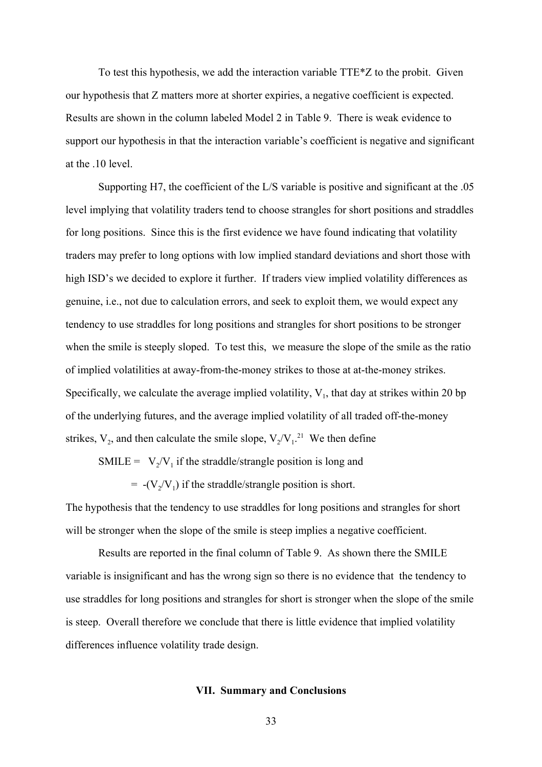To test this hypothesis, we add the interaction variable TTE*Z to the probit. Given our hypothesis that Z matters more at shorter expiries, a negative coefficient is expected. Results are shown in the column labeled Model 2 in Table 9. There is weak evidence to support our hypothesis in that the interaction variable's coefficient is negative and significant at the .10 level.

Supporting H7, the coefficient of the L/S variable is positive and significant at the .05 level implying that volatility traders tend to choose strangles for short positions and straddles for long positions. Since this is the first evidence we have found indicating that volatility traders may prefer to long options with low implied standard deviations and short those with high ISD's we decided to explore it further. If traders view implied volatility differences as genuine, i.e., not due to calculation errors, and seek to exploit them, we would expect any tendency to use straddles for long positions and strangles for short positions to be stronger when the smile is steeply sloped. To test this, we measure the slope of the smile as the ratio of implied volatilities at away-from-the-money strikes to those at at-the-money strikes. Specifically, we calculate the average implied volatility, $V_1$, that day at strikes within 20 bp of the underlying futures, and the average implied volatility of all traded off-the-money strikes, $V_2$, and then calculate the smile slope, $V_2/V_1$.[21] We then define

SMILE = $V_2/V_1$ if the straddle/strangle position is long and

= $-(V_2/V_1)$ if the straddle/strangle position is short.

The hypothesis that the tendency to use straddles for long positions and strangles for short will be stronger when the slope of the smile is steep implies a negative coefficient.

Results are reported in the final column of Table 9. As shown there the SMILE variable is insignificant and has the wrong sign so there is no evidence that the tendency to use straddles for long positions and strangles for short is stronger when the slope of the smile is steep. Overall therefore we conclude that there is little evidence that implied volatility differences influence volatility trade design.

## VII. Summary and Conclusions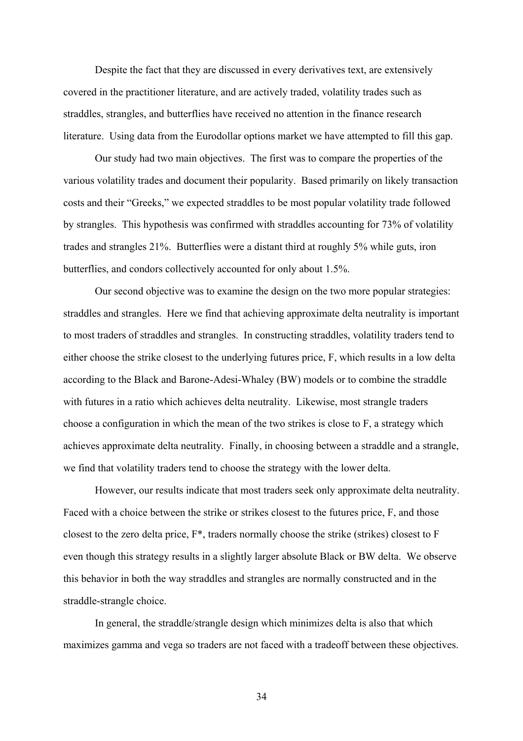Despite the fact that they are discussed in every derivatives text, are extensively covered in the practitioner literature, and are actively traded, volatility trades such as straddles, strangles, and butterflies have received no attention in the finance research literature. Using data from the Eurodollar options market we have attempted to fill this gap.

Our study had two main objectives. The first was to compare the properties of the various volatility trades and document their popularity. Based primarily on likely transaction costs and their "Greeks," we expected straddles to be most popular volatility trade followed by strangles. This hypothesis was confirmed with straddles accounting for 73% of volatility trades and strangles 21%. Butterflies were a distant third at roughly 5% while guts, iron butterflies, and condors collectively accounted for only about 1.5%.

Our second objective was to examine the design on the two more popular strategies: straddles and strangles. Here we find that achieving approximate delta neutrality is important to most traders of straddles and strangles. In constructing straddles, volatility traders tend to either choose the strike closest to the underlying futures price, F, which results in a low delta according to the Black and Barone-Adesi-Whaley (BW) models or to combine the straddle with futures in a ratio which achieves delta neutrality. Likewise, most strangle traders choose a configuration in which the mean of the two strikes is close to F, a strategy which achieves approximate delta neutrality. Finally, in choosing between a straddle and a strangle, we find that volatility traders tend to choose the strategy with the lower delta.

However, our results indicate that most traders seek only approximate delta neutrality. Faced with a choice between the strike or strikes closest to the futures price, F, and those closest to the zero delta price, F*, traders normally choose the strike (strikes) closest to F even though this strategy results in a slightly larger absolute Black or BW delta. We observe this behavior in both the way straddles and strangles are normally constructed and in the straddle-strangle choice.

In general, the straddle/strangle design which minimizes delta is also that which maximizes gamma and vega so traders are not faced with a tradeoff between these objectives.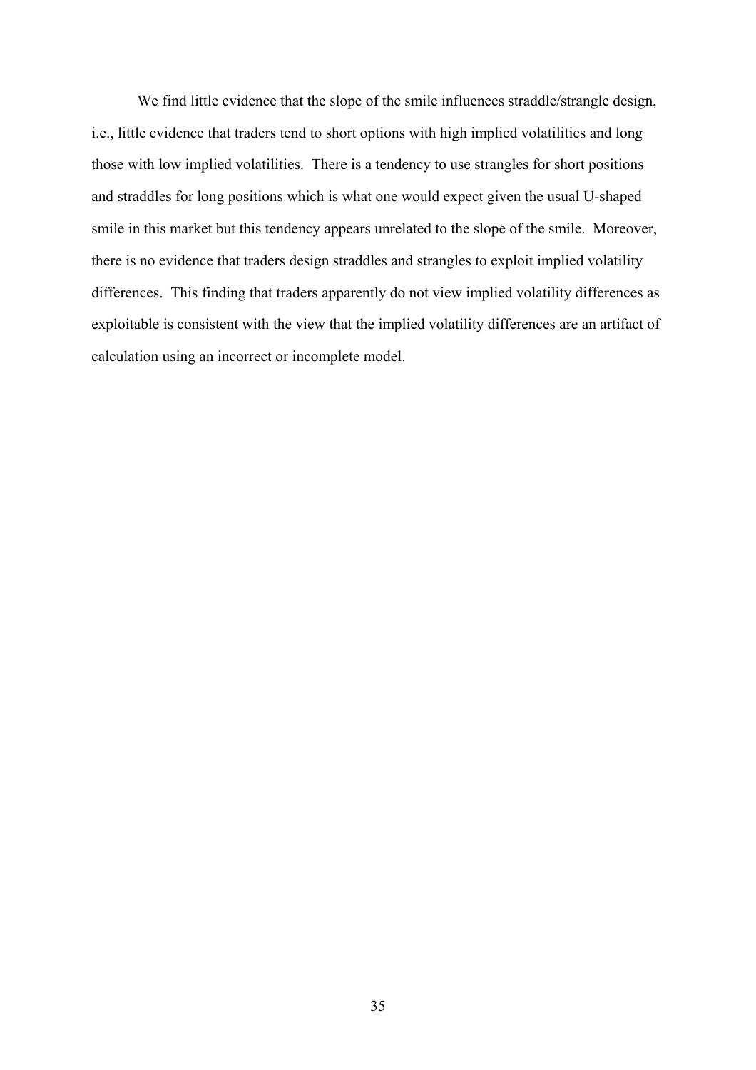We find little evidence that the slope of the smile influences straddle/strangle design, i.e., little evidence that traders tend to short options with high implied volatilities and long those with low implied volatilities. There is a tendency to use strangles for short positions and straddles for long positions which is what one would expect given the usual U-shaped smile in this market but this tendency appears unrelated to the slope of the smile. Moreover, there is no evidence that traders design straddles and strangles to exploit implied volatility differences. This finding that traders apparently do not view implied volatility differences as exploitable is consistent with the view that the implied volatility differences are an artifact of calculation using an incorrect or incomplete model.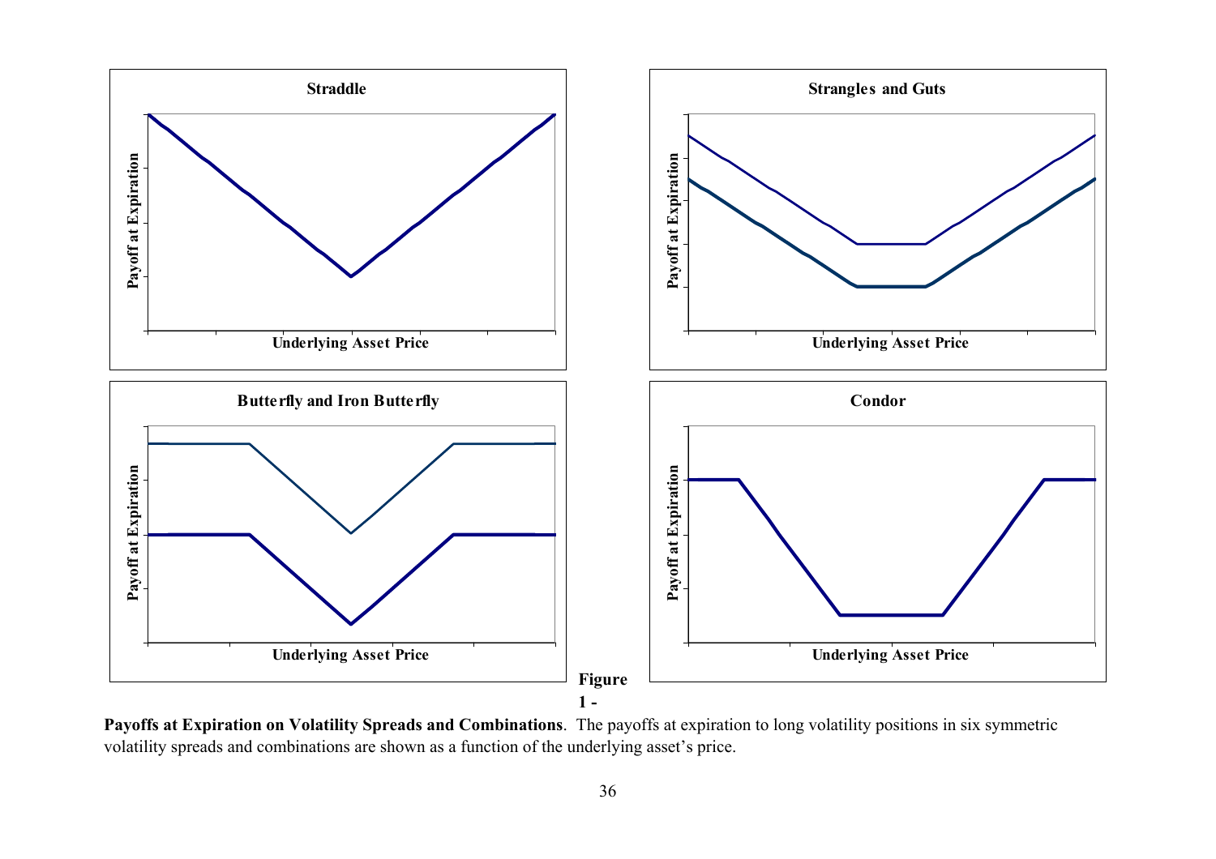**Figure 1 - Payoffs at Expiration on Volatility Spreads and Combinations**. The payoffs at expiration to long volatility positions in six symmetric volatility spreads and combinations are shown as a function of the underlying asset's price.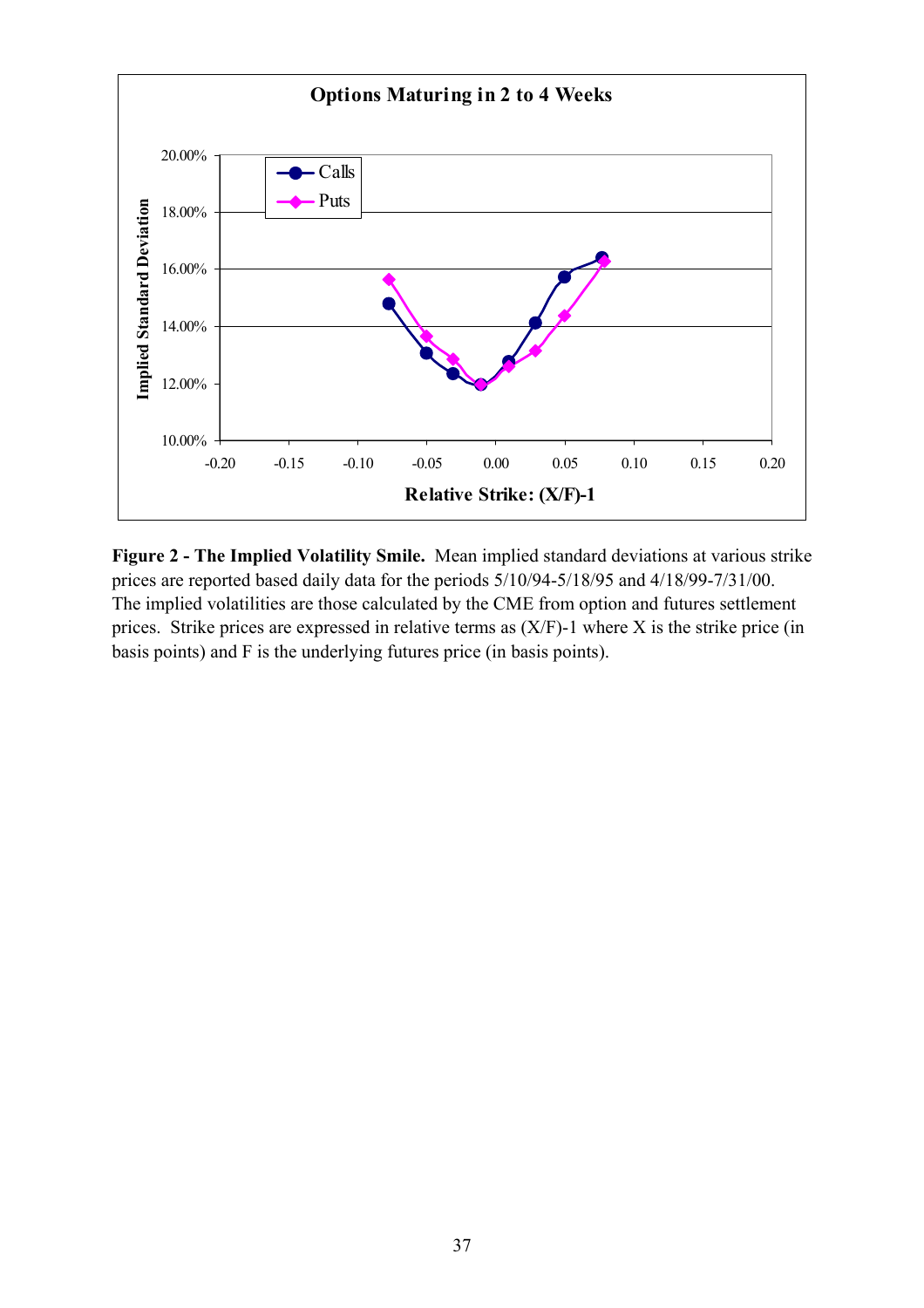**Figure 2 - The Implied Volatility Smile.** Mean implied standard deviations at various strike prices are reported based daily data for the periods 5/10/94-5/18/95 and 4/18/99-7/31/00. The implied volatilities are those calculated by the CME from option and futures settlement prices. Strike prices are expressed in relative terms as (X/F)-1 where X is the strike price (in basis points) and F is the underlying futures price (in basis points).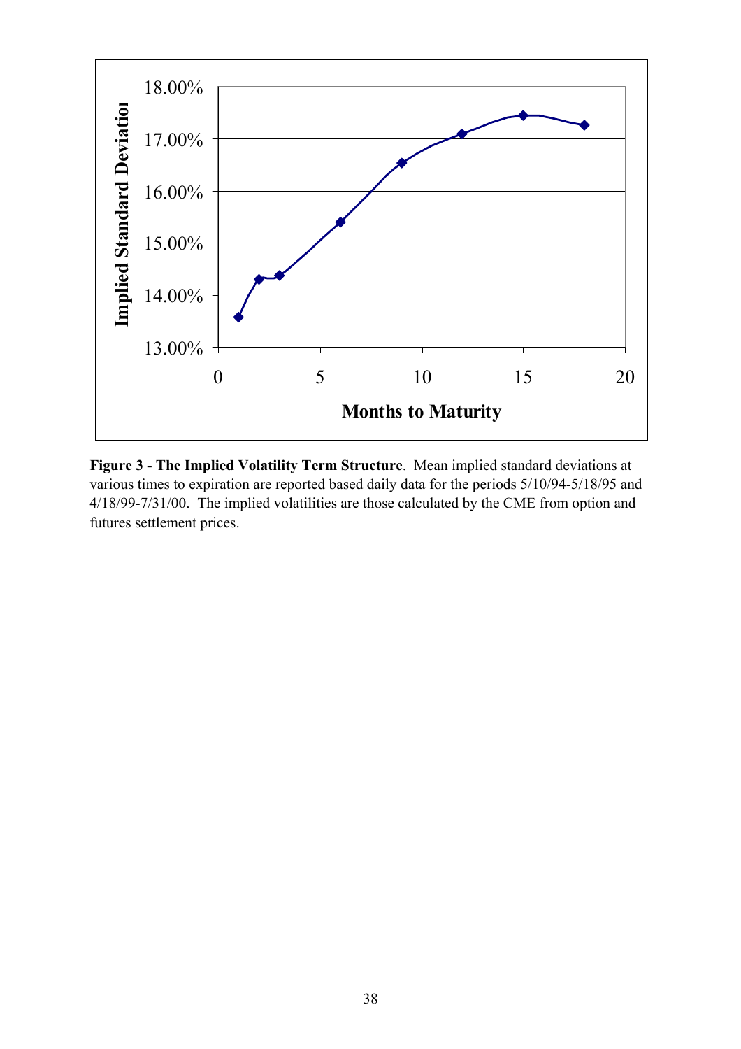**Figure 3 - The Implied Volatility Term Structure**. Mean implied standard deviations at various times to expiration are reported based daily data for the periods 5/10/94-5/18/95 and 4/18/99-7/31/00. The implied volatilities are those calculated by the CME from option and futures settlement prices.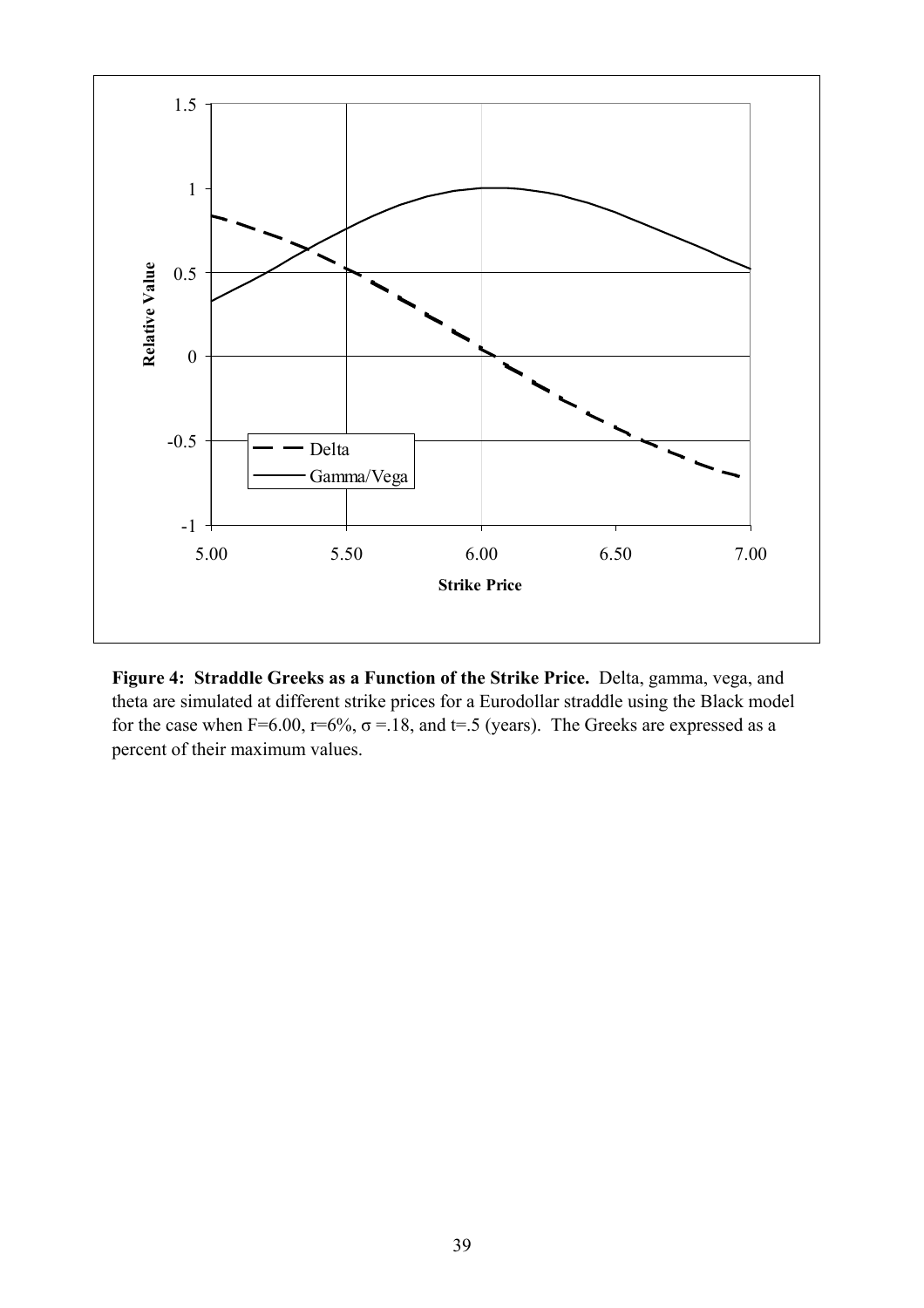**Figure 4: Straddle Greeks as a Function of the Strike Price.** Delta, gamma, vega, and theta are simulated at different strike prices for a Eurodollar straddle using the Black model for the case when F=6.00, r=6%, σ =.18, and t=.5 (years). The Greeks are expressed as a percent of their maximum values.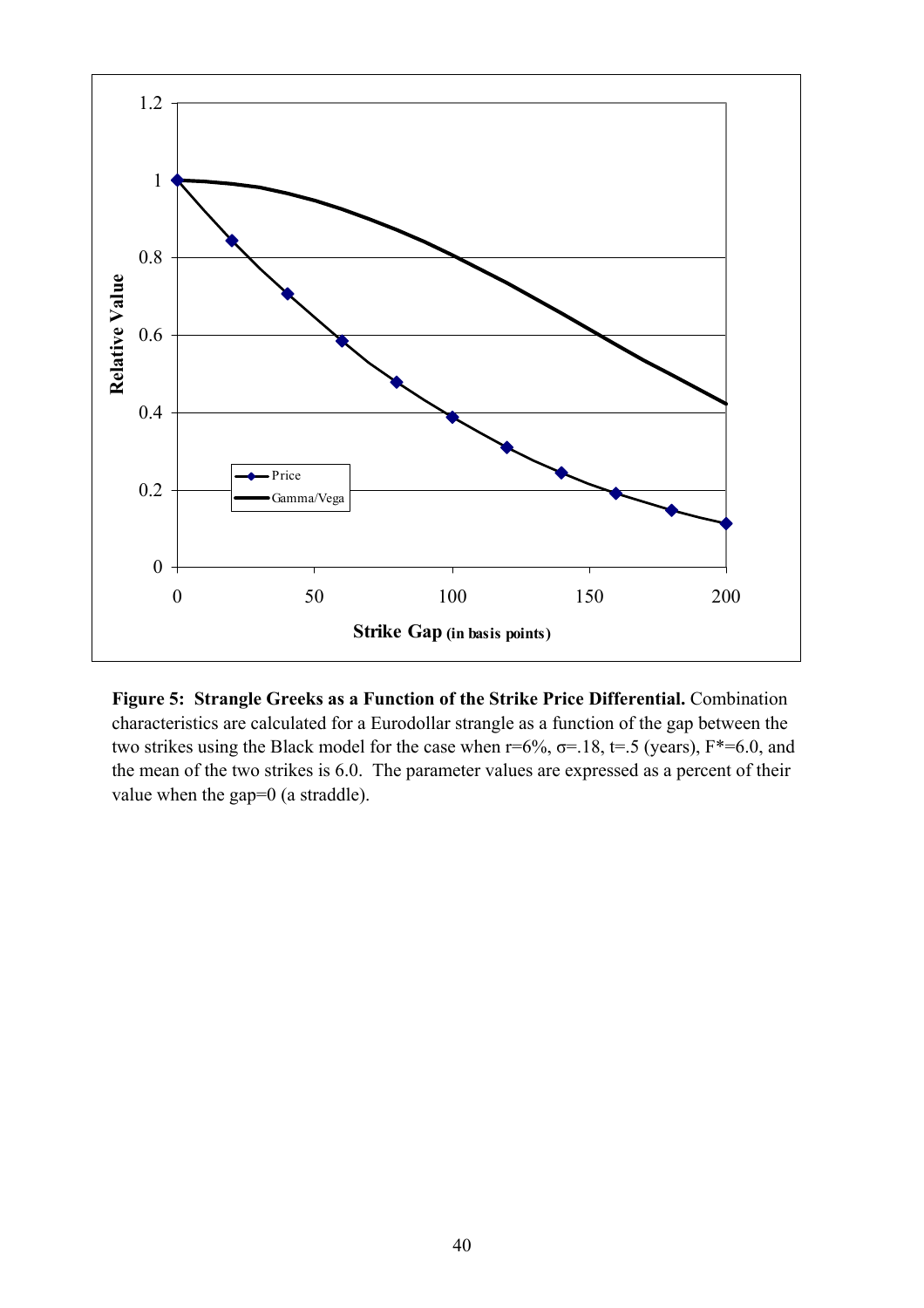**Figure 5: Strangle Greeks as a Function of the Strike Price Differential.** Combination characteristics are calculated for a Eurodollar strangle as a function of the gap between the two strikes using the Black model for the case when r=6%, σ=.18, t=.5 (years), F*=6.0, and the mean of the two strikes is 6.0. The parameter values are expressed as a percent of their value when the gap=0 (a straddle).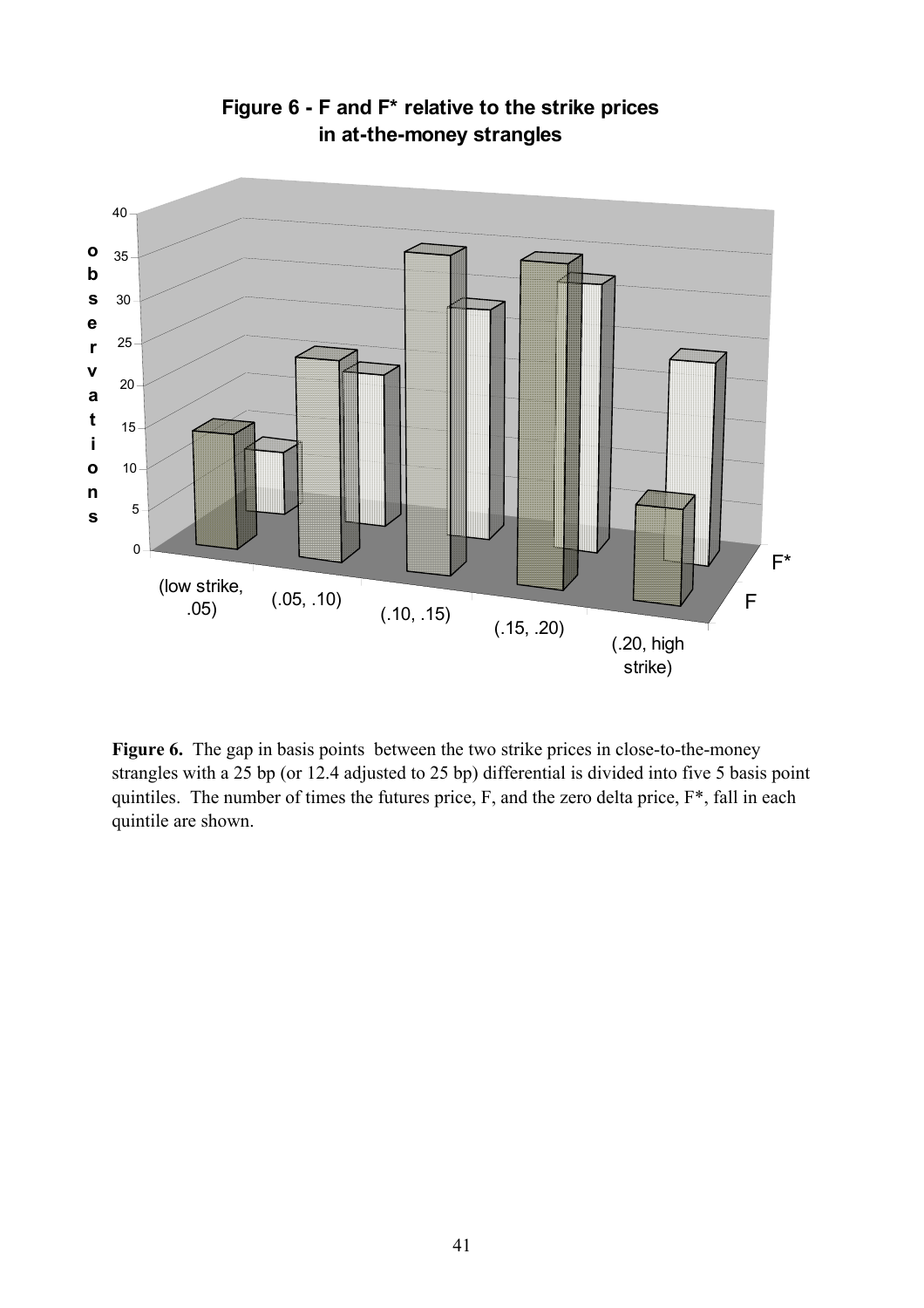## Figure 6 - F and F* relative to the strike prices in at-the-money strangles

**Figure 6.** The gap in basis points between the two strike prices in close-to-the-money strangles with a 25 bp (or 12.4 adjusted to 25 bp) differential is divided into five 5 basis point quintiles. The number of times the futures price, F, and the zero delta price, F*, fall in each quintile are shown.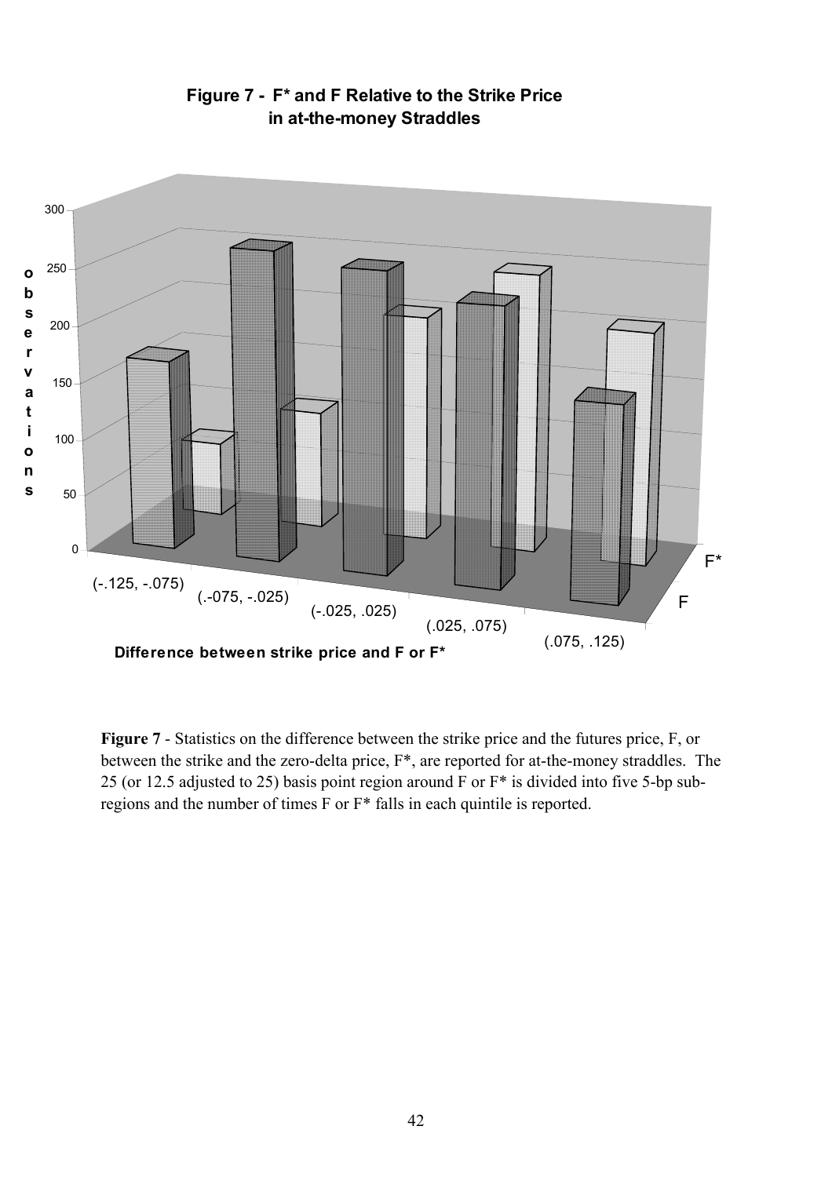**Figure 7 - F* and F Relative to the Strike Price in at-the-money Straddles**

**Figure 7** - Statistics on the difference between the strike price and the futures price, F, or between the strike and the zero-delta price, F*, are reported for at-the-money straddles. The 25 (or 12.5 adjusted to 25) basis point region around F or F* is divided into five 5-bp sub-regions and the number of times F or F* falls in each quintile is reported.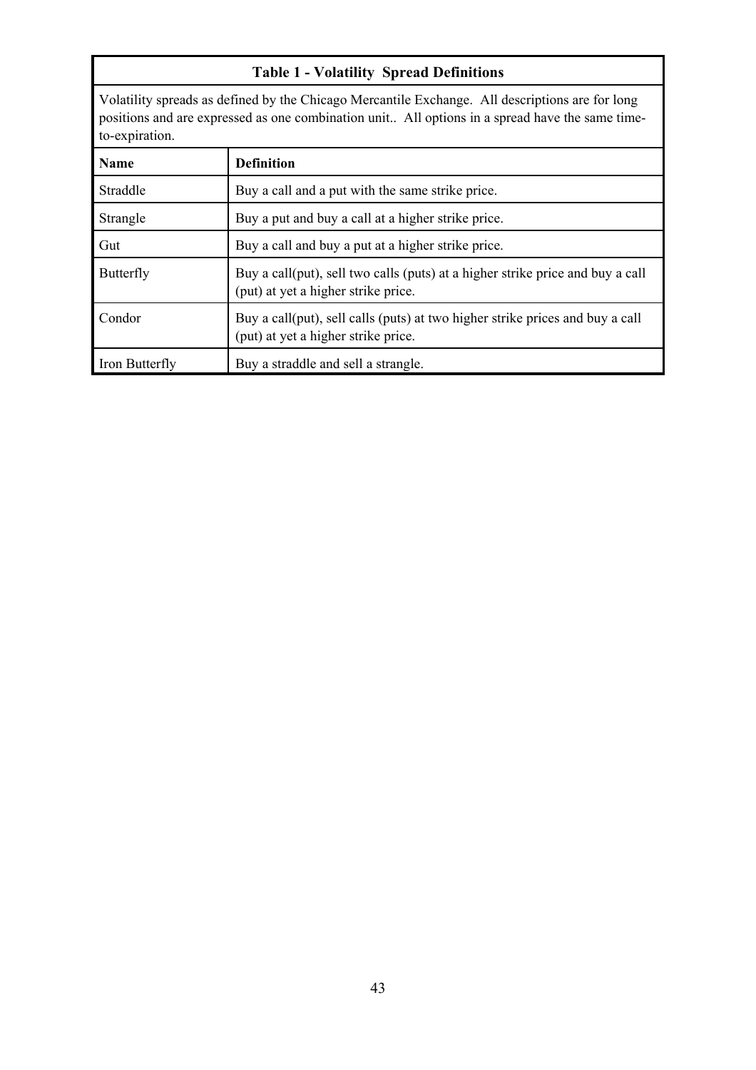**Table 1 - Volatility Spread Definitions**

Volatility spreads as defined by the Chicago Mercantile Exchange. All descriptions are for long positions and are expressed as one combination unit.. All options in a spread have the same time-to-expiration.

| Name | Definition |
|---|---|
| Straddle | Buy a call and a put with the same strike price. |
| Strangle | Buy a put and buy a call at a higher strike price. |
| Gut | Buy a call and buy a put at a higher strike price. |
| Butterfly | Buy a call(put), sell two calls (puts) at a higher strike price and buy a call (put) at yet a higher strike price. |
| Condor | Buy a call(put), sell calls (puts) at two higher strike prices and buy a call (put) at yet a higher strike price. |
| Iron Butterfly | Buy a straddle and sell a strangle. |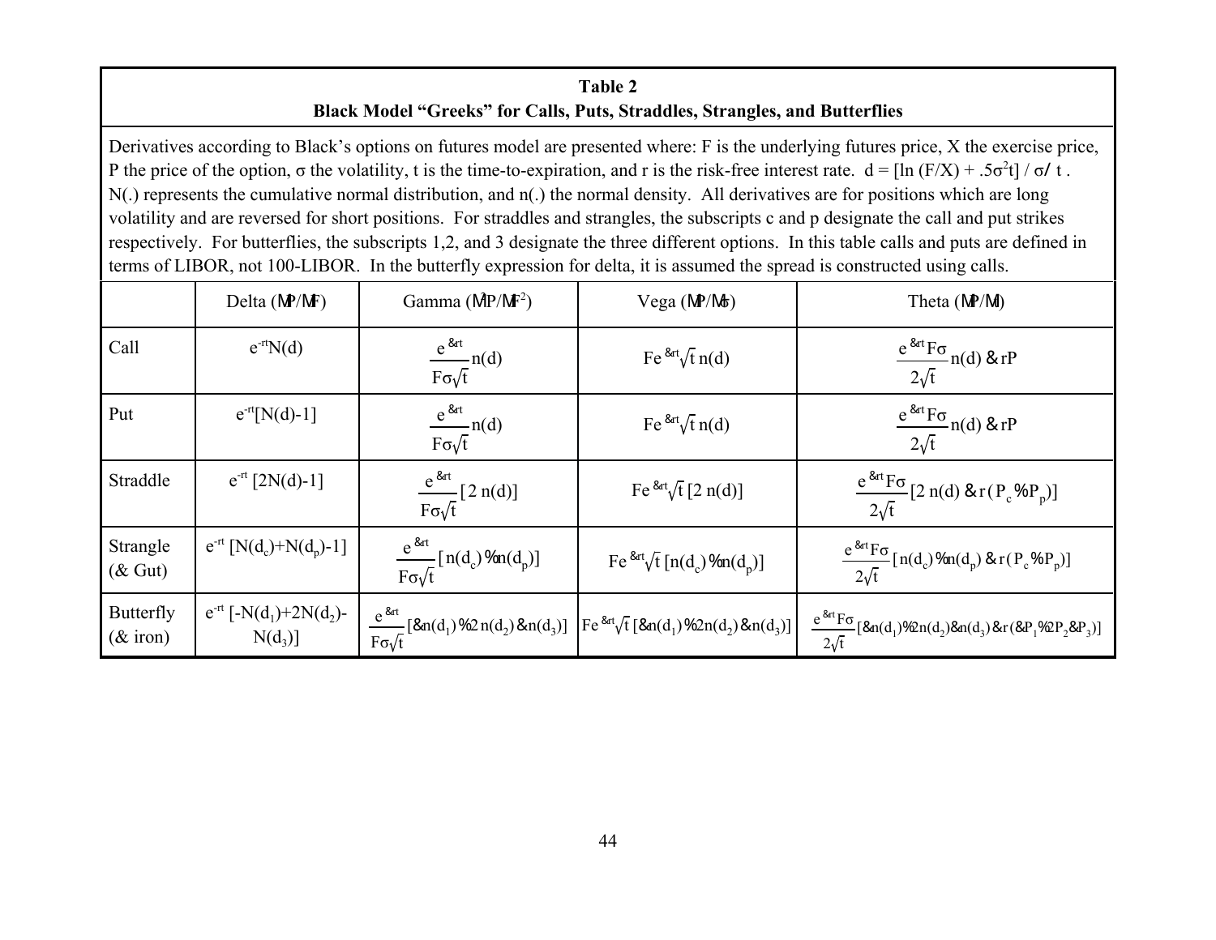**Table 2**
**Black Model "Greeks" for Calls, Puts, Straddles, Strangles, and Butterflies**

Derivatives according to Black's options on futures model are presented where: F is the underlying futures price, X the exercise price, P the price of the option, $\sigma$ the volatility, t is the time-to-expiration, and r is the risk-free interest rate. $d = [\ln(F/X) + .5\sigma^2 t] / \sigma\sqrt{t}$. N(.) represents the cumulative normal distribution, and n(.) the normal density. All derivatives are for positions which are long volatility and are reversed for short positions. For straddles and strangles, the subscripts c and p designate the call and put strikes respectively. For butterflies, the subscripts 1,2, and 3 designate the three different options. In this table calls and puts are defined in terms of LIBOR, not 100-LIBOR. In the butterfly expression for delta, it is assumed the spread is constructed using calls.

| | Delta ($\partial P/\partial F$) | Gamma ($\partial^2 P/\partial F^2$) | Vega ($\partial P/\partial \sigma$) | Theta ($\partial P/\partial t$) |
|---|---|---|---|---|
| Call | $e^{-rt}N(d)$ | $\frac{e^{-rt}}{F\sigma\sqrt{t}}n(d)$ | $Fe^{-rt}\sqrt{t}\,n(d)$ | $\frac{e^{-rt}F\sigma}{2\sqrt{t}}n(d) - rP$ |
| Put | $e^{-rt}[N(d)-1]$ | $\frac{e^{-rt}}{F\sigma\sqrt{t}}n(d)$ | $Fe^{-rt}\sqrt{t}\,n(d)$ | $\frac{e^{-rt}F\sigma}{2\sqrt{t}}n(d) - rP$ |
| Straddle | $e^{-rt}[2N(d)-1]$ | $\frac{e^{-rt}}{F\sigma\sqrt{t}}[2\,n(d)]$ | $Fe^{-rt}\sqrt{t}\,[2\,n(d)]$ | $\frac{e^{-rt}F\sigma}{2\sqrt{t}}[2\,n(d) - r(P_c + P_p)]$ |
| Strangle (& Gut) | $e^{-rt}[N(d_c)+N(d_p)-1]$ | $\frac{e^{-rt}}{F\sigma\sqrt{t}}[n(d_c) + n(d_p)]$ | $Fe^{-rt}\sqrt{t}\,[n(d_c) + n(d_p)]$ | $\frac{e^{-rt}F\sigma}{2\sqrt{t}}[n(d_c) + n(d_p) - r(P_c + P_p)]$ |
| Butterfly (& iron) | $e^{-rt}[-N(d_1)+2N(d_2)-N(d_3)]$ | $\frac{e^{-rt}}{F\sigma\sqrt{t}}[-n(d_1) + 2\,n(d_2) - n(d_3)]$ | $Fe^{-rt}\sqrt{t}\,[-n(d_1) + 2n(d_2) - n(d_3)]$ | $\frac{e^{-rt}F\sigma}{2\sqrt{t}}[-n(d_1) + 2n(d_2) - n(d_3) - r(-P_1 + 2P_2 - P_3)]$ |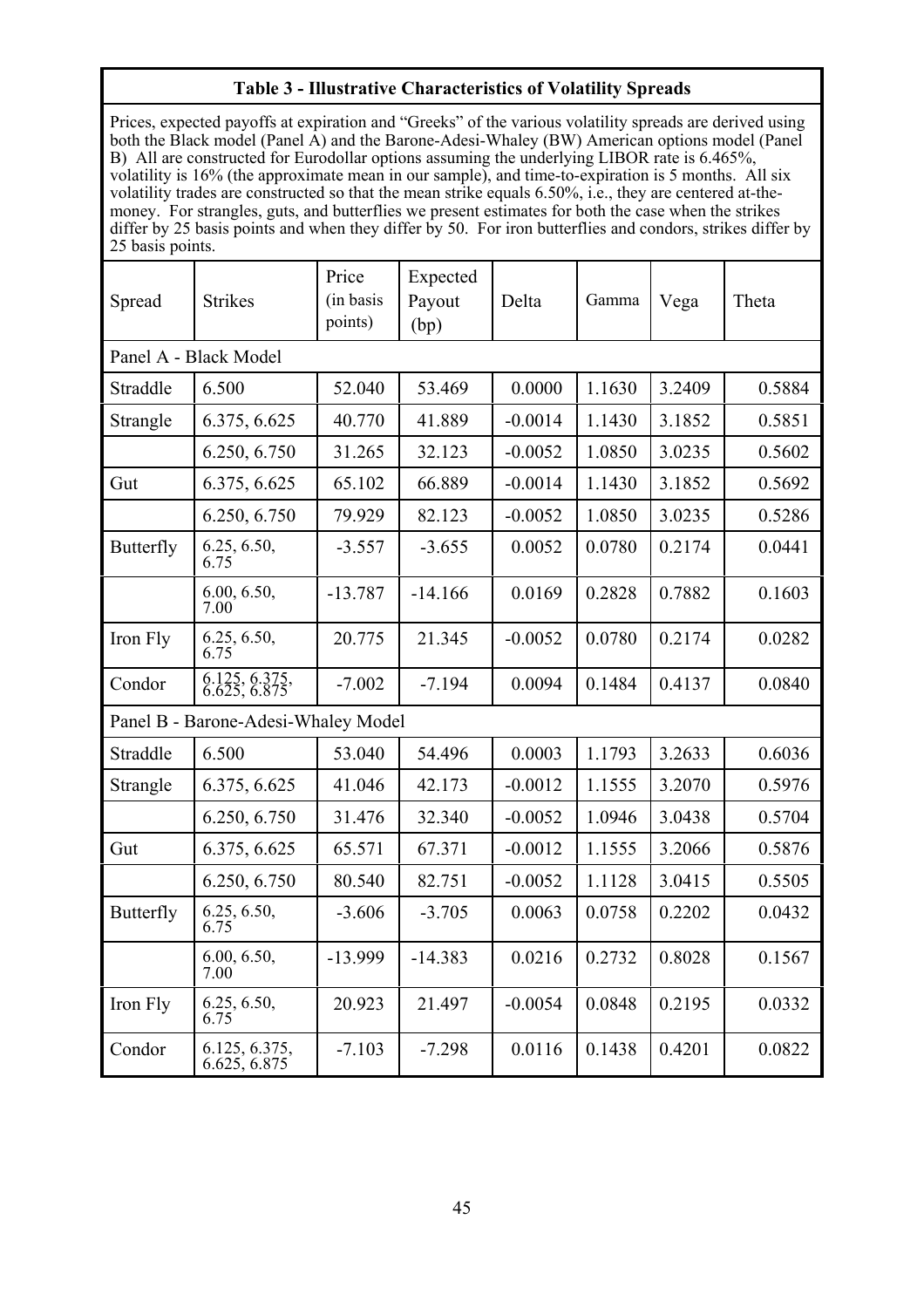**Table 3 - Illustrative Characteristics of Volatility Spreads**

Prices, expected payoffs at expiration and "Greeks" of the various volatility spreads are derived using both the Black model (Panel A) and the Barone-Adesi-Whaley (BW) American options model (Panel B) All are constructed for Eurodollar options assuming the underlying LIBOR rate is 6.465%, volatility is 16% (the approximate mean in our sample), and time-to-expiration is 5 months. All six volatility trades are constructed so that the mean strike equals 6.50%, i.e., they are centered at-the-money. For strangles, guts, and butterflies we present estimates for both the case when the strikes differ by 25 basis points and when they differ by 50. For iron butterflies and condors, strikes differ by 25 basis points.

| Spread | Strikes | Price (in basis points) | Expected Payout (bp) | Delta | Gamma | Vega | Theta |
|---|---|---|---|---|---|---|---|
| Panel A - Black Model | | | | | | | |
| Straddle | 6.500 | 52.040 | 53.469 | 0.0000 | 1.1630 | 3.2409 | 0.5884 |
| Strangle | 6.375, 6.625 | 40.770 | 41.889 | -0.0014 | 1.1430 | 3.1852 | 0.5851 |
| | 6.250, 6.750 | 31.265 | 32.123 | -0.0052 | 1.0850 | 3.0235 | 0.5602 |
| Gut | 6.375, 6.625 | 65.102 | 66.889 | -0.0014 | 1.1430 | 3.1852 | 0.5692 |
| | 6.250, 6.750 | 79.929 | 82.123 | -0.0052 | 1.0850 | 3.0235 | 0.5286 |
| Butterfly | 6.25, 6.50, 6.75 | -3.557 | -3.655 | 0.0052 | 0.0780 | 0.2174 | 0.0441 |
| | 6.00, 6.50, 7.00 | -13.787 | -14.166 | 0.0169 | 0.2828 | 0.7882 | 0.1603 |
| Iron Fly | 6.25, 6.50, 6.75 | 20.775 | 21.345 | -0.0052 | 0.0780 | 0.2174 | 0.0282 |
| Condor | 6.125, 6.375, 6.625, 6.875 | -7.002 | -7.194 | 0.0094 | 0.1484 | 0.4137 | 0.0840 |
| Panel B - Barone-Adesi-Whaley Model | | | | | | | |
| Straddle | 6.500 | 53.040 | 54.496 | 0.0003 | 1.1793 | 3.2633 | 0.6036 |
| Strangle | 6.375, 6.625 | 41.046 | 42.173 | -0.0012 | 1.1555 | 3.2070 | 0.5976 |
| | 6.250, 6.750 | 31.476 | 32.340 | -0.0052 | 1.0946 | 3.0438 | 0.5704 |
| Gut | 6.375, 6.625 | 65.571 | 67.371 | -0.0012 | 1.1555 | 3.2066 | 0.5876 |
| | 6.250, 6.750 | 80.540 | 82.751 | -0.0052 | 1.1128 | 3.0415 | 0.5505 |
| Butterfly | 6.25, 6.50, 6.75 | -3.606 | -3.705 | 0.0063 | 0.0758 | 0.2202 | 0.0432 |
| | 6.00, 6.50, 7.00 | -13.999 | -14.383 | 0.0216 | 0.2732 | 0.8028 | 0.1567 |
| Iron Fly | 6.25, 6.50, 6.75 | 20.923 | 21.497 | -0.0054 | 0.0848 | 0.2195 | 0.0332 |
| Condor | 6.125, 6.375, 6.625, 6.875 | -7.103 | -7.298 | 0.0116 | 0.1438 | 0.4201 | 0.0822 |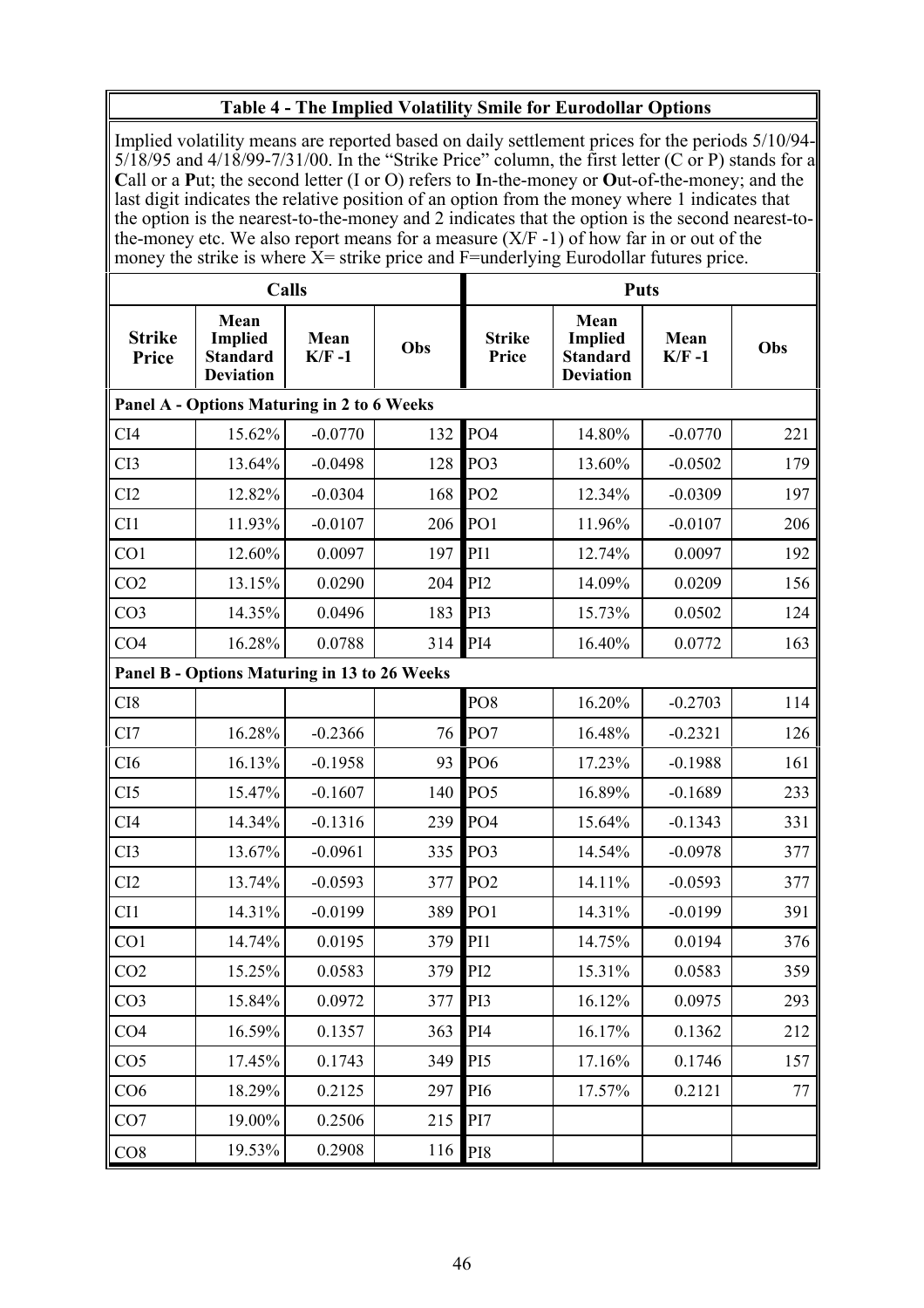**Table 4 - The Implied Volatility Smile for Eurodollar Options**

Implied volatility means are reported based on daily settlement prices for the periods 5/10/94-5/18/95 and 4/18/99-7/31/00. In the "Strike Price" column, the first letter (C or P) stands for a **C**all or a **P**ut; the second letter (I or O) refers to **I**n-the-money or **O**ut-of-the-money; and the last digit indicates the relative position of an option from the money where 1 indicates that the option is the nearest-to-the-money and 2 indicates that the option is the second nearest-to-the-money etc. We also report means for a measure (X/F -1) of how far in or out of the money the strike is where X= strike price and F=underlying Eurodollar futures price.

| Calls | | | | Puts | | | |
|---|---|---|---|---|---|---|---|
| **Strike Price** | **Mean Implied Standard Deviation** | **Mean K/F -1** | **Obs** | **Strike Price** | **Mean Implied Standard Deviation** | **Mean K/F -1** | **Obs** |
| **Panel A - Options Maturing in 2 to 6 Weeks** | | | | | | | |
| CI4 | 15.62% | -0.0770 | 132 | PO4 | 14.80% | -0.0770 | 221 |
| CI3 | 13.64% | -0.0498 | 128 | PO3 | 13.60% | -0.0502 | 179 |
| CI2 | 12.82% | -0.0304 | 168 | PO2 | 12.34% | -0.0309 | 197 |
| CI1 | 11.93% | -0.0107 | 206 | PO1 | 11.96% | -0.0107 | 206 |
| CO1 | 12.60% | 0.0097 | 197 | PI1 | 12.74% | 0.0097 | 192 |
| CO2 | 13.15% | 0.0290 | 204 | PI2 | 14.09% | 0.0209 | 156 |
| CO3 | 14.35% | 0.0496 | 183 | PI3 | 15.73% | 0.0502 | 124 |
| CO4 | 16.28% | 0.0788 | 314 | PI4 | 16.40% | 0.0772 | 163 |
| **Panel B - Options Maturing in 13 to 26 Weeks** | | | | | | | |
| CI8 | | | | PO8 | 16.20% | -0.2703 | 114 |
| CI7 | 16.28% | -0.2366 | 76 | PO7 | 16.48% | -0.2321 | 126 |
| CI6 | 16.13% | -0.1958 | 93 | PO6 | 17.23% | -0.1988 | 161 |
| CI5 | 15.47% | -0.1607 | 140 | PO5 | 16.89% | -0.1689 | 233 |
| CI4 | 14.34% | -0.1316 | 239 | PO4 | 15.64% | -0.1343 | 331 |
| CI3 | 13.67% | -0.0961 | 335 | PO3 | 14.54% | -0.0978 | 377 |
| CI2 | 13.74% | -0.0593 | 377 | PO2 | 14.11% | -0.0593 | 377 |
| CI1 | 14.31% | -0.0199 | 389 | PO1 | 14.31% | -0.0199 | 391 |
| CO1 | 14.74% | 0.0195 | 379 | PI1 | 14.75% | 0.0194 | 376 |
| CO2 | 15.25% | 0.0583 | 379 | PI2 | 15.31% | 0.0583 | 359 |
| CO3 | 15.84% | 0.0972 | 377 | PI3 | 16.12% | 0.0975 | 293 |
| CO4 | 16.59% | 0.1357 | 363 | PI4 | 16.17% | 0.1362 | 212 |
| CO5 | 17.45% | 0.1743 | 349 | PI5 | 17.16% | 0.1746 | 157 |
| CO6 | 18.29% | 0.2125 | 297 | PI6 | 17.57% | 0.2121 | 77 |
| CO7 | 19.00% | 0.2506 | 215 | PI7 | | | |
| CO8 | 19.53% | 0.2908 | 116 | PI8 | | | |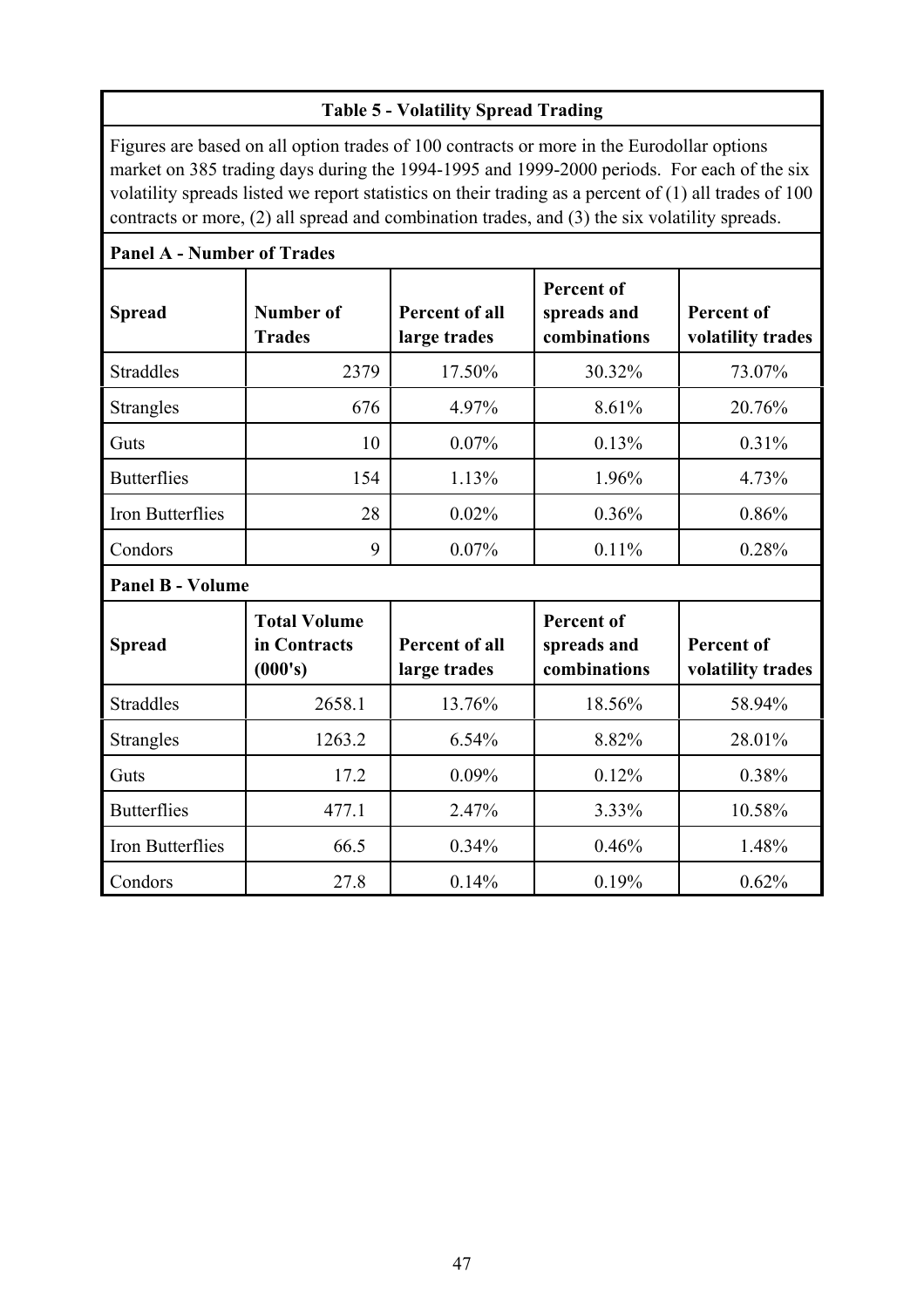**Table 5 - Volatility Spread Trading**

Figures are based on all option trades of 100 contracts or more in the Eurodollar options market on 385 trading days during the 1994-1995 and 1999-2000 periods. For each of the six volatility spreads listed we report statistics on their trading as a percent of (1) all trades of 100 contracts or more, (2) all spread and combination trades, and (3) the six volatility spreads.

**Panel A - Number of Trades**

| Spread | Number of Trades | Percent of all large trades | Percent of spreads and combinations | Percent of volatility trades |
|---|---|---|---|---|
| Straddles | 2379 | 17.50% | 30.32% | 73.07% |
| Strangles | 676 | 4.97% | 8.61% | 20.76% |
| Guts | 10 | 0.07% | 0.13% | 0.31% |
| Butterflies | 154 | 1.13% | 1.96% | 4.73% |
| Iron Butterflies | 28 | 0.02% | 0.36% | 0.86% |
| Condors | 9 | 0.07% | 0.11% | 0.28% |

**Panel B - Volume**

| Spread | Total Volume in Contracts (000's) | Percent of all large trades | Percent of spreads and combinations | Percent of volatility trades |
|---|---|---|---|---|
| Straddles | 2658.1 | 13.76% | 18.56% | 58.94% |
| Strangles | 1263.2 | 6.54% | 8.82% | 28.01% |
| Guts | 17.2 | 0.09% | 0.12% | 0.38% |
| Butterflies | 477.1 | 2.47% | 3.33% | 10.58% |
| Iron Butterflies | 66.5 | 0.34% | 0.46% | 1.48% |
| Condors | 27.8 | 0.14% | 0.19% | 0.62% |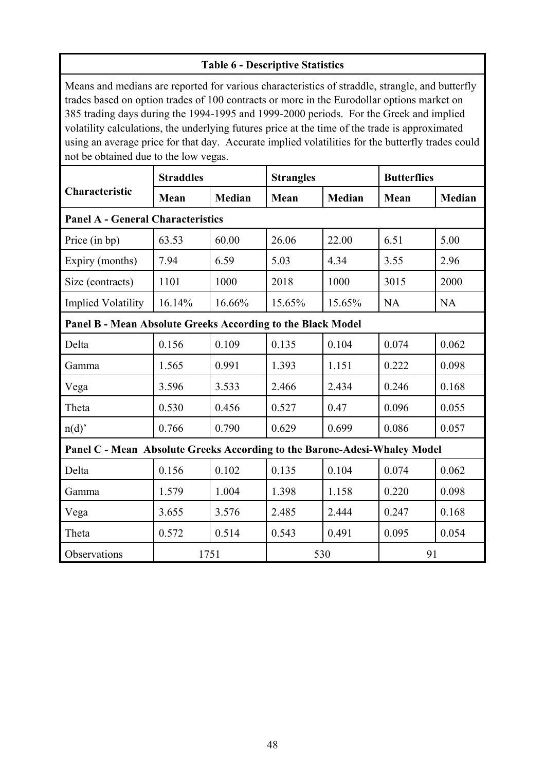**Table 6 - Descriptive Statistics**

Means and medians are reported for various characteristics of straddle, strangle, and butterfly trades based on option trades of 100 contracts or more in the Eurodollar options market on 385 trading days during the 1994-1995 and 1999-2000 periods. For the Greek and implied volatility calculations, the underlying futures price at the time of the trade is approximated using an average price for that day. Accurate implied volatilities for the butterfly trades could not be obtained due to the low vegas.

| Characteristic | Straddles | | Strangles | | Butterflies | |
|---|---|---|---|---|---|---|
| | **Mean** | **Median** | **Mean** | **Median** | **Mean** | **Median** |
| **Panel A - General Characteristics** | | | | | | |
| Price (in bp) | 63.53 | 60.00 | 26.06 | 22.00 | 6.51 | 5.00 |
| Expiry (months) | 7.94 | 6.59 | 5.03 | 4.34 | 3.55 | 2.96 |
| Size (contracts) | 1101 | 1000 | 2018 | 1000 | 3015 | 2000 |
| Implied Volatility | 16.14% | 16.66% | 15.65% | 15.65% | NA | NA |
| **Panel B - Mean Absolute Greeks According to the Black Model** | | | | | | |
| Delta | 0.156 | 0.109 | 0.135 | 0.104 | 0.074 | 0.062 |
| Gamma | 1.565 | 0.991 | 1.393 | 1.151 | 0.222 | 0.098 |
| Vega | 3.596 | 3.533 | 2.466 | 2.434 | 0.246 | 0.168 |
| Theta | 0.530 | 0.456 | 0.527 | 0.47 | 0.096 | 0.055 |
| n(d)' | 0.766 | 0.790 | 0.629 | 0.699 | 0.086 | 0.057 |
| **Panel C - Mean Absolute Greeks According to the Barone-Adesi-Whaley Model** | | | | | | |
| Delta | 0.156 | 0.102 | 0.135 | 0.104 | 0.074 | 0.062 |
| Gamma | 1.579 | 1.004 | 1.398 | 1.158 | 0.220 | 0.098 |
| Vega | 3.655 | 3.576 | 2.485 | 2.444 | 0.247 | 0.168 |
| Theta | 0.572 | 0.514 | 0.543 | 0.491 | 0.095 | 0.054 |
| Observations | 1751 | | 530 | | 91 | |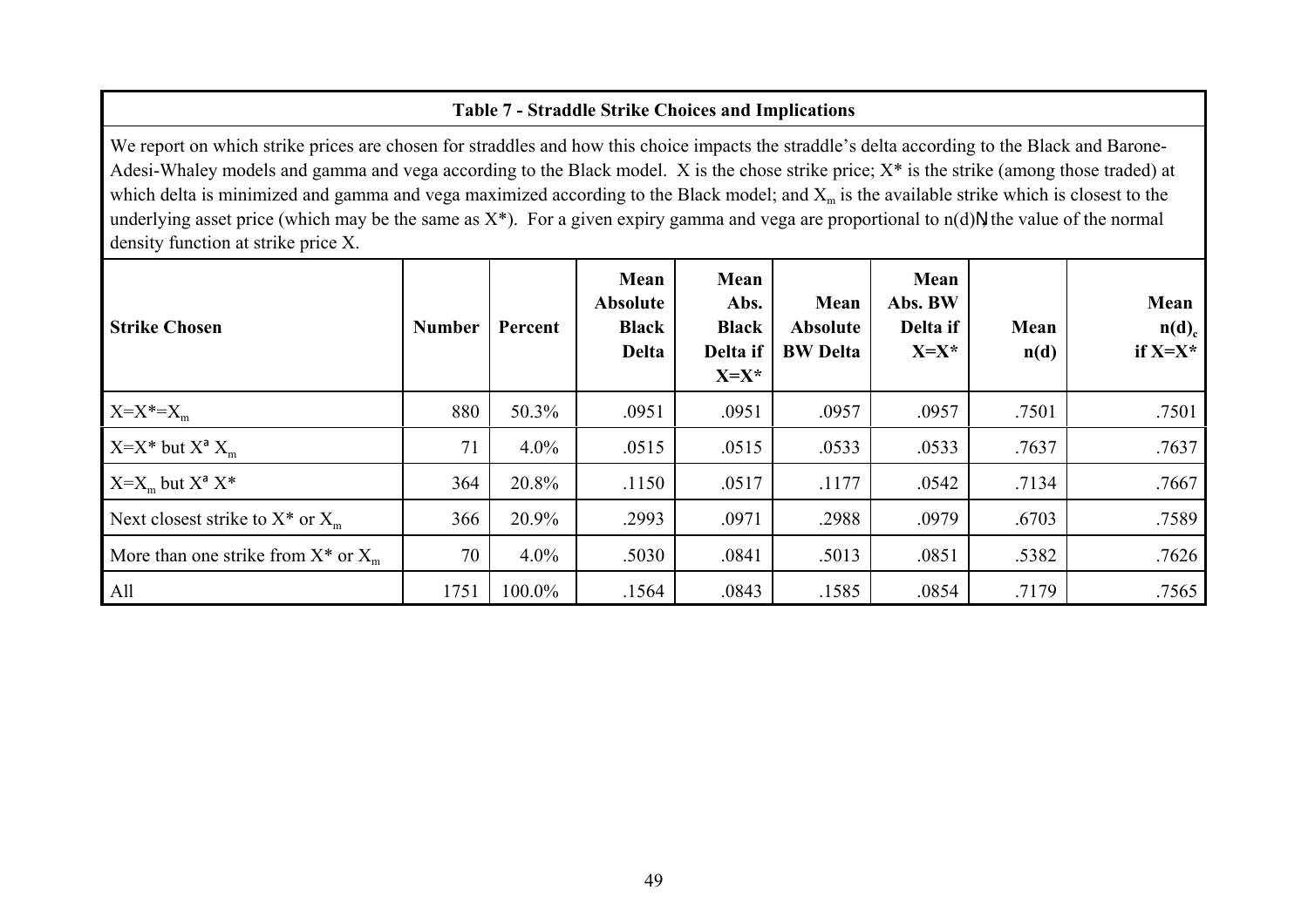**Table 7 - Straddle Strike Choices and Implications**

We report on which strike prices are chosen for straddles and how this choice impacts the straddle's delta according to the Black and Barone-Adesi-Whaley models and gamma and vega according to the Black model. X is the chose strike price; X* is the strike (among those traded) at which delta is minimized and gamma and vega maximized according to the Black model; and $X_m$ is the available strike which is closest to the underlying asset price (which may be the same as X*). For a given expiry gamma and vega are proportional to n(d)Ṇ the value of the normal density function at strike price X.

| Strike Chosen | Number | Percent | Mean Absolute Black Delta | Mean Abs. Black Delta if X=X* | Mean Absolute BW Delta | Mean Abs. BW Delta if X=X* | Mean n(d) | Mean $n(d)_c$ if X=X* |
|---|---|---|---|---|---|---|---|---|
| $X=X^*=X_m$ | 880 | 50.3% | .0951 | .0951 | .0957 | .0957 | .7501 | .7501 |
| $X=X^*$ but $X≠X_m$ | 71 | 4.0% | .0515 | .0515 | .0533 | .0533 | .7637 | .7637 |
| $X=X_m$ but $X≠X^*$ | 364 | 20.8% | .1150 | .0517 | .1177 | .0542 | .7134 | .7667 |
| Next closest strike to X* or $X_m$ | 366 | 20.9% | .2993 | .0971 | .2988 | .0979 | .6703 | .7589 |
| More than one strike from X* or $X_m$ | 70 | 4.0% | .5030 | .0841 | .5013 | .0851 | .5382 | .7626 |
| All | 1751 | 100.0% | .1564 | .0843 | .1585 | .0854 | .7179 | .7565 |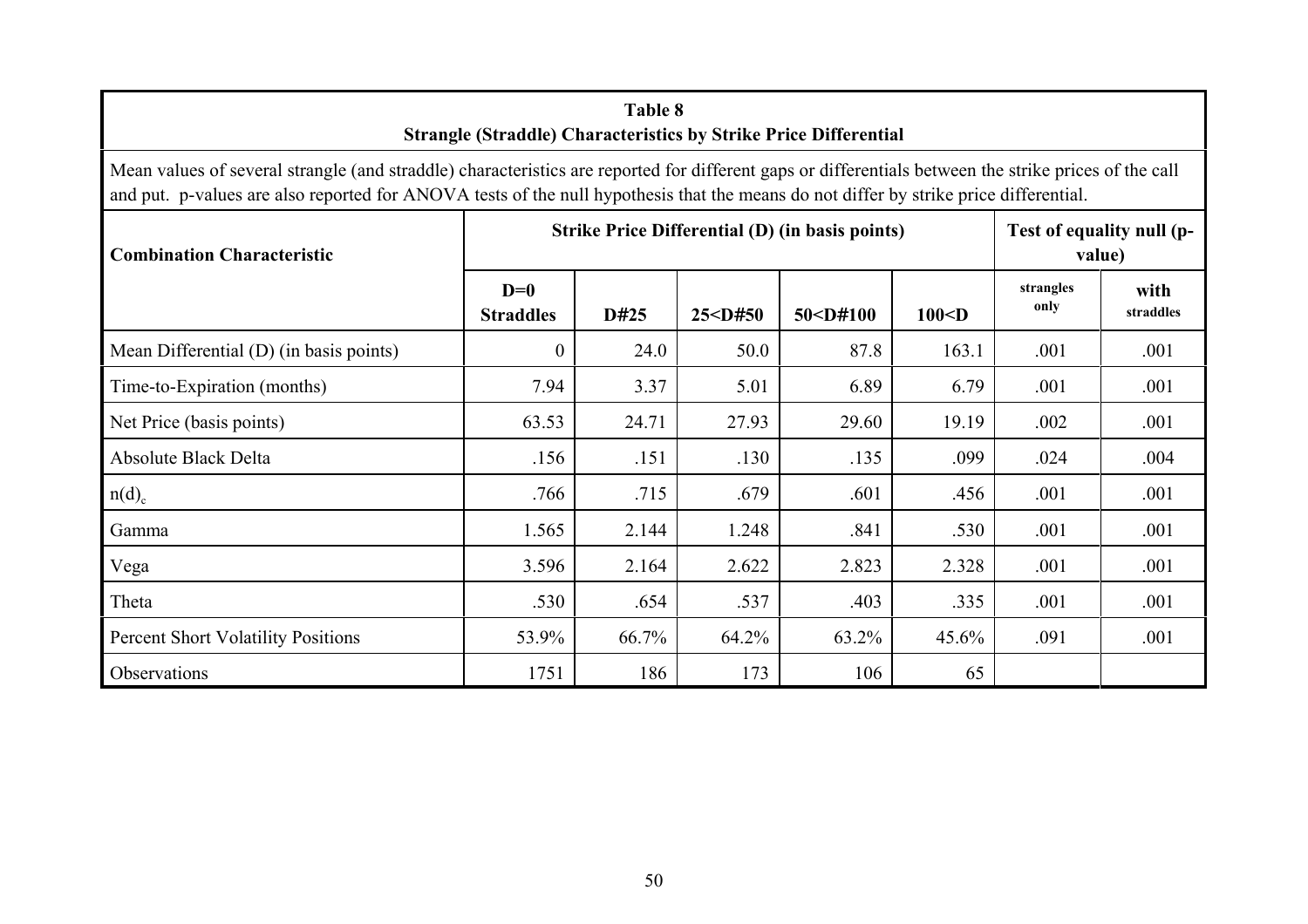**Table 8**
**Strangle (Straddle) Characteristics by Strike Price Differential**

Mean values of several strangle (and straddle) characteristics are reported for different gaps or differentials between the strike prices of the call and put. p-values are also reported for ANOVA tests of the null hypothesis that the means do not differ by strike price differential.

| Combination Characteristic | Strike Price Differential (D) (in basis points) | | | | | Test of equality null (p-value) | |
|---|---|---|---|---|---|---|---|
| | D=0 Straddles | D#25 | 25<D#50 | 50<D#100 | 100<D | strangles only | with straddles |
| Mean Differential (D) (in basis points) | 0 | 24.0 | 50.0 | 87.8 | 163.1 | .001 | .001 |
| Time-to-Expiration (months) | 7.94 | 3.37 | 5.01 | 6.89 | 6.79 | .001 | .001 |
| Net Price (basis points) | 63.53 | 24.71 | 27.93 | 29.60 | 19.19 | .002 | .001 |
| Absolute Black Delta | .156 | .151 | .130 | .135 | .099 | .024 | .004 |
| $n(d)_c$ | .766 | .715 | .679 | .601 | .456 | .001 | .001 |
| Gamma | 1.565 | 2.144 | 1.248 | .841 | .530 | .001 | .001 |
| Vega | 3.596 | 2.164 | 2.622 | 2.823 | 2.328 | .001 | .001 |
| Theta | .530 | .654 | .537 | .403 | .335 | .001 | .001 |
| Percent Short Volatility Positions | 53.9% | 66.7% | 64.2% | 63.2% | 45.6% | .091 | .001 |
| Observations | 1751 | 186 | 173 | 106 | 65 | | |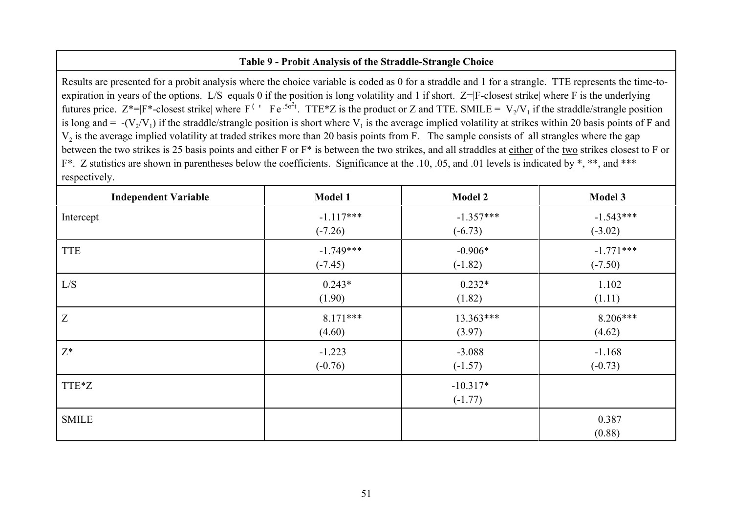**Table 9 - Probit Analysis of the Straddle-Strangle Choice**

Results are presented for a probit analysis where the choice variable is coded as 0 for a straddle and 1 for a strangle. TTE represents the time-to-expiration in years of the options. L/S equals 0 if the position is long volatility and 1 if short. Z=|F-closest strike| where F is the underlying futures price. Z*=|F*-closest strike| where $F^{*} = Fe^{.5\sigma^2 t}$. TTE*Z is the product or Z and TTE. SMILE = $V_2/V_1$ if the straddle/strangle position is long and = $-(V_2/V_1)$ if the straddle/strangle position is short where $V_1$ is the average implied volatility at strikes within 20 basis points of F and $V_2$ is the average implied volatility at traded strikes more than 20 basis points from F. The sample consists of all strangles where the gap between the two strikes is 25 basis points and either F or F* is between the two strikes, and all straddles at either of the two strikes closest to F or F*. Z statistics are shown in parentheses below the coefficients. Significance at the .10, .05, and .01 levels is indicated by *, **, and *** respectively.

| Independent Variable | Model 1 | Model 2 | Model 3 |
|---|---|---|---|
| Intercept | -1.117***<br>(-7.26) | -1.357***<br>(-6.73) | -1.543***<br>(-3.02) |
| TTE | -1.749***<br>(-7.45) | -0.906*<br>(-1.82) | -1.771***<br>(-7.50) |
| L/S | 0.243*<br>(1.90) | 0.232*<br>(1.82) | 1.102<br>(1.11) |
| Z | 8.171***<br>(4.60) | 13.363***<br>(3.97) | 8.206***<br>(4.62) |
| Z* | -1.223<br>(-0.76) | -3.088<br>(-1.57) | -1.168<br>(-0.73) |
| TTE*Z | | -10.317*<br>(-1.77) | |
| SMILE | | | 0.387<br>(0.88) |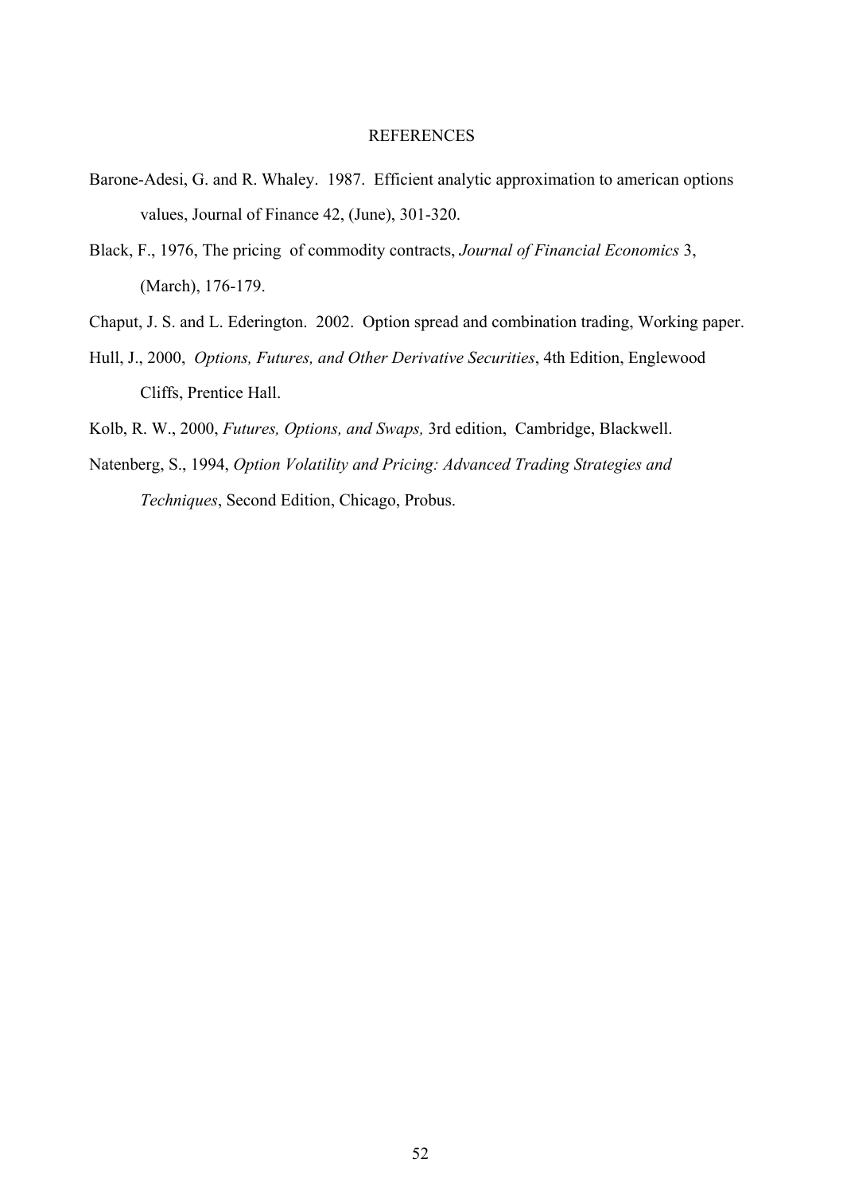# REFERENCES

Barone-Adesi, G. and R. Whaley. 1987. Efficient analytic approximation to american options values, Journal of Finance 42, (June), 301-320.

Black, F., 1976, The pricing of commodity contracts, *Journal of Financial Economics* 3, (March), 176-179.

Chaput, J. S. and L. Ederington. 2002. Option spread and combination trading, Working paper.

Hull, J., 2000, *Options, Futures, and Other Derivative Securities*, 4th Edition, Englewood Cliffs, Prentice Hall.

Kolb, R. W., 2000, *Futures, Options, and Swaps,* 3rd edition, Cambridge, Blackwell.

Natenberg, S., 1994, *Option Volatility and Pricing: Advanced Trading Strategies and Techniques*, Second Edition, Chicago, Probus.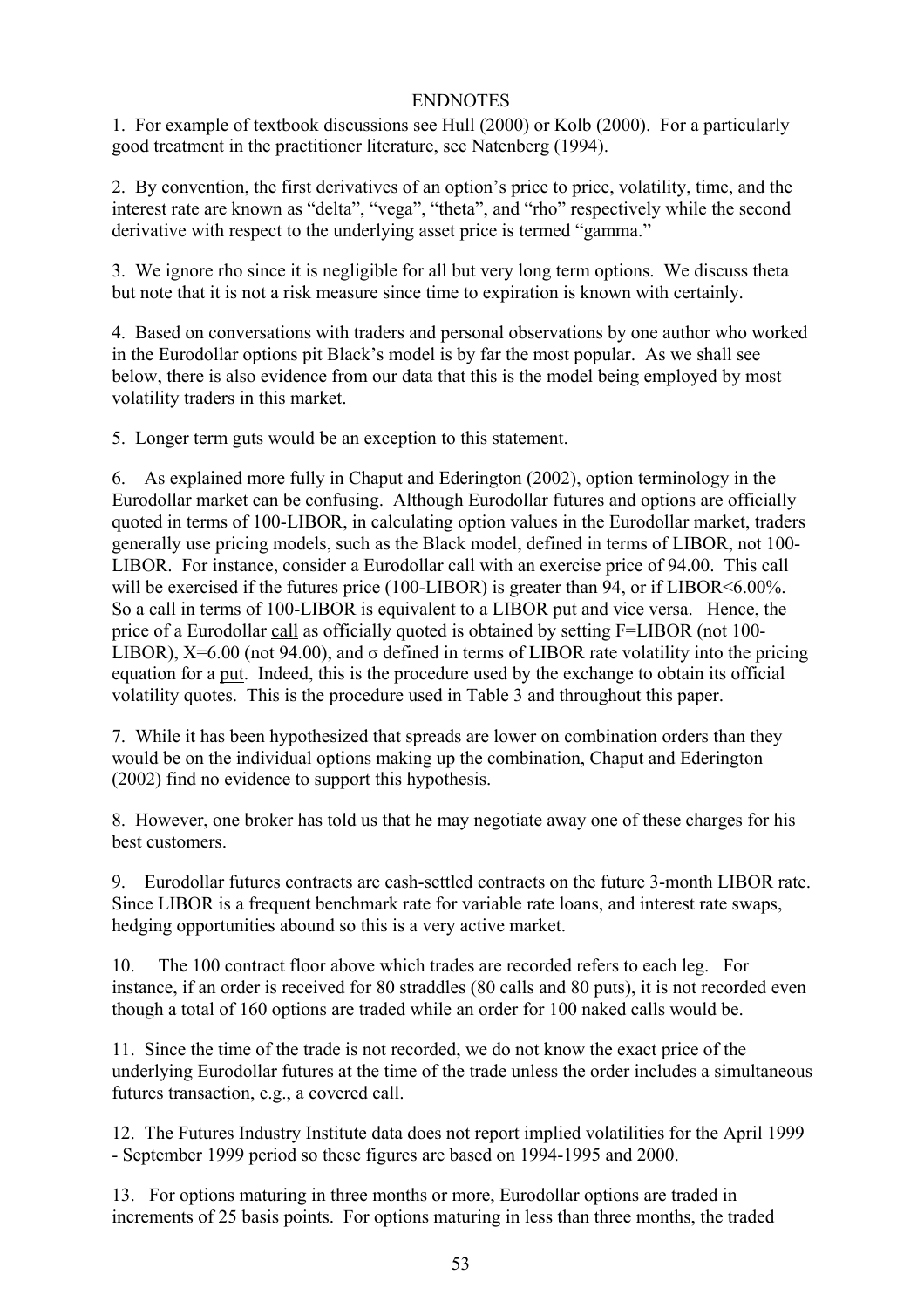## ENDNOTES

1. For example of textbook discussions see Hull (2000) or Kolb (2000). For a particularly good treatment in the practitioner literature, see Natenberg (1994).

2. By convention, the first derivatives of an option's price to price, volatility, time, and the interest rate are known as "delta", "vega", "theta", and "rho" respectively while the second derivative with respect to the underlying asset price is termed "gamma."

3. We ignore rho since it is negligible for all but very long term options. We discuss theta but note that it is not a risk measure since time to expiration is known with certainly.

4. Based on conversations with traders and personal observations by one author who worked in the Eurodollar options pit Black's model is by far the most popular. As we shall see below, there is also evidence from our data that this is the model being employed by most volatility traders in this market.

5. Longer term guts would be an exception to this statement.

6. As explained more fully in Chaput and Ederington (2002), option terminology in the Eurodollar market can be confusing. Although Eurodollar futures and options are officially quoted in terms of 100-LIBOR, in calculating option values in the Eurodollar market, traders generally use pricing models, such as the Black model, defined in terms of LIBOR, not 100-LIBOR. For instance, consider a Eurodollar call with an exercise price of 94.00. This call will be exercised if the futures price (100-LIBOR) is greater than 94, or if LIBOR<6.00%. So a call in terms of 100-LIBOR is equivalent to a LIBOR put and vice versa. Hence, the price of a Eurodollar call as officially quoted is obtained by setting F=LIBOR (not 100-LIBOR), X=6.00 (not 94.00), and $\sigma$ defined in terms of LIBOR rate volatility into the pricing equation for a put. Indeed, this is the procedure used by the exchange to obtain its official volatility quotes. This is the procedure used in Table 3 and throughout this paper.

7. While it has been hypothesized that spreads are lower on combination orders than they would be on the individual options making up the combination, Chaput and Ederington (2002) find no evidence to support this hypothesis.

8. However, one broker has told us that he may negotiate away one of these charges for his best customers.

9. Eurodollar futures contracts are cash-settled contracts on the future 3-month LIBOR rate. Since LIBOR is a frequent benchmark rate for variable rate loans, and interest rate swaps, hedging opportunities abound so this is a very active market.

10. The 100 contract floor above which trades are recorded refers to each leg. For instance, if an order is received for 80 straddles (80 calls and 80 puts), it is not recorded even though a total of 160 options are traded while an order for 100 naked calls would be.

11. Since the time of the trade is not recorded, we do not know the exact price of the underlying Eurodollar futures at the time of the trade unless the order includes a simultaneous futures transaction, e.g., a covered call.

12. The Futures Industry Institute data does not report implied volatilities for the April 1999 - September 1999 period so these figures are based on 1994-1995 and 2000.

13. For options maturing in three months or more, Eurodollar options are traded in increments of 25 basis points. For options maturing in less than three months, the traded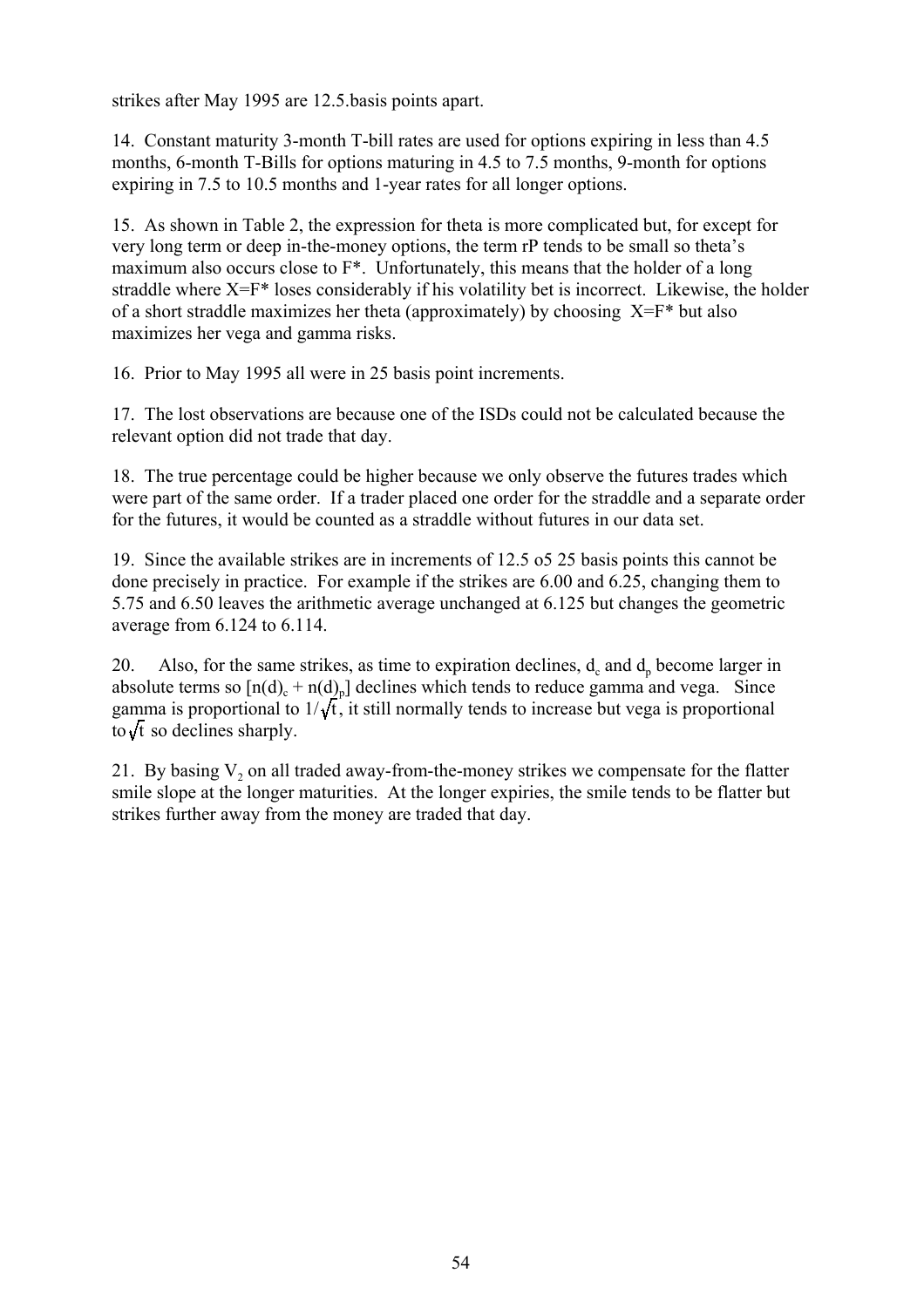strikes after May 1995 are 12.5.basis points apart.

14. Constant maturity 3-month T-bill rates are used for options expiring in less than 4.5 months, 6-month T-Bills for options maturing in 4.5 to 7.5 months, 9-month for options expiring in 7.5 to 10.5 months and 1-year rates for all longer options.

15. As shown in Table 2, the expression for theta is more complicated but, for except for very long term or deep in-the-money options, the term rP tends to be small so theta's maximum also occurs close to F*. Unfortunately, this means that the holder of a long straddle where X=F* loses considerably if his volatility bet is incorrect. Likewise, the holder of a short straddle maximizes her theta (approximately) by choosing X=F* but also maximizes her vega and gamma risks.

16. Prior to May 1995 all were in 25 basis point increments.

17. The lost observations are because one of the ISDs could not be calculated because the relevant option did not trade that day.

18. The true percentage could be higher because we only observe the futures trades which were part of the same order. If a trader placed one order for the straddle and a separate order for the futures, it would be counted as a straddle without futures in our data set.

19. Since the available strikes are in increments of 12.5 o5 25 basis points this cannot be done precisely in practice. For example if the strikes are 6.00 and 6.25, changing them to 5.75 and 6.50 leaves the arithmetic average unchanged at 6.125 but changes the geometric average from 6.124 to 6.114.

20. Also, for the same strikes, as time to expiration declines, $d_c$ and $d_p$ become larger in absolute terms so $[n(d)_c + n(d)_p]$ declines which tends to reduce gamma and vega. Since gamma is proportional to $1/\sqrt{t}$, it still normally tends to increase but vega is proportional to $\sqrt{t}$ so declines sharply.

21. By basing $V_2$ on all traded away-from-the-money strikes we compensate for the flatter smile slope at the longer maturities. At the longer expiries, the smile tends to be flatter but strikes further away from the money are traded that day.